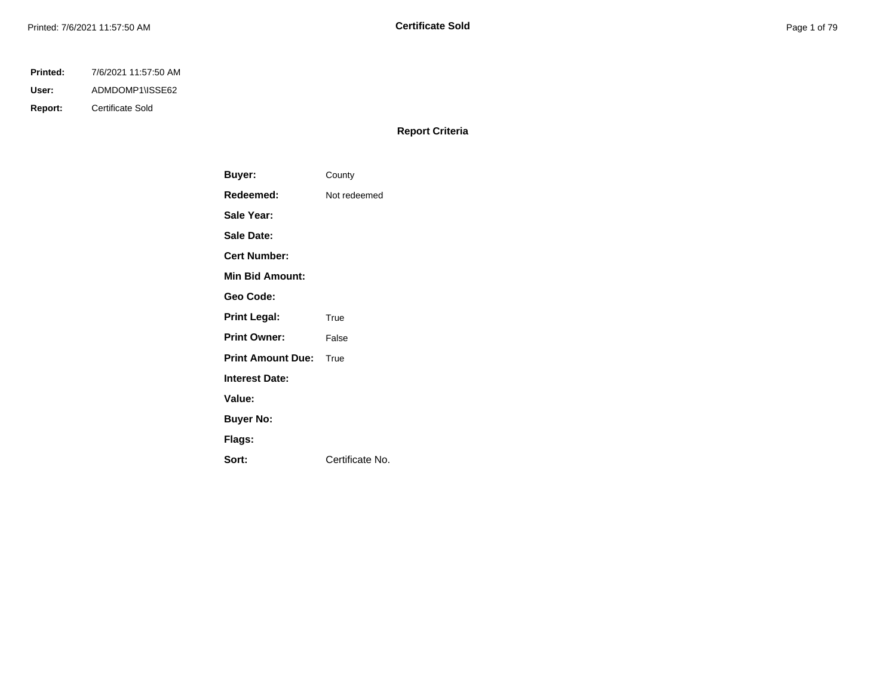**Printed:** 7/6/2021 11:57:50 AM

**User:** ADMDOMP1\ISSE62

**Report:** Certificate Sold

## Report Criteria

| | |
|---|---|
| **Buyer:** | County |
| **Redeemed:** | Not redeemed |
| **Sale Year:** | |
| **Sale Date:** | |
| **Cert Number:** | |
| **Min Bid Amount:** | |
| **Geo Code:** | |
| **Print Legal:** | True |
| **Print Owner:** | False |
| **Print Amount Due:** | True |
| **Interest Date:** | |
| **Value:** | |
| **Buyer No:** | |
| **Flags:** | |
| **Sort:** | Certificate No. |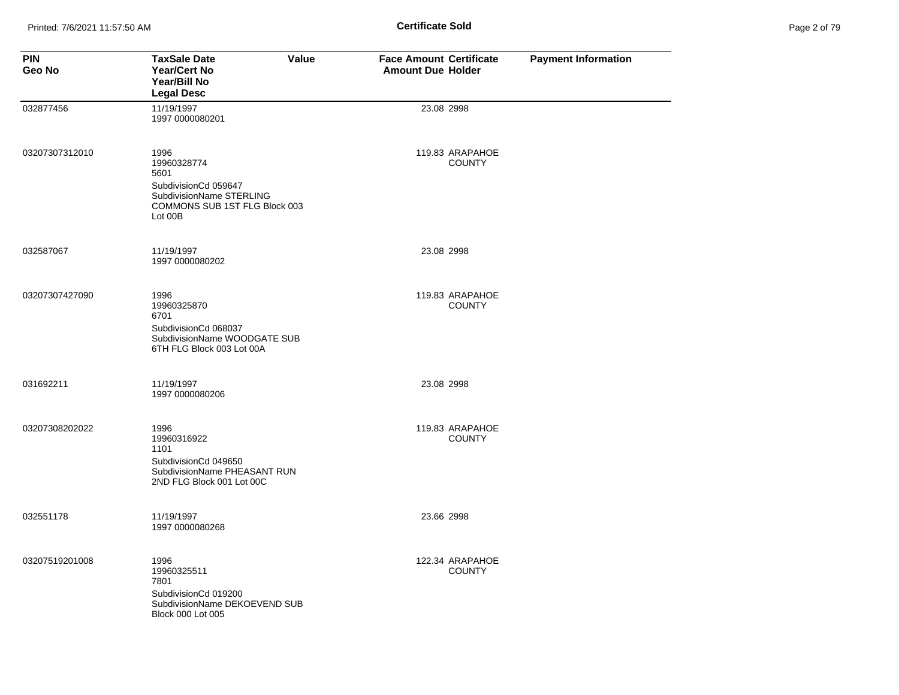| PIN<br>Geo No | TaxSale Date<br>Year/Cert No<br>Year/Bill No<br>Legal Desc | Value | Face Amount<br>Amount Due | Certificate<br>Holder | Payment Information |
|---|---|---|---|---|---|
| 032877456 | 11/19/1997<br>1997 0000080201 | | 23.08 | 2998 | |
| 03207307312010 | 1996<br>19960328774<br>5601<br>SubdivisionCd 059647<br>SubdivisionName STERLING COMMONS SUB 1ST FLG Block 003 Lot 00B | | 119.83 | ARAPAHOE COUNTY | |
| 032587067 | 11/19/1997<br>1997 0000080202 | | 23.08 | 2998 | |
| 03207307427090 | 1996<br>19960325870<br>6701<br>SubdivisionCd 068037<br>SubdivisionName WOODGATE SUB 6TH FLG Block 003 Lot 00A | | 119.83 | ARAPAHOE COUNTY | |
| 031692211 | 11/19/1997<br>1997 0000080206 | | 23.08 | 2998 | |
| 03207308202022 | 1996<br>19960316922<br>1101<br>SubdivisionCd 049650<br>SubdivisionName PHEASANT RUN 2ND FLG Block 001 Lot 00C | | 119.83 | ARAPAHOE COUNTY | |
| 032551178 | 11/19/1997<br>1997 0000080268 | | 23.66 | 2998 | |
| 03207519201008 | 1996<br>19960325511<br>7801<br>SubdivisionCd 019200<br>SubdivisionName DEKOEVEND SUB Block 000 Lot 005 | | 122.34 | ARAPAHOE COUNTY | |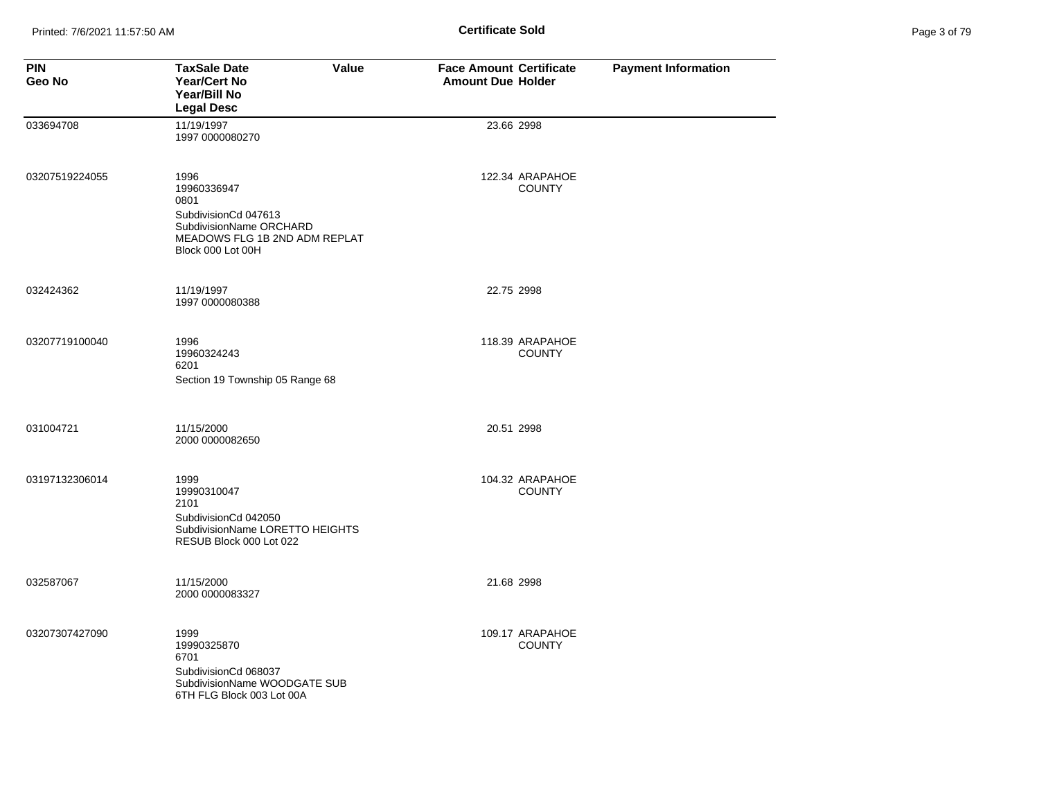**Certificate Sold**

| PIN<br>Geo No | TaxSale Date<br>Year/Cert No<br>Year/Bill No<br>Legal Desc | Value | Face Amount<br>Amount Due | Certificate<br>Holder | Payment Information |
|---|---|---|---|---|---|
| 033694708 | 11/19/1997<br>1997 0000080270 | | 23.66 | 2998 | |
| 03207519224055 | 1996<br>19960336947<br>0801<br>SubdivisionCd 047613<br>SubdivisionName ORCHARD MEADOWS FLG 1B 2ND ADM REPLAT Block 000 Lot 00H | | 122.34 | ARAPAHOE COUNTY | |
| 032424362 | 11/19/1997<br>1997 0000080388 | | 22.75 | 2998 | |
| 03207719100040 | 1996<br>19960324243<br>6201<br>Section 19 Township 05 Range 68 | | 118.39 | ARAPAHOE COUNTY | |
| 031004721 | 11/15/2000<br>2000 0000082650 | | 20.51 | 2998 | |
| 03197132306014 | 1999<br>19990310047<br>2101<br>SubdivisionCd 042050<br>SubdivisionName LORETTO HEIGHTS RESUB Block 000 Lot 022 | | 104.32 | ARAPAHOE COUNTY | |
| 032587067 | 11/15/2000<br>2000 0000083327 | | 21.68 | 2998 | |
| 03207307427090 | 1999<br>19990325870<br>6701<br>SubdivisionCd 068037<br>SubdivisionName WOODGATE SUB 6TH FLG Block 003 Lot 00A | | 109.17 | ARAPAHOE COUNTY | |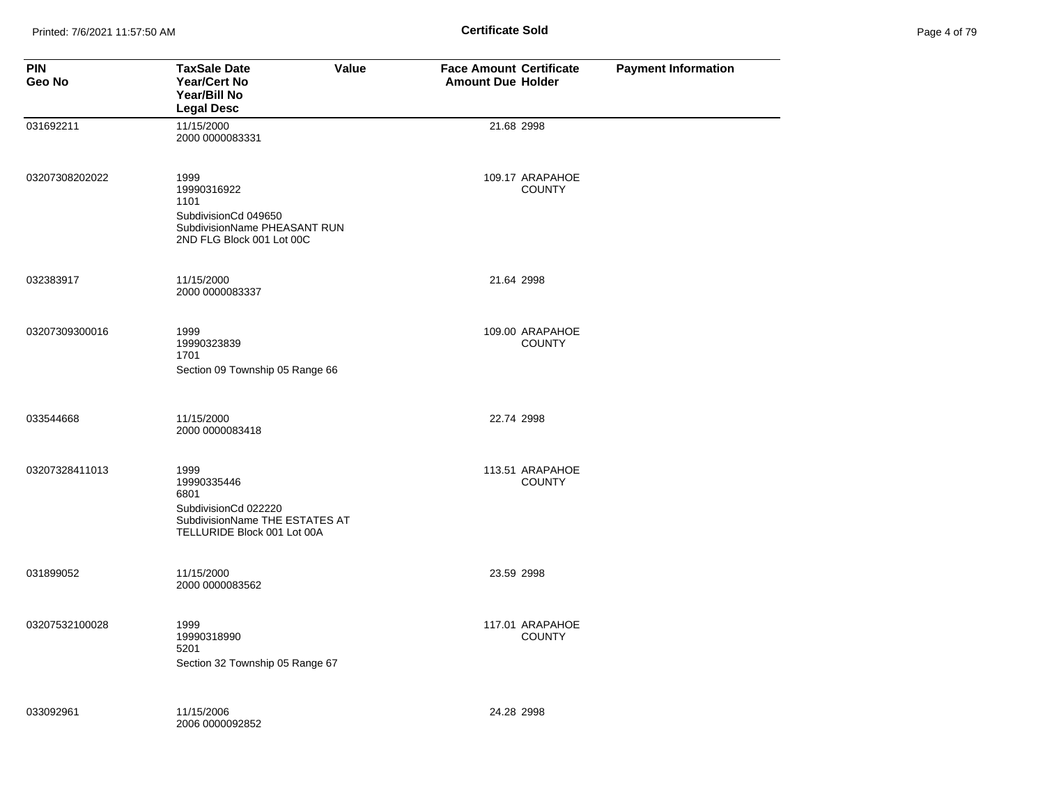| PIN<br>Geo No | TaxSale Date<br>Year/Cert No<br>Year/Bill No<br>Legal Desc | Value | Face Amount<br>Amount Due | Certificate<br>Holder | Payment Information |
|---|---|---|---|---|---|
| 031692211 | 11/15/2000<br>2000 0000083331 | | 21.68 | 2998 | |
| 03207308202022 | 1999<br>19990316922<br>1101<br>SubdivisionCd 049650<br>SubdivisionName PHEASANT RUN 2ND FLG Block 001 Lot 00C | | 109.17 | ARAPAHOE COUNTY | |
| 032383917 | 11/15/2000<br>2000 0000083337 | | 21.64 | 2998 | |
| 03207309300016 | 1999<br>19990323839<br>1701<br>Section 09 Township 05 Range 66 | | 109.00 | ARAPAHOE COUNTY | |
| 033544668 | 11/15/2000<br>2000 0000083418 | | 22.74 | 2998 | |
| 03207328411013 | 1999<br>19990335446<br>6801<br>SubdivisionCd 022220<br>SubdivisionName THE ESTATES AT TELLURIDE Block 001 Lot 00A | | 113.51 | ARAPAHOE COUNTY | |
| 031899052 | 11/15/2000<br>2000 0000083562 | | 23.59 | 2998 | |
| 03207532100028 | 1999<br>19990318990<br>5201<br>Section 32 Township 05 Range 67 | | 117.01 | ARAPAHOE COUNTY | |
| 033092961 | 11/15/2006<br>2006 0000092852 | | 24.28 | 2998 | |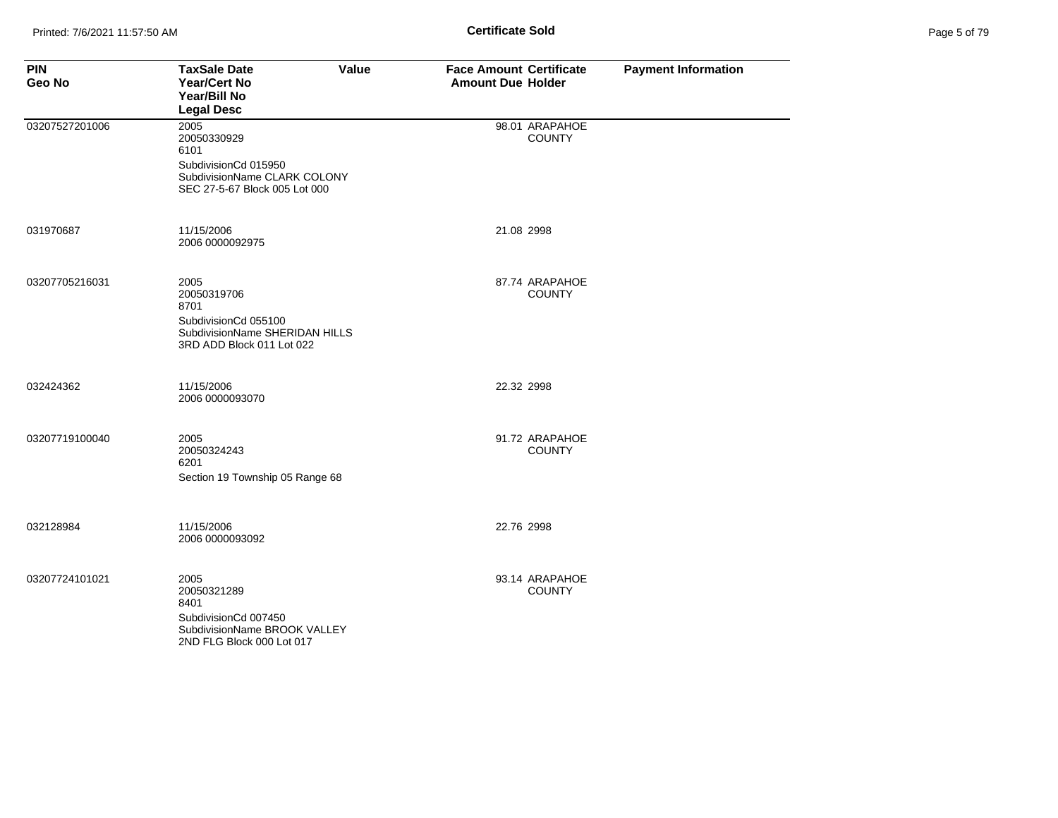| PIN Geo No | TaxSale Date Year/Cert No Year/Bill No Legal Desc | Value | Face Amount Amount Due | Certificate Holder | Payment Information |
|---|---|---|---|---|---|
| 03207527201006 | 2005 20050330929 6101 SubdivisionCd 015950 SubdivisionName CLARK COLONY SEC 27-5-67 Block 005 Lot 000 | | 98.01 | ARAPAHOE COUNTY | |
| 031970687 | 11/15/2006 2006 0000092975 | | 21.08 | 2998 | |
| 03207705216031 | 2005 20050319706 8701 SubdivisionCd 055100 SubdivisionName SHERIDAN HILLS 3RD ADD Block 011 Lot 022 | | 87.74 | ARAPAHOE COUNTY | |
| 032424362 | 11/15/2006 2006 0000093070 | | 22.32 | 2998 | |
| 03207719100040 | 2005 20050324243 6201 Section 19 Township 05 Range 68 | | 91.72 | ARAPAHOE COUNTY | |
| 032128984 | 11/15/2006 2006 0000093092 | | 22.76 | 2998 | |
| 03207724101021 | 2005 20050321289 8401 SubdivisionCd 007450 SubdivisionName BROOK VALLEY 2ND FLG Block 000 Lot 017 | | 93.14 | ARAPAHOE COUNTY | |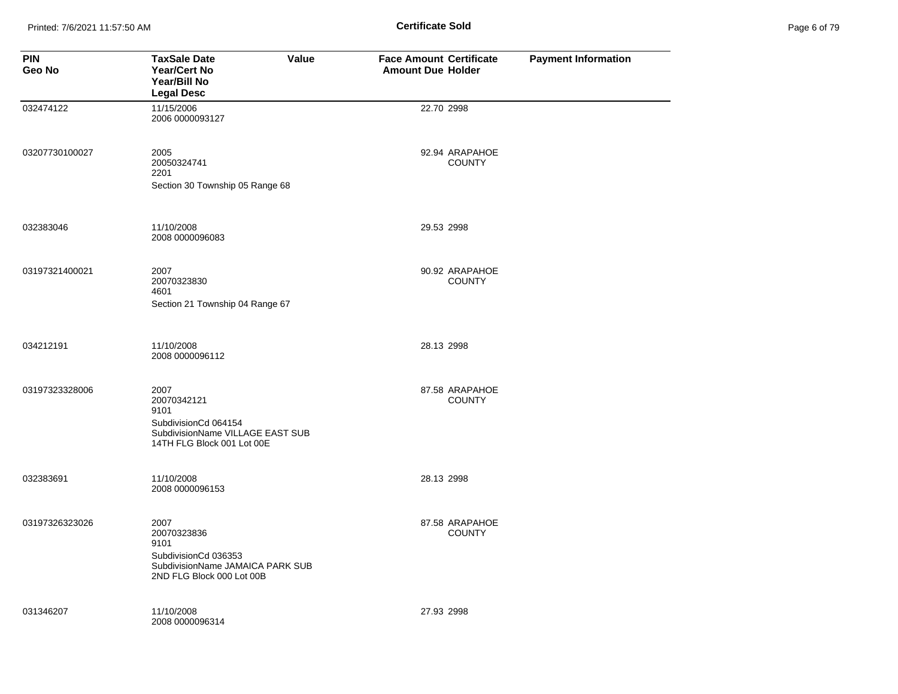| PIN<br>Geo No | TaxSale Date<br>Year/Cert No<br>Year/Bill No<br>Legal Desc | Value | Face Amount<br>Amount Due | Certificate<br>Holder | Payment Information |
|---|---|---|---|---|---|
| 032474122 | 11/15/2006<br>2006 0000093127 | | 22.70 | 2998 | |
| 03207730100027 | 2005<br>20050324741<br>2201<br>Section 30 Township 05 Range 68 | | 92.94 | ARAPAHOE COUNTY | |
| 032383046 | 11/10/2008<br>2008 0000096083 | | 29.53 | 2998 | |
| 03197321400021 | 2007<br>20070323830<br>4601<br>Section 21 Township 04 Range 67 | | 90.92 | ARAPAHOE COUNTY | |
| 034212191 | 11/10/2008<br>2008 0000096112 | | 28.13 | 2998 | |
| 03197323328006 | 2007<br>20070342121<br>9101<br>SubdivisionCd 064154<br>SubdivisionName VILLAGE EAST SUB 14TH FLG Block 001 Lot 00E | | 87.58 | ARAPAHOE COUNTY | |
| 032383691 | 11/10/2008<br>2008 0000096153 | | 28.13 | 2998 | |
| 03197326323026 | 2007<br>20070323836<br>9101<br>SubdivisionCd 036353<br>SubdivisionName JAMAICA PARK SUB 2ND FLG Block 000 Lot 00B | | 87.58 | ARAPAHOE COUNTY | |
| 031346207 | 11/10/2008<br>2008 0000096314 | | 27.93 | 2998 | |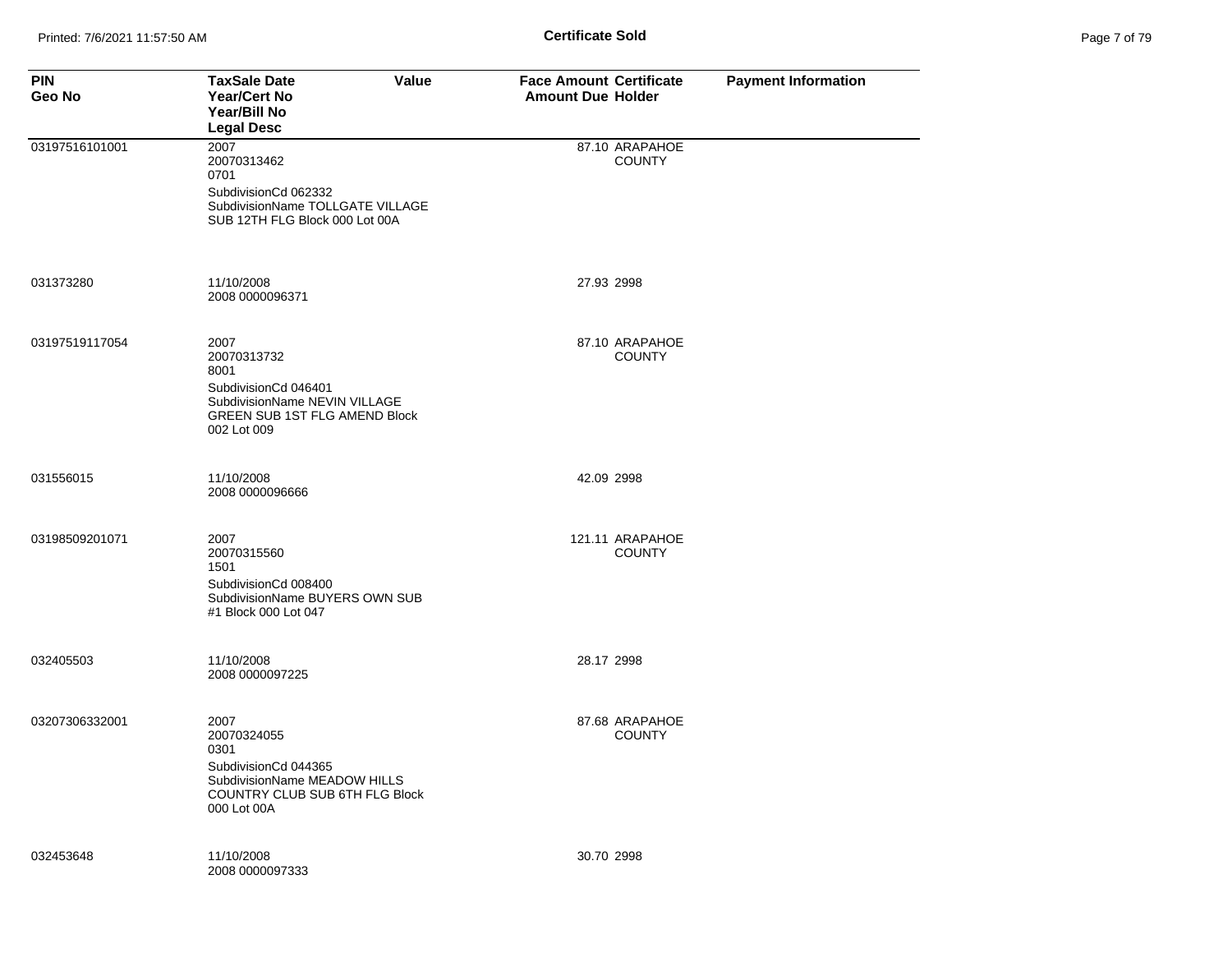**Certificate Sold**

| PIN<br>Geo No | TaxSale Date<br>Year/Cert No<br>Year/Bill No<br>Legal Desc | Value | Face Amount<br>Amount Due | Certificate<br>Holder | Payment Information |
|---|---|---|---|---|---|
| 03197516101001 | 2007<br>20070313462<br>0701<br>SubdivisionCd 062332<br>SubdivisionName TOLLGATE VILLAGE SUB 12TH FLG Block 000 Lot 00A | | 87.10 | ARAPAHOE COUNTY | |
| 031373280 | 11/10/2008<br>2008 0000096371 | | 27.93 | 2998 | |
| 03197519117054 | 2007<br>20070313732<br>8001<br>SubdivisionCd 046401<br>SubdivisionName NEVIN VILLAGE GREEN SUB 1ST FLG AMEND Block 002 Lot 009 | | 87.10 | ARAPAHOE COUNTY | |
| 031556015 | 11/10/2008<br>2008 0000096666 | | 42.09 | 2998 | |
| 03198509201071 | 2007<br>20070315560<br>1501<br>SubdivisionCd 008400<br>SubdivisionName BUYERS OWN SUB #1 Block 000 Lot 047 | | 121.11 | ARAPAHOE COUNTY | |
| 032405503 | 11/10/2008<br>2008 0000097225 | | 28.17 | 2998 | |
| 03207306332001 | 2007<br>20070324055<br>0301<br>SubdivisionCd 044365<br>SubdivisionName MEADOW HILLS COUNTRY CLUB SUB 6TH FLG Block 000 Lot 00A | | 87.68 | ARAPAHOE COUNTY | |
| 032453648 | 11/10/2008<br>2008 0000097333 | | 30.70 | 2998 | |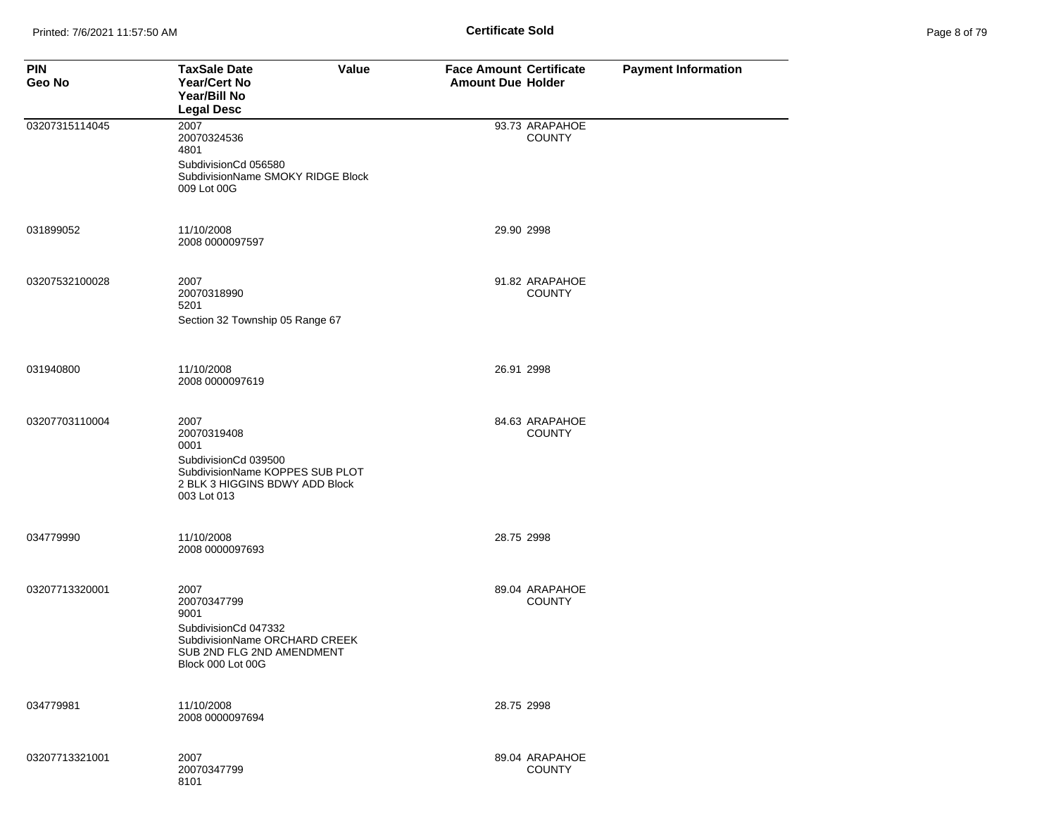**Certificate Sold**

| PIN<br>Geo No | TaxSale Date<br>Year/Cert No<br>Year/Bill No<br>Legal Desc | Value | Face Amount<br>Amount Due | Certificate<br>Holder | Payment Information |
|---|---|---|---|---|---|
| 03207315114045 | 2007<br>20070324536<br>4801<br>SubdivisionCd 056580<br>SubdivisionName SMOKY RIDGE Block 009 Lot 00G | | 93.73 | ARAPAHOE COUNTY | |
| 031899052 | 11/10/2008<br>2008 0000097597 | | 29.90 | 2998 | |
| 03207532100028 | 2007<br>20070318990<br>5201<br>Section 32 Township 05 Range 67 | | 91.82 | ARAPAHOE COUNTY | |
| 031940800 | 11/10/2008<br>2008 0000097619 | | 26.91 | 2998 | |
| 03207703110004 | 2007<br>20070319408<br>0001<br>SubdivisionCd 039500<br>SubdivisionName KOPPES SUB PLOT 2 BLK 3 HIGGINS BDWY ADD Block 003 Lot 013 | | 84.63 | ARAPAHOE COUNTY | |
| 034779990 | 11/10/2008<br>2008 0000097693 | | 28.75 | 2998 | |
| 03207713320001 | 2007<br>20070347799<br>9001<br>SubdivisionCd 047332<br>SubdivisionName ORCHARD CREEK SUB 2ND FLG 2ND AMENDMENT Block 000 Lot 00G | | 89.04 | ARAPAHOE COUNTY | |
| 034779981 | 11/10/2008<br>2008 0000097694 | | 28.75 | 2998 | |
| 03207713321001 | 2007<br>20070347799<br>8101 | | 89.04 | ARAPAHOE COUNTY | |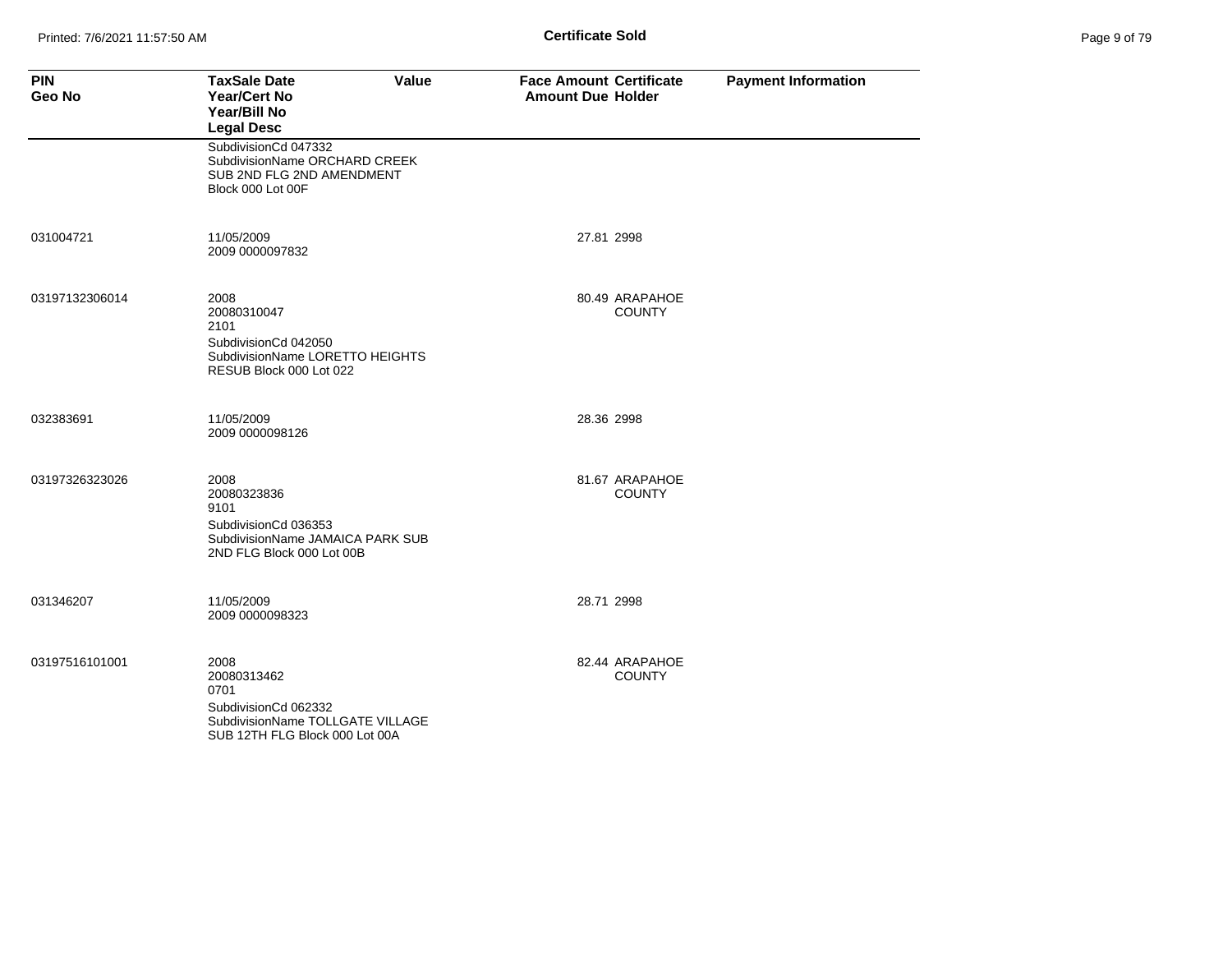**Certificate Sold**

| PIN<br>Geo No | TaxSale Date<br>Year/Cert No<br>Year/Bill No<br>Legal Desc | Value | Face Amount<br>Amount Due | Certificate<br>Holder | Payment Information |
|---|---|---|---|---|---|
| | SubdivisionCd 047332<br>SubdivisionName ORCHARD CREEK SUB 2ND FLG 2ND AMENDMENT Block 000 Lot 00F | | | | |
| 031004721 | 11/05/2009<br>2009 0000097832 | | 27.81 | 2998 | |
| 03197132306014 | 2008<br>20080310047<br>2101<br>SubdivisionCd 042050<br>SubdivisionName LORETTO HEIGHTS RESUB Block 000 Lot 022 | | 80.49 | ARAPAHOE COUNTY | |
| 032383691 | 11/05/2009<br>2009 0000098126 | | 28.36 | 2998 | |
| 03197326323026 | 2008<br>20080323836<br>9101<br>SubdivisionCd 036353<br>SubdivisionName JAMAICA PARK SUB 2ND FLG Block 000 Lot 00B | | 81.67 | ARAPAHOE COUNTY | |
| 031346207 | 11/05/2009<br>2009 0000098323 | | 28.71 | 2998 | |
| 03197516101001 | 2008<br>20080313462<br>0701<br>SubdivisionCd 062332<br>SubdivisionName TOLLGATE VILLAGE SUB 12TH FLG Block 000 Lot 00A | | 82.44 | ARAPAHOE COUNTY | |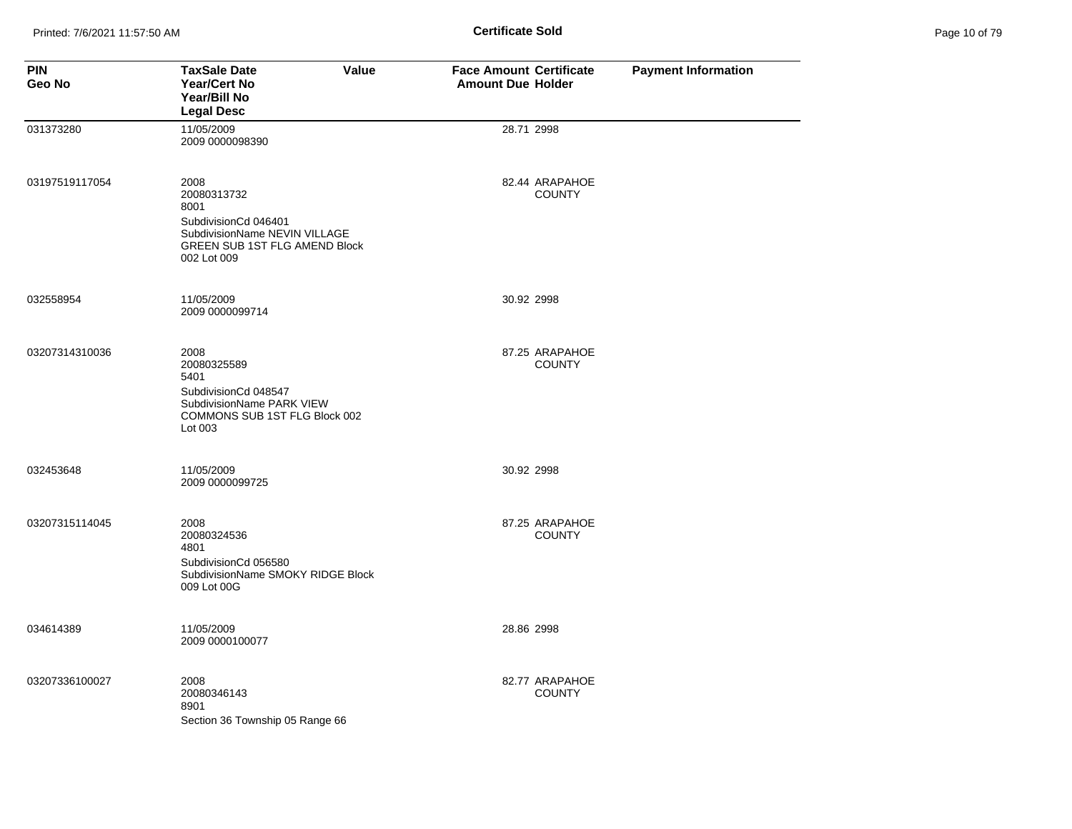**Certificate Sold**

| PIN<br>Geo No | TaxSale Date<br>Year/Cert No<br>Year/Bill No<br>Legal Desc | Value | Face Amount<br>Amount Due | Certificate<br>Holder | Payment Information |
|---|---|---|---|---|---|
| 031373280 | 11/05/2009<br>2009 0000098390 | | 28.71 | 2998 | |
| 03197519117054 | 2008<br>20080313732<br>8001<br>SubdivisionCd 046401<br>SubdivisionName NEVIN VILLAGE GREEN SUB 1ST FLG AMEND Block 002 Lot 009 | | 82.44 | ARAPAHOE COUNTY | |
| 032558954 | 11/05/2009<br>2009 0000099714 | | 30.92 | 2998 | |
| 03207314310036 | 2008<br>20080325589<br>5401<br>SubdivisionCd 048547<br>SubdivisionName PARK VIEW COMMONS SUB 1ST FLG Block 002 Lot 003 | | 87.25 | ARAPAHOE COUNTY | |
| 032453648 | 11/05/2009<br>2009 0000099725 | | 30.92 | 2998 | |
| 03207315114045 | 2008<br>20080324536<br>4801<br>SubdivisionCd 056580<br>SubdivisionName SMOKY RIDGE Block 009 Lot 00G | | 87.25 | ARAPAHOE COUNTY | |
| 034614389 | 11/05/2009<br>2009 0000100077 | | 28.86 | 2998 | |
| 03207336100027 | 2008<br>20080346143<br>8901<br>Section 36 Township 05 Range 66 | | 82.77 | ARAPAHOE COUNTY | |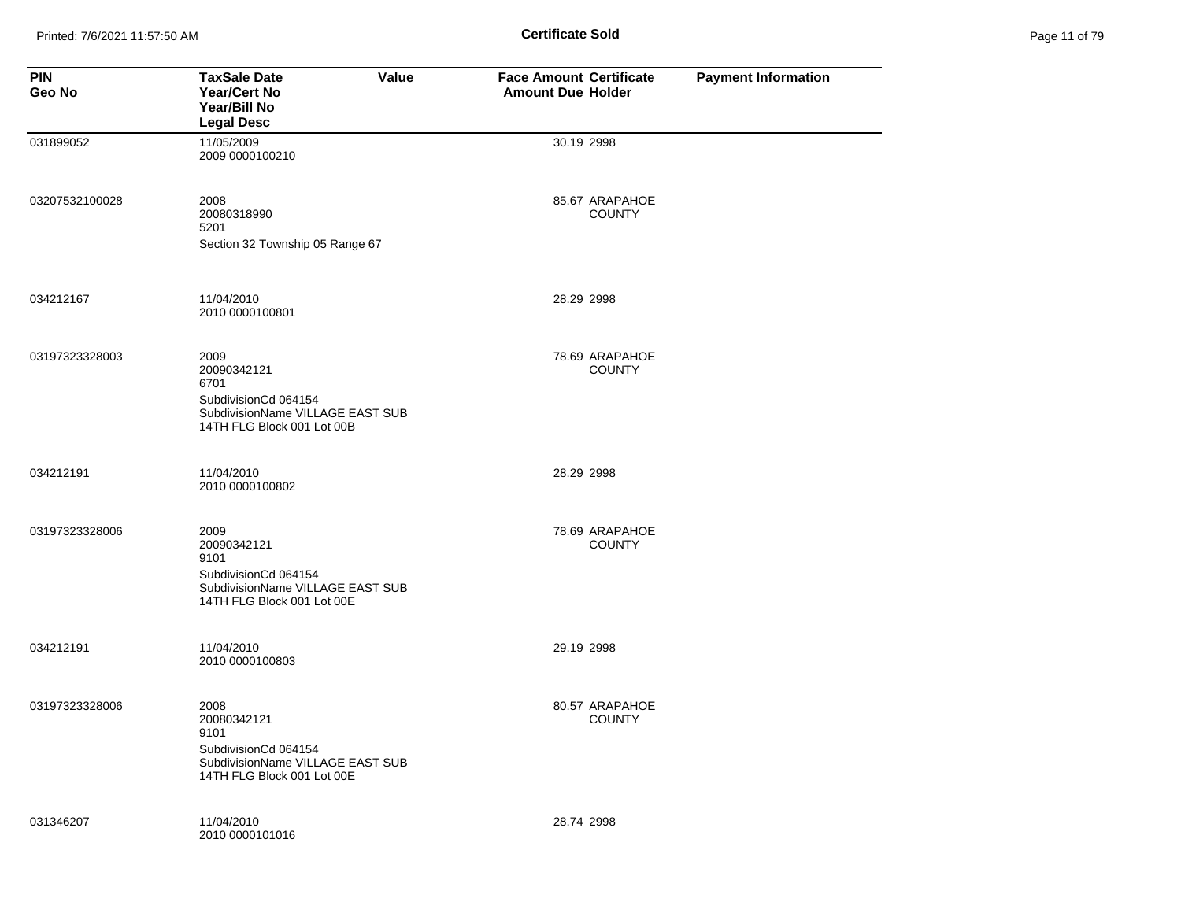| PIN<br>Geo No | TaxSale Date<br>Year/Cert No<br>Year/Bill No<br>Legal Desc | Value | Face Amount<br>Amount Due | Certificate<br>Holder | Payment Information |
|---|---|---|---|---|---|
| 031899052 | 11/05/2009<br>2009 0000100210 | | 30.19 | 2998 | |
| 03207532100028 | 2008<br>20080318990<br>5201<br>Section 32 Township 05 Range 67 | | 85.67 | ARAPAHOE COUNTY | |
| 034212167 | 11/04/2010<br>2010 0000100801 | | 28.29 | 2998 | |
| 03197323328003 | 2009<br>20090342121<br>6701<br>SubdivisionCd 064154<br>SubdivisionName VILLAGE EAST SUB 14TH FLG Block 001 Lot 00B | | 78.69 | ARAPAHOE COUNTY | |
| 034212191 | 11/04/2010<br>2010 0000100802 | | 28.29 | 2998 | |
| 03197323328006 | 2009<br>20090342121<br>9101<br>SubdivisionCd 064154<br>SubdivisionName VILLAGE EAST SUB 14TH FLG Block 001 Lot 00E | | 78.69 | ARAPAHOE COUNTY | |
| 034212191 | 11/04/2010<br>2010 0000100803 | | 29.19 | 2998 | |
| 03197323328006 | 2008<br>20080342121<br>9101<br>SubdivisionCd 064154<br>SubdivisionName VILLAGE EAST SUB 14TH FLG Block 001 Lot 00E | | 80.57 | ARAPAHOE COUNTY | |
| 031346207 | 11/04/2010<br>2010 0000101016 | | 28.74 | 2998 | |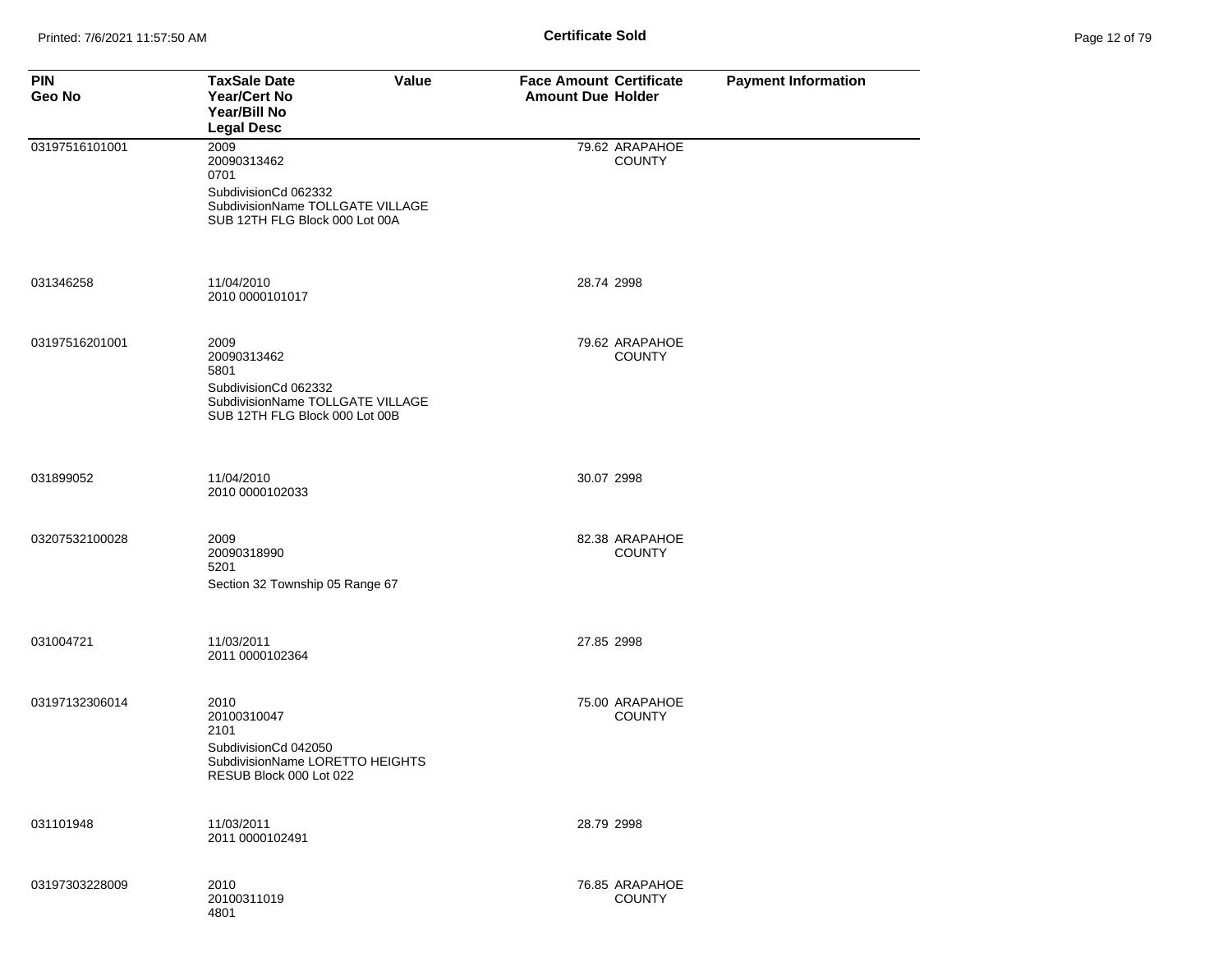**Certificate Sold**

| PIN<br>Geo No | TaxSale Date<br>Year/Cert No<br>Year/Bill No<br>Legal Desc | Value | Face Amount<br>Amount Due | Certificate<br>Holder | Payment Information |
|---|---|---|---|---|---|
| 03197516101001 | 2009<br>20090313462<br>0701<br>SubdivisionCd 062332<br>SubdivisionName TOLLGATE VILLAGE<br>SUB 12TH FLG Block 000 Lot 00A | | 79.62 | ARAPAHOE COUNTY | |
| 031346258 | 11/04/2010<br>2010 0000101017 | | 28.74 | 2998 | |
| 03197516201001 | 2009<br>20090313462<br>5801<br>SubdivisionCd 062332<br>SubdivisionName TOLLGATE VILLAGE<br>SUB 12TH FLG Block 000 Lot 00B | | 79.62 | ARAPAHOE COUNTY | |
| 031899052 | 11/04/2010<br>2010 0000102033 | | 30.07 | 2998 | |
| 03207532100028 | 2009<br>20090318990<br>5201<br>Section 32 Township 05 Range 67 | | 82.38 | ARAPAHOE COUNTY | |
| 031004721 | 11/03/2011<br>2011 0000102364 | | 27.85 | 2998 | |
| 03197132306014 | 2010<br>20100310047<br>2101<br>SubdivisionCd 042050<br>SubdivisionName LORETTO HEIGHTS<br>RESUB Block 000 Lot 022 | | 75.00 | ARAPAHOE COUNTY | |
| 031101948 | 11/03/2011<br>2011 0000102491 | | 28.79 | 2998 | |
| 03197303228009 | 2010<br>20100311019<br>4801 | | 76.85 | ARAPAHOE COUNTY | |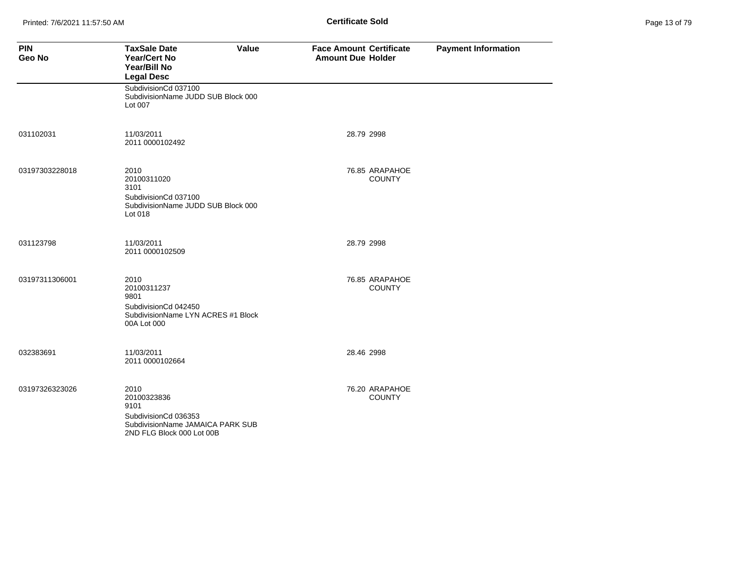| PIN<br>Geo No | TaxSale Date<br>Year/Cert No<br>Year/Bill No<br>Legal Desc | Value | Face Amount<br>Amount Due | Certificate<br>Holder | Payment Information |
|---|---|---|---|---|---|
| | SubdivisionCd 037100<br>SubdivisionName JUDD SUB Block 000<br>Lot 007 | | | | |
| 031102031 | 11/03/2011<br>2011 0000102492 | | 28.79 | 2998 | |
| 03197303228018 | 2010<br>20100311020<br>3101<br>SubdivisionCd 037100<br>SubdivisionName JUDD SUB Block 000<br>Lot 018 | | 76.85 | ARAPAHOE COUNTY | |
| 031123798 | 11/03/2011<br>2011 0000102509 | | 28.79 | 2998 | |
| 03197311306001 | 2010<br>20100311237<br>9801<br>SubdivisionCd 042450<br>SubdivisionName LYN ACRES #1 Block<br>00A Lot 000 | | 76.85 | ARAPAHOE COUNTY | |
| 032383691 | 11/03/2011<br>2011 0000102664 | | 28.46 | 2998 | |
| 03197326323026 | 2010<br>20100323836<br>9101<br>SubdivisionCd 036353<br>SubdivisionName JAMAICA PARK SUB<br>2ND FLG Block 000 Lot 00B | | 76.20 | ARAPAHOE COUNTY | |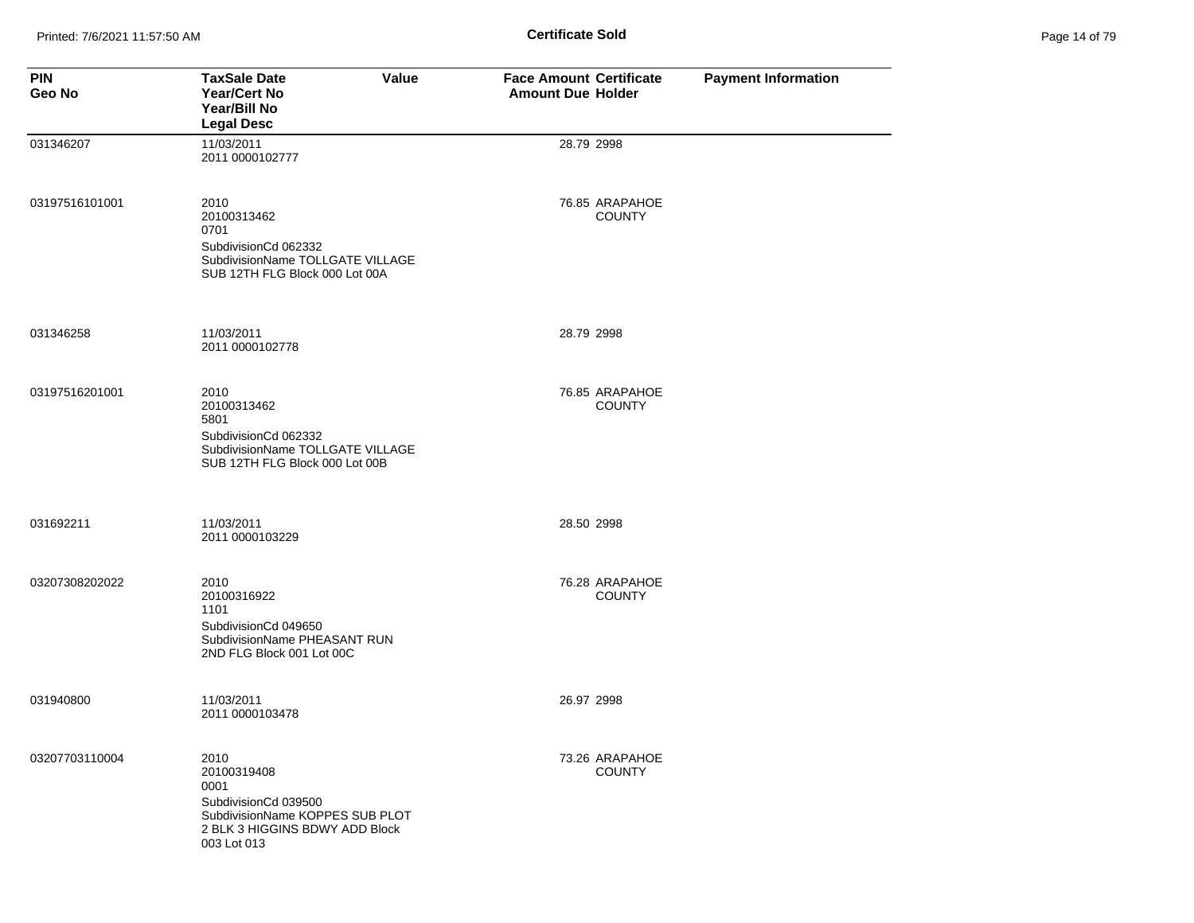| PIN<br>Geo No | TaxSale Date<br>Year/Cert No<br>Year/Bill No<br>Legal Desc | Value | Face Amount<br>Amount Due | Certificate<br>Holder | Payment Information |
|---|---|---|---|---|---|
| 031346207 | 11/03/2011<br>2011 0000102777 | | 28.79 | 2998 | |
| 03197516101001 | 2010<br>20100313462<br>0701<br>SubdivisionCd 062332<br>SubdivisionName TOLLGATE VILLAGE SUB 12TH FLG Block 000 Lot 00A | | 76.85 | ARAPAHOE COUNTY | |
| 031346258 | 11/03/2011<br>2011 0000102778 | | 28.79 | 2998 | |
| 03197516201001 | 2010<br>20100313462<br>5801<br>SubdivisionCd 062332<br>SubdivisionName TOLLGATE VILLAGE SUB 12TH FLG Block 000 Lot 00B | | 76.85 | ARAPAHOE COUNTY | |
| 031692211 | 11/03/2011<br>2011 0000103229 | | 28.50 | 2998 | |
| 03207308202022 | 2010<br>20100316922<br>1101<br>SubdivisionCd 049650<br>SubdivisionName PHEASANT RUN 2ND FLG Block 001 Lot 00C | | 76.28 | ARAPAHOE COUNTY | |
| 031940800 | 11/03/2011<br>2011 0000103478 | | 26.97 | 2998 | |
| 03207703110004 | 2010<br>20100319408<br>0001<br>SubdivisionCd 039500<br>SubdivisionName KOPPES SUB PLOT 2 BLK 3 HIGGINS BDWY ADD Block 003 Lot 013 | | 73.26 | ARAPAHOE COUNTY | |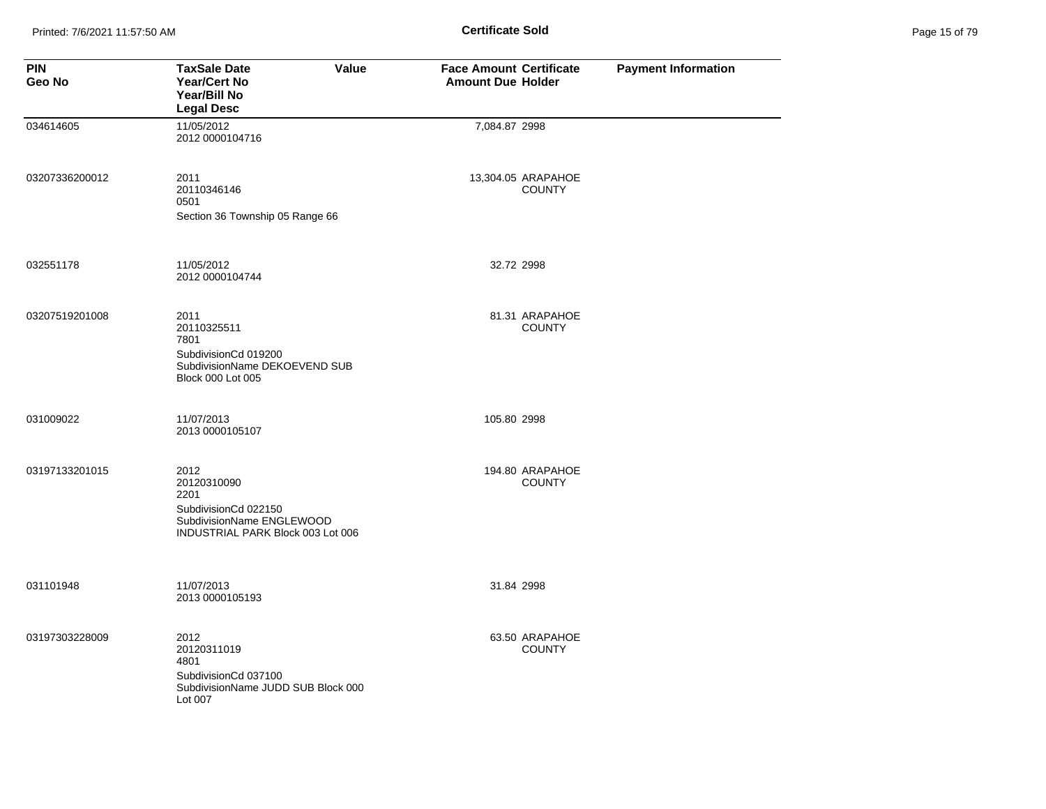# Certificate Sold

| PIN<br>Geo No | TaxSale Date<br>Year/Cert No<br>Year/Bill No<br>Legal Desc | Value | Face Amount<br>Amount Due | Certificate<br>Holder | Payment Information |
|---|---|---|---|---|---|
| 034614605 | 11/05/2012<br>2012 0000104716 | | 7,084.87 | 2998 | |
| 03207336200012 | 2011<br>20110346146<br>0501<br>Section 36 Township 05 Range 66 | | 13,304.05 | ARAPAHOE COUNTY | |
| 032551178 | 11/05/2012<br>2012 0000104744 | | 32.72 | 2998 | |
| 03207519201008 | 2011<br>20110325511<br>7801<br>SubdivisionCd 019200<br>SubdivisionName DEKOEVEND SUB<br>Block 000 Lot 005 | | 81.31 | ARAPAHOE COUNTY | |
| 031009022 | 11/07/2013<br>2013 0000105107 | | 105.80 | 2998 | |
| 03197133201015 | 2012<br>20120310090<br>2201<br>SubdivisionCd 022150<br>SubdivisionName ENGLEWOOD INDUSTRIAL PARK Block 003 Lot 006 | | 194.80 | ARAPAHOE COUNTY | |
| 031101948 | 11/07/2013<br>2013 0000105193 | | 31.84 | 2998 | |
| 03197303228009 | 2012<br>20120311019<br>4801<br>SubdivisionCd 037100<br>SubdivisionName JUDD SUB Block 000 Lot 007 | | 63.50 | ARAPAHOE COUNTY | |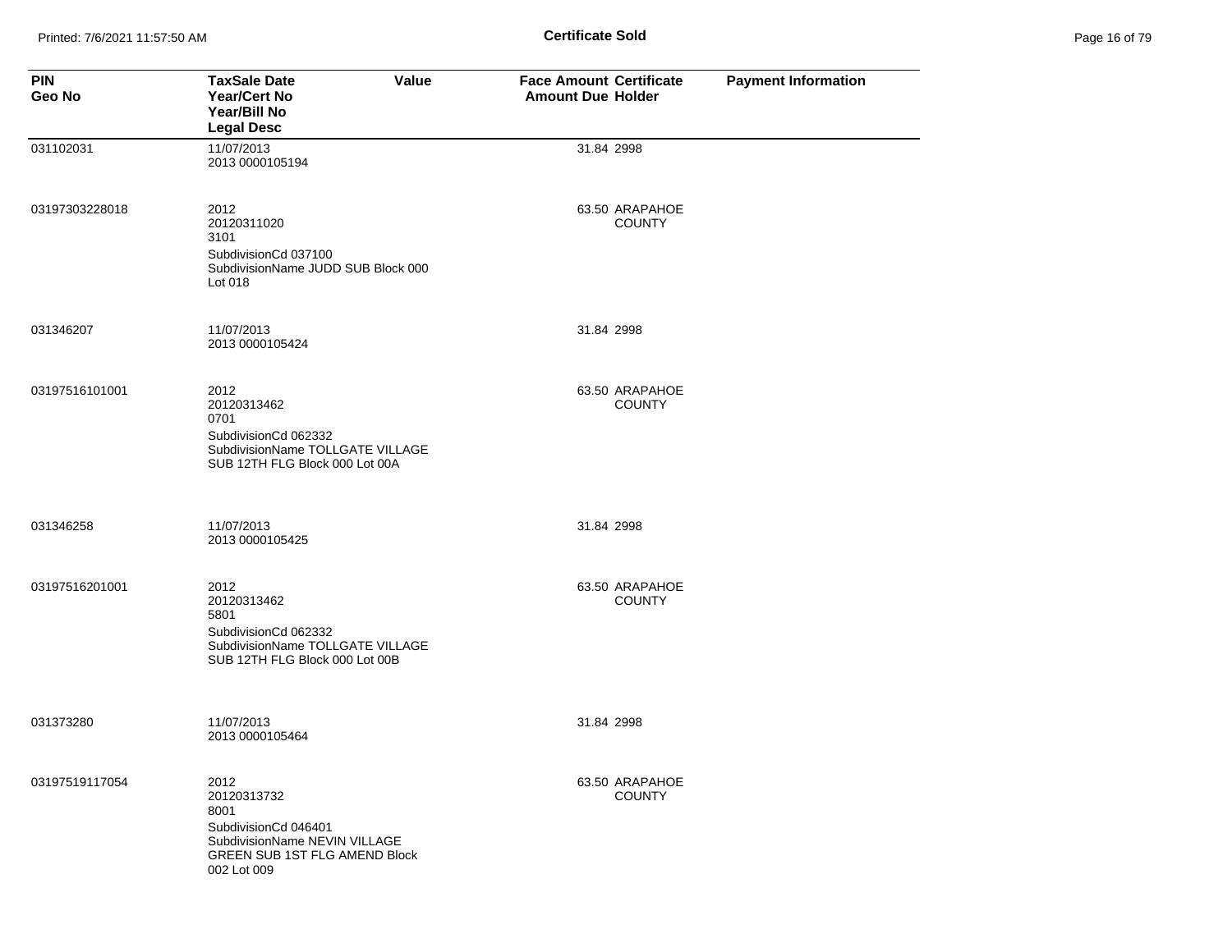**Certificate Sold**

| PIN<br>Geo No | TaxSale Date<br>Year/Cert No<br>Year/Bill No<br>Legal Desc | Value | Face Amount<br>Amount Due | Certificate<br>Holder | Payment Information |
|---|---|---|---|---|---|
| 031102031 | 11/07/2013<br>2013 0000105194 | | 31.84 | 2998 | |
| 03197303228018 | 2012<br>20120311020<br>3101<br>SubdivisionCd 037100<br>SubdivisionName JUDD SUB Block 000 Lot 018 | | 63.50 | ARAPAHOE COUNTY | |
| 031346207 | 11/07/2013<br>2013 0000105424 | | 31.84 | 2998 | |
| 03197516101001 | 2012<br>20120313462<br>0701<br>SubdivisionCd 062332<br>SubdivisionName TOLLGATE VILLAGE SUB 12TH FLG Block 000 Lot 00A | | 63.50 | ARAPAHOE COUNTY | |
| 031346258 | 11/07/2013<br>2013 0000105425 | | 31.84 | 2998 | |
| 03197516201001 | 2012<br>20120313462<br>5801<br>SubdivisionCd 062332<br>SubdivisionName TOLLGATE VILLAGE SUB 12TH FLG Block 000 Lot 00B | | 63.50 | ARAPAHOE COUNTY | |
| 031373280 | 11/07/2013<br>2013 0000105464 | | 31.84 | 2998 | |
| 03197519117054 | 2012<br>20120313732<br>8001<br>SubdivisionCd 046401<br>SubdivisionName NEVIN VILLAGE GREEN SUB 1ST FLG AMEND Block 002 Lot 009 | | 63.50 | ARAPAHOE COUNTY | |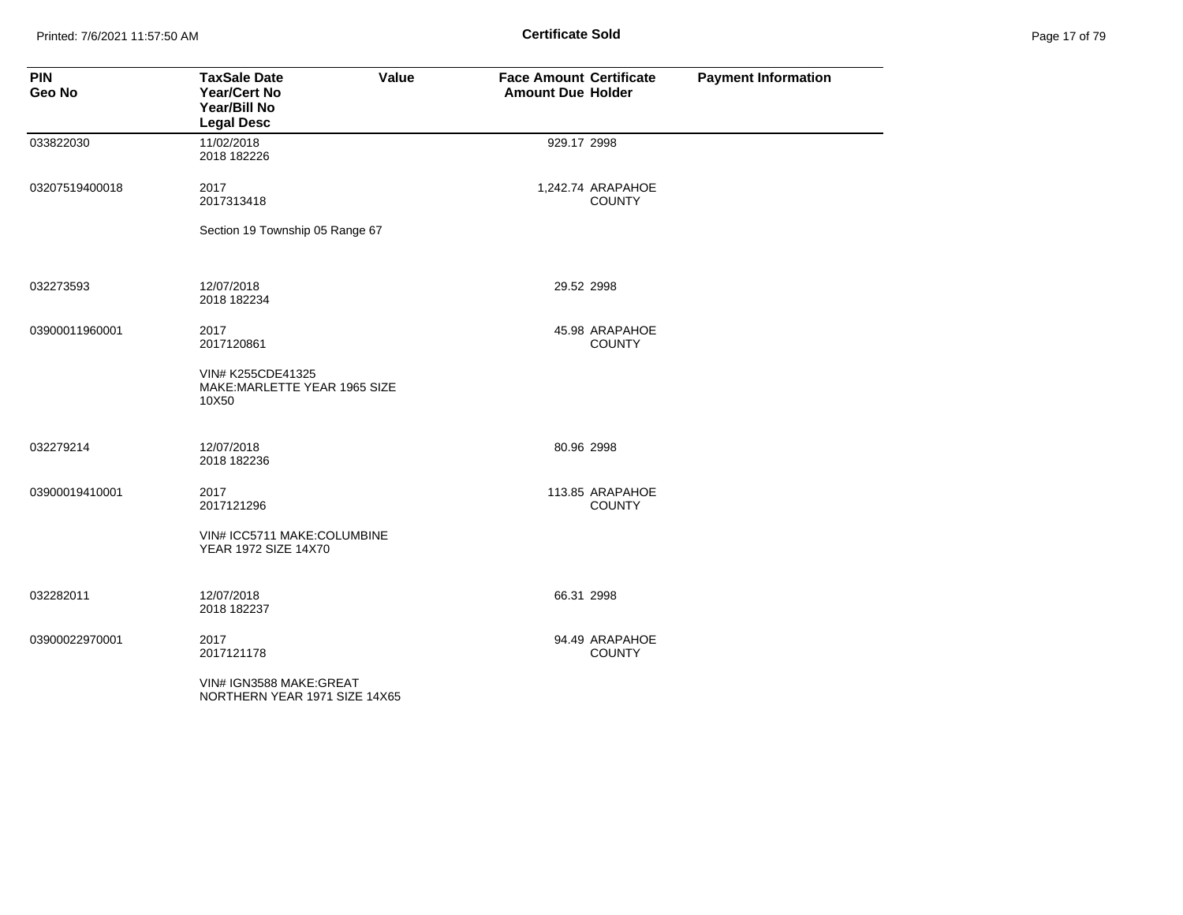**Certificate Sold**

| PIN<br>Geo No | TaxSale Date<br>Year/Cert No<br>Year/Bill No<br>Legal Desc | Value | Face Amount<br>Amount Due | Certificate<br>Holder | Payment Information |
|---|---|---|---|---|---|
| 033822030 | 11/02/2018<br>2018 182226 | | 929.17 | 2998 | |
| 03207519400018 | 2017<br>2017313418 | | 1,242.74 | ARAPAHOE COUNTY | |
| | Section 19 Township 05 Range 67 | | | | |
| 032273593 | 12/07/2018<br>2018 182234 | | 29.52 | 2998 | |
| 03900011960001 | 2017<br>2017120861 | | 45.98 | ARAPAHOE COUNTY | |
| | VIN# K255CDE41325 MAKE:MARLETTE YEAR 1965 SIZE 10X50 | | | | |
| 032279214 | 12/07/2018<br>2018 182236 | | 80.96 | 2998 | |
| 03900019410001 | 2017<br>2017121296 | | 113.85 | ARAPAHOE COUNTY | |
| | VIN# ICC5711 MAKE:COLUMBINE YEAR 1972 SIZE 14X70 | | | | |
| 032282011 | 12/07/2018<br>2018 182237 | | 66.31 | 2998 | |
| 03900022970001 | 2017<br>2017121178 | | 94.49 | ARAPAHOE COUNTY | |
| | VIN# IGN3588 MAKE:GREAT NORTHERN YEAR 1971 SIZE 14X65 | | | | |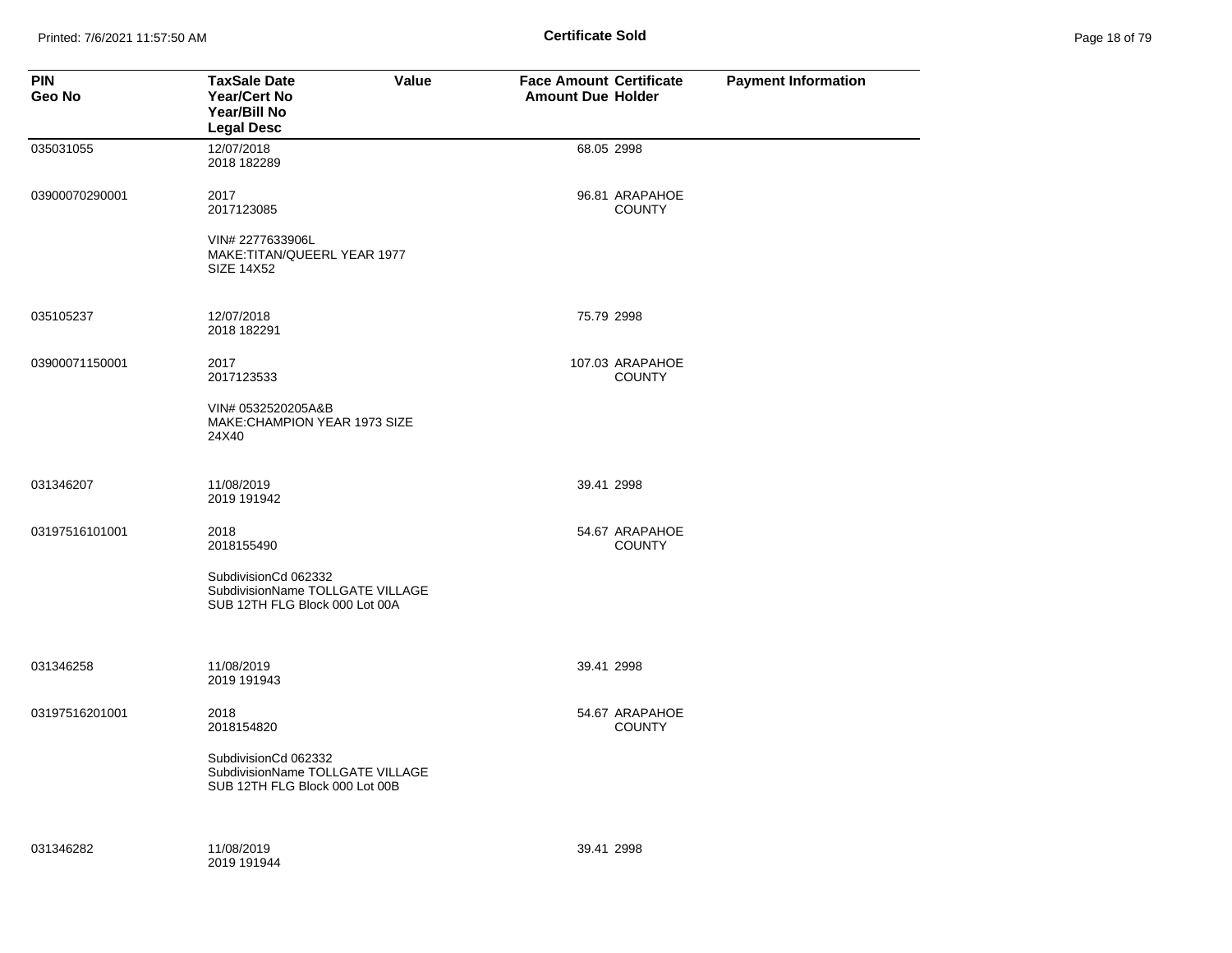# Certificate Sold

| PIN<br>Geo No | TaxSale Date<br>Year/Cert No<br>Year/Bill No<br>Legal Desc | Value | Face Amount<br>Amount Due | Certificate<br>Holder | Payment Information |
|---|---|---|---|---|---|
| 035031055 | 12/07/2018<br>2018 182289 | | 68.05 | 2998 | |
| 03900070290001 | 2017<br>2017123085<br><br>VIN# 2277633906L<br>MAKE:TITAN/QUEERL YEAR 1977<br>SIZE 14X52 | | 96.81 | ARAPAHOE COUNTY | |
| 035105237 | 12/07/2018<br>2018 182291 | | 75.79 | 2998 | |
| 03900071150001 | 2017<br>2017123533<br><br>VIN# 0532520205A&B<br>MAKE:CHAMPION YEAR 1973 SIZE<br>24X40 | | 107.03 | ARAPAHOE COUNTY | |
| 031346207 | 11/08/2019<br>2019 191942 | | 39.41 | 2998 | |
| 03197516101001 | 2018<br>2018155490<br><br>SubdivisionCd 062332<br>SubdivisionName TOLLGATE VILLAGE<br>SUB 12TH FLG Block 000 Lot 00A | | 54.67 | ARAPAHOE COUNTY | |
| 031346258 | 11/08/2019<br>2019 191943 | | 39.41 | 2998 | |
| 03197516201001 | 2018<br>2018154820<br><br>SubdivisionCd 062332<br>SubdivisionName TOLLGATE VILLAGE<br>SUB 12TH FLG Block 000 Lot 00B | | 54.67 | ARAPAHOE COUNTY | |
| 031346282 | 11/08/2019<br>2019 191944 | | 39.41 | 2998 | |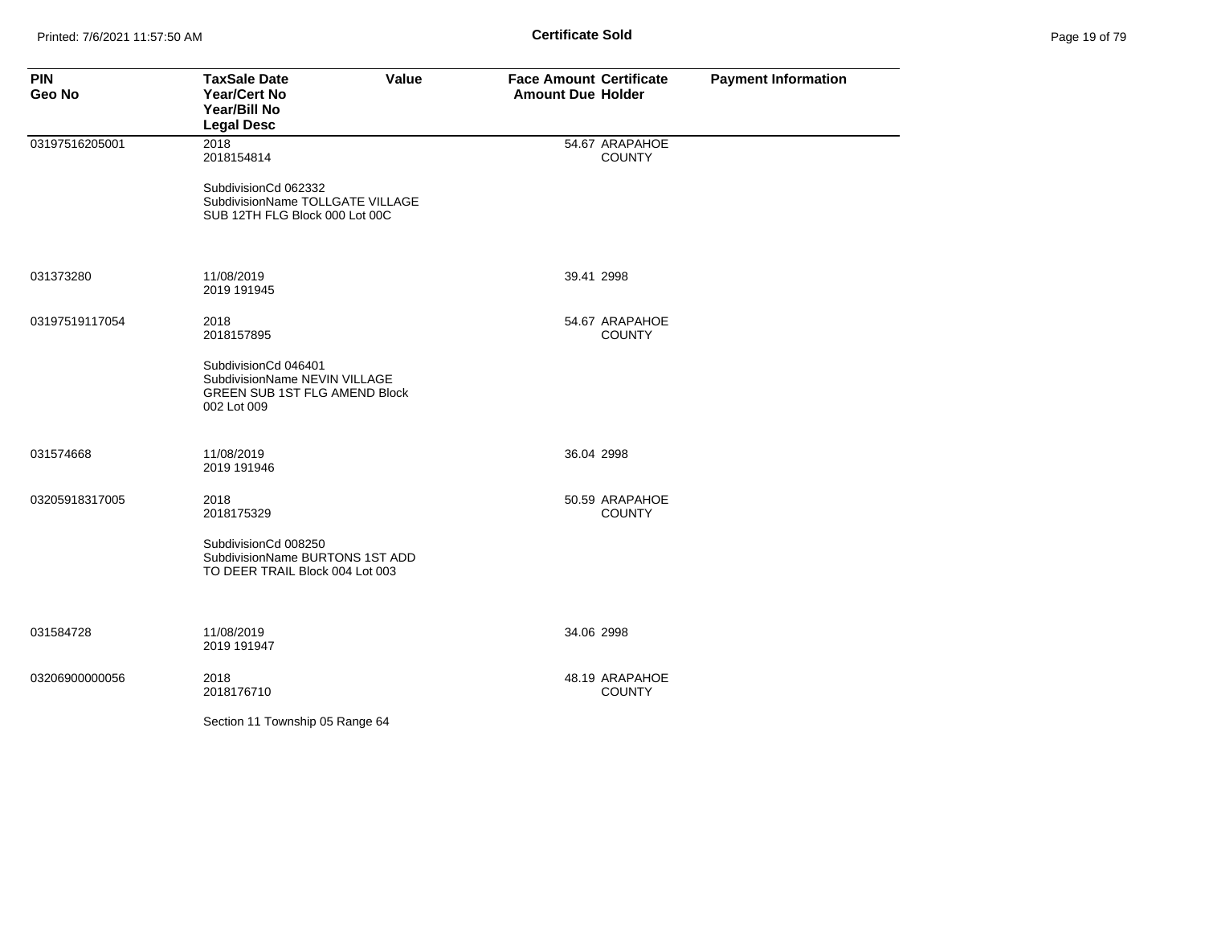**Certificate Sold**

| PIN<br>Geo No | TaxSale Date<br>Year/Cert No<br>Year/Bill No<br>Legal Desc | Value | Face Amount<br>Amount Due | Certificate<br>Holder | Payment Information |
|---|---|---|---|---|---|
| 03197516205001 | 2018<br>2018154814<br><br>SubdivisionCd 062332<br>SubdivisionName TOLLGATE VILLAGE SUB 12TH FLG Block 000 Lot 00C | | 54.67 | ARAPAHOE COUNTY | |
| 031373280 | 11/08/2019<br>2019 191945 | | 39.41 | 2998 | |
| 03197519117054 | 2018<br>2018157895<br><br>SubdivisionCd 046401<br>SubdivisionName NEVIN VILLAGE GREEN SUB 1ST FLG AMEND Block 002 Lot 009 | | 54.67 | ARAPAHOE COUNTY | |
| 031574668 | 11/08/2019<br>2019 191946 | | 36.04 | 2998 | |
| 03205918317005 | 2018<br>2018175329<br><br>SubdivisionCd 008250<br>SubdivisionName BURTONS 1ST ADD TO DEER TRAIL Block 004 Lot 003 | | 50.59 | ARAPAHOE COUNTY | |
| 031584728 | 11/08/2019<br>2019 191947 | | 34.06 | 2998 | |
| 03206900000056 | 2018<br>2018176710<br><br>Section 11 Township 05 Range 64 | | 48.19 | ARAPAHOE COUNTY | |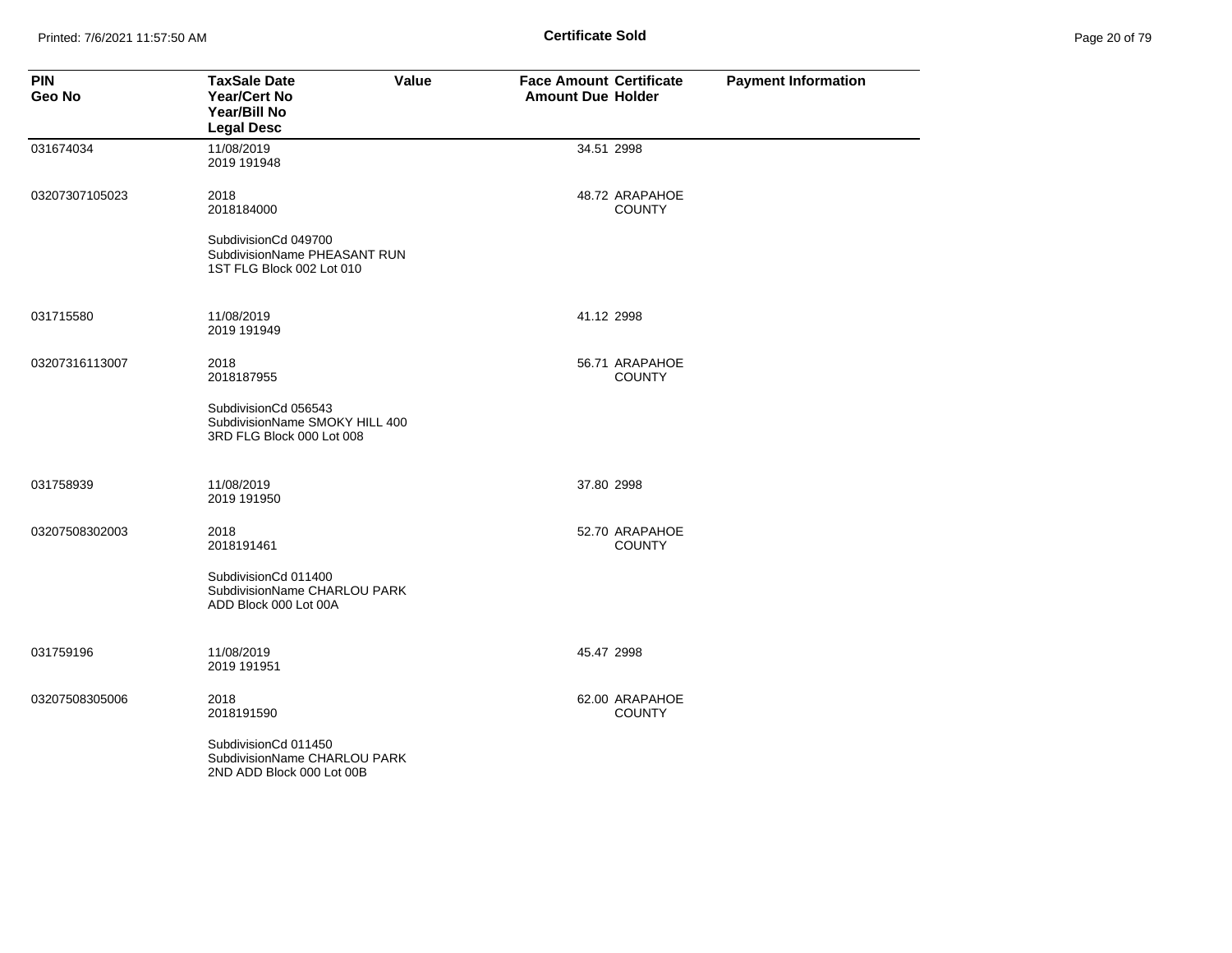**Certificate Sold**

| PIN<br>Geo No | TaxSale Date<br>Year/Cert No<br>Year/Bill No<br>Legal Desc | Value | Face Amount<br>Amount Due | Certificate<br>Holder | Payment Information |
|---|---|---|---|---|---|
| 031674034 | 11/08/2019<br>2019 191948 | | 34.51 | 2998 | |
| 03207307105023 | 2018<br>2018184000<br><br>SubdivisionCd 049700<br>SubdivisionName PHEASANT RUN<br>1ST FLG Block 002 Lot 010 | | 48.72 | ARAPAHOE COUNTY | |
| 031715580 | 11/08/2019<br>2019 191949 | | 41.12 | 2998 | |
| 03207316113007 | 2018<br>2018187955<br><br>SubdivisionCd 056543<br>SubdivisionName SMOKY HILL 400<br>3RD FLG Block 000 Lot 008 | | 56.71 | ARAPAHOE COUNTY | |
| 031758939 | 11/08/2019<br>2019 191950 | | 37.80 | 2998 | |
| 03207508302003 | 2018<br>2018191461<br><br>SubdivisionCd 011400<br>SubdivisionName CHARLOU PARK<br>ADD Block 000 Lot 00A | | 52.70 | ARAPAHOE COUNTY | |
| 031759196 | 11/08/2019<br>2019 191951 | | 45.47 | 2998 | |
| 03207508305006 | 2018<br>2018191590<br><br>SubdivisionCd 011450<br>SubdivisionName CHARLOU PARK<br>2ND ADD Block 000 Lot 00B | | 62.00 | ARAPAHOE COUNTY | |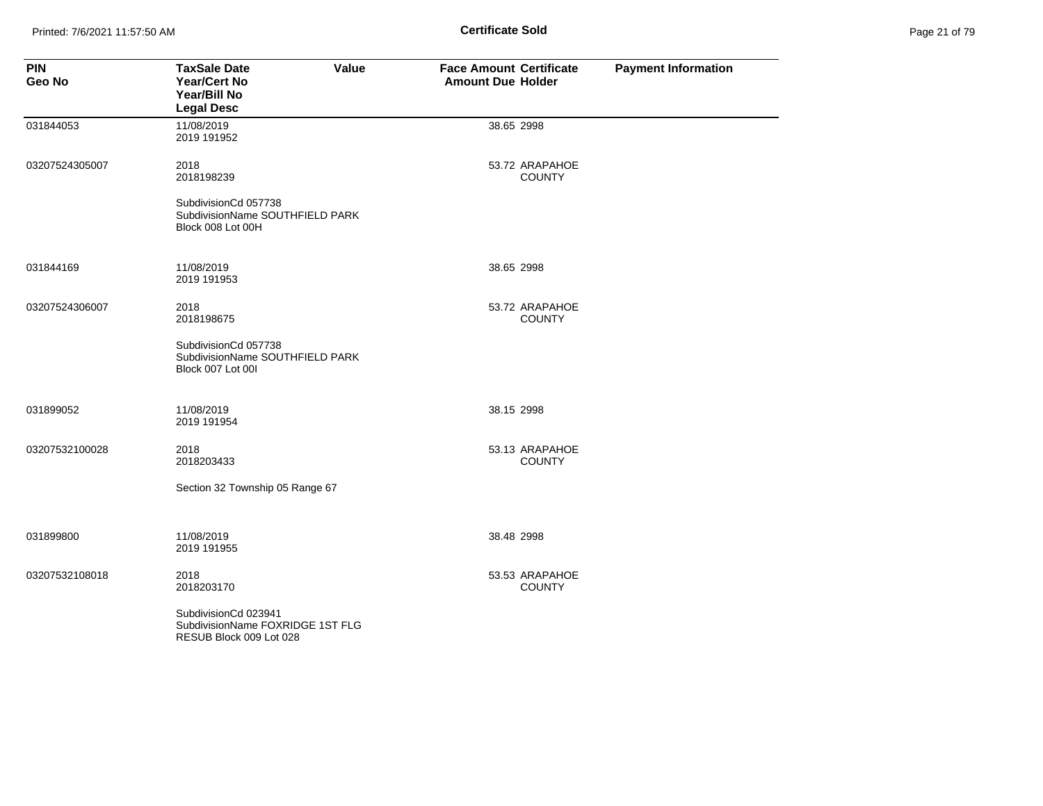Certificate Sold

| PIN<br>Geo No | TaxSale Date<br>Year/Cert No<br>Year/Bill No<br>Legal Desc | Value | Face Amount<br>Amount Due | Certificate<br>Holder | Payment Information |
|---|---|---|---|---|---|
| 031844053 | 11/08/2019<br>2019 191952 | | 38.65 | 2998 | |
| 03207524305007 | 2018<br>2018198239<br>SubdivisionCd 057738<br>SubdivisionName SOUTHFIELD PARK<br>Block 008 Lot 00H | | 53.72 | ARAPAHOE COUNTY | |
| 031844169 | 11/08/2019<br>2019 191953 | | 38.65 | 2998 | |
| 03207524306007 | 2018<br>2018198675<br>SubdivisionCd 057738<br>SubdivisionName SOUTHFIELD PARK<br>Block 007 Lot 00I | | 53.72 | ARAPAHOE COUNTY | |
| 031899052 | 11/08/2019<br>2019 191954 | | 38.15 | 2998 | |
| 03207532100028 | 2018<br>2018203433<br>Section 32 Township 05 Range 67 | | 53.13 | ARAPAHOE COUNTY | |
| 031899800 | 11/08/2019<br>2019 191955 | | 38.48 | 2998 | |
| 03207532108018 | 2018<br>2018203170<br>SubdivisionCd 023941<br>SubdivisionName FOXRIDGE 1ST FLG RESUB Block 009 Lot 028 | | 53.53 | ARAPAHOE COUNTY | |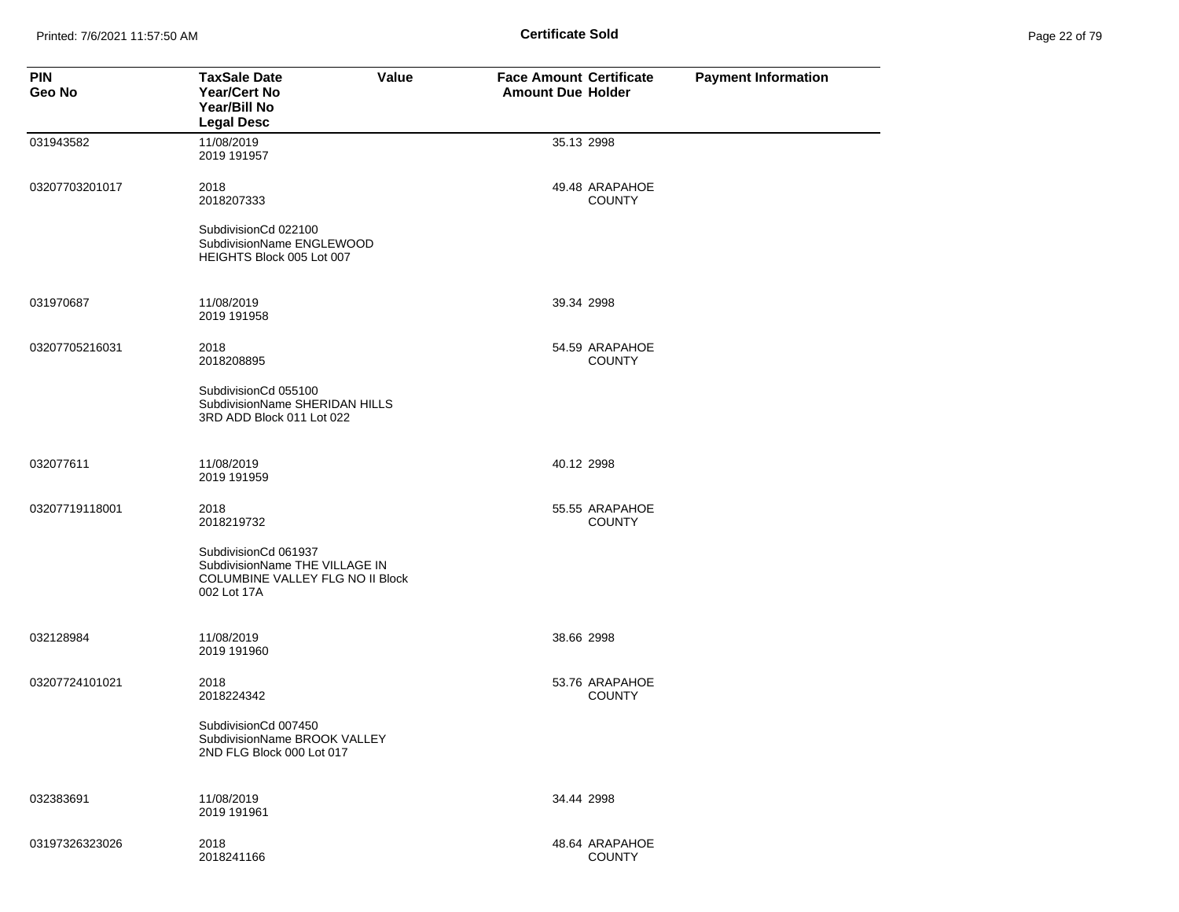**Certificate Sold**

| PIN<br>Geo No | TaxSale Date<br>Year/Cert No<br>Year/Bill No<br>Legal Desc | Value | Face Amount<br>Amount Due | Certificate<br>Holder | Payment Information |
|---|---|---|---|---|---|
| 031943582 | 11/08/2019<br>2019 191957 | | 35.13 | 2998 | |
| 03207703201017 | 2018<br>2018207333<br><br>SubdivisionCd 022100<br>SubdivisionName ENGLEWOOD HEIGHTS Block 005 Lot 007 | | 49.48 | ARAPAHOE COUNTY | |
| 031970687 | 11/08/2019<br>2019 191958 | | 39.34 | 2998 | |
| 03207705216031 | 2018<br>2018208895<br><br>SubdivisionCd 055100<br>SubdivisionName SHERIDAN HILLS 3RD ADD Block 011 Lot 022 | | 54.59 | ARAPAHOE COUNTY | |
| 032077611 | 11/08/2019<br>2019 191959 | | 40.12 | 2998 | |
| 03207719118001 | 2018<br>2018219732<br><br>SubdivisionCd 061937<br>SubdivisionName THE VILLAGE IN COLUMBINE VALLEY FLG NO II Block 002 Lot 17A | | 55.55 | ARAPAHOE COUNTY | |
| 032128984 | 11/08/2019<br>2019 191960 | | 38.66 | 2998 | |
| 03207724101021 | 2018<br>2018224342<br><br>SubdivisionCd 007450<br>SubdivisionName BROOK VALLEY 2ND FLG Block 000 Lot 017 | | 53.76 | ARAPAHOE COUNTY | |
| 032383691 | 11/08/2019<br>2019 191961 | | 34.44 | 2998 | |
| 03197326323026 | 2018<br>2018241166 | | 48.64 | ARAPAHOE COUNTY | |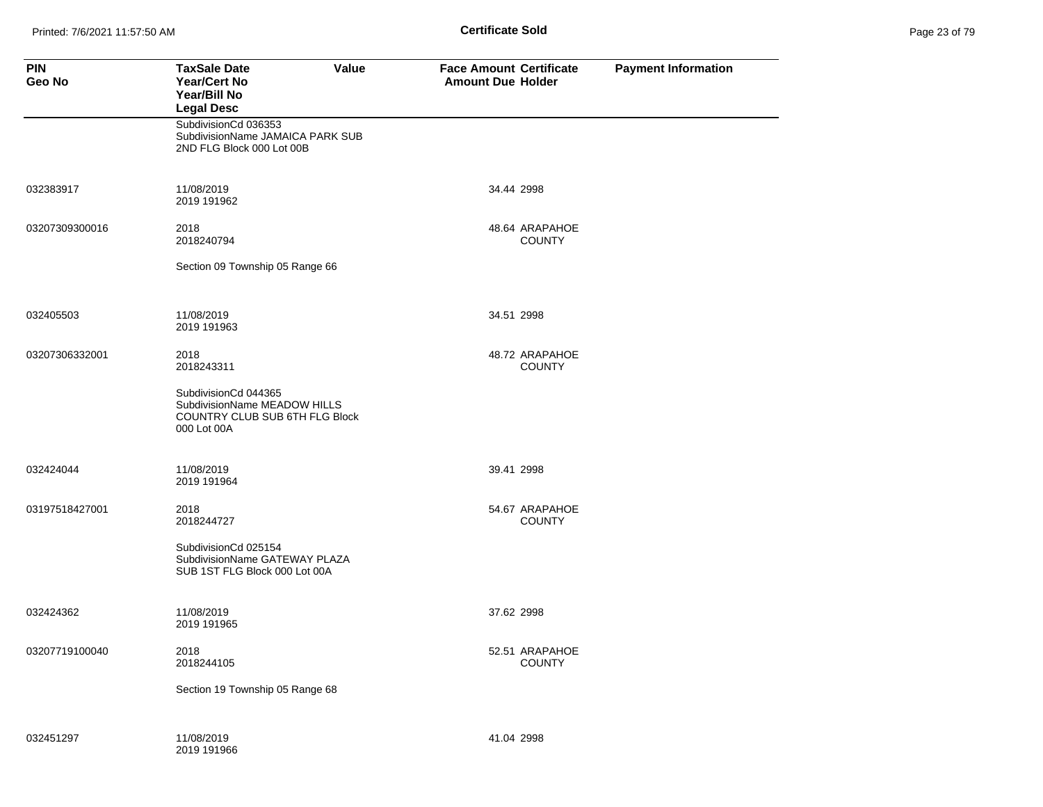| PIN<br>Geo No | TaxSale Date<br>Year/Cert No<br>Year/Bill No<br>Legal Desc | Value | Face Amount<br>Amount Due | Certificate<br>Holder | Payment Information |
|---|---|---|---|---|---|
| | SubdivisionCd 036353<br>SubdivisionName JAMAICA PARK SUB 2ND FLG Block 000 Lot 00B | | | | |
| 032383917 | 11/08/2019<br>2019 191962 | | 34.44 | 2998 | |
| 03207309300016 | 2018<br>2018240794 | | 48.64 | ARAPAHOE COUNTY | |
| | Section 09 Township 05 Range 66 | | | | |
| 032405503 | 11/08/2019<br>2019 191963 | | 34.51 | 2998 | |
| 03207306332001 | 2018<br>2018243311 | | 48.72 | ARAPAHOE COUNTY | |
| | SubdivisionCd 044365<br>SubdivisionName MEADOW HILLS COUNTRY CLUB SUB 6TH FLG Block 000 Lot 00A | | | | |
| 032424044 | 11/08/2019<br>2019 191964 | | 39.41 | 2998 | |
| 03197518427001 | 2018<br>2018244727 | | 54.67 | ARAPAHOE COUNTY | |
| | SubdivisionCd 025154<br>SubdivisionName GATEWAY PLAZA SUB 1ST FLG Block 000 Lot 00A | | | | |
| 032424362 | 11/08/2019<br>2019 191965 | | 37.62 | 2998 | |
| 03207719100040 | 2018<br>2018244105 | | 52.51 | ARAPAHOE COUNTY | |
| | Section 19 Township 05 Range 68 | | | | |
| 032451297 | 11/08/2019<br>2019 191966 | | 41.04 | 2998 | |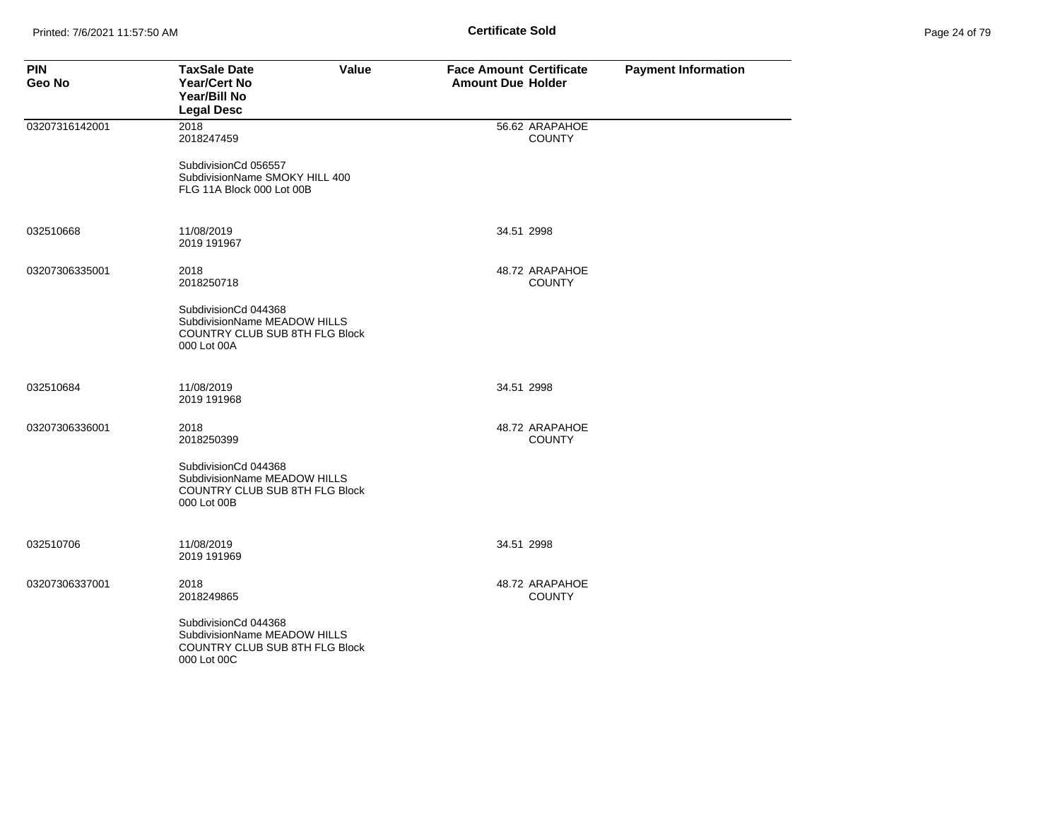# Certificate Sold

| PIN<br>Geo No | TaxSale Date<br>Year/Cert No<br>Year/Bill No<br>Legal Desc | Value | Face Amount<br>Amount Due | Certificate<br>Holder | Payment Information |
|---|---|---|---|---|---|
| 03207316142001 | 2018<br>2018247459<br><br>SubdivisionCd 056557<br>SubdivisionName SMOKY HILL 400 FLG 11A Block 000 Lot 00B | | 56.62 | ARAPAHOE COUNTY | |
| 032510668 | 11/08/2019<br>2019 191967 | | 34.51 | 2998 | |
| 03207306335001 | 2018<br>2018250718<br><br>SubdivisionCd 044368<br>SubdivisionName MEADOW HILLS COUNTRY CLUB SUB 8TH FLG Block 000 Lot 00A | | 48.72 | ARAPAHOE COUNTY | |
| 032510684 | 11/08/2019<br>2019 191968 | | 34.51 | 2998 | |
| 03207306336001 | 2018<br>2018250399<br><br>SubdivisionCd 044368<br>SubdivisionName MEADOW HILLS COUNTRY CLUB SUB 8TH FLG Block 000 Lot 00B | | 48.72 | ARAPAHOE COUNTY | |
| 032510706 | 11/08/2019<br>2019 191969 | | 34.51 | 2998 | |
| 03207306337001 | 2018<br>2018249865<br><br>SubdivisionCd 044368<br>SubdivisionName MEADOW HILLS COUNTRY CLUB SUB 8TH FLG Block 000 Lot 00C | | 48.72 | ARAPAHOE COUNTY | |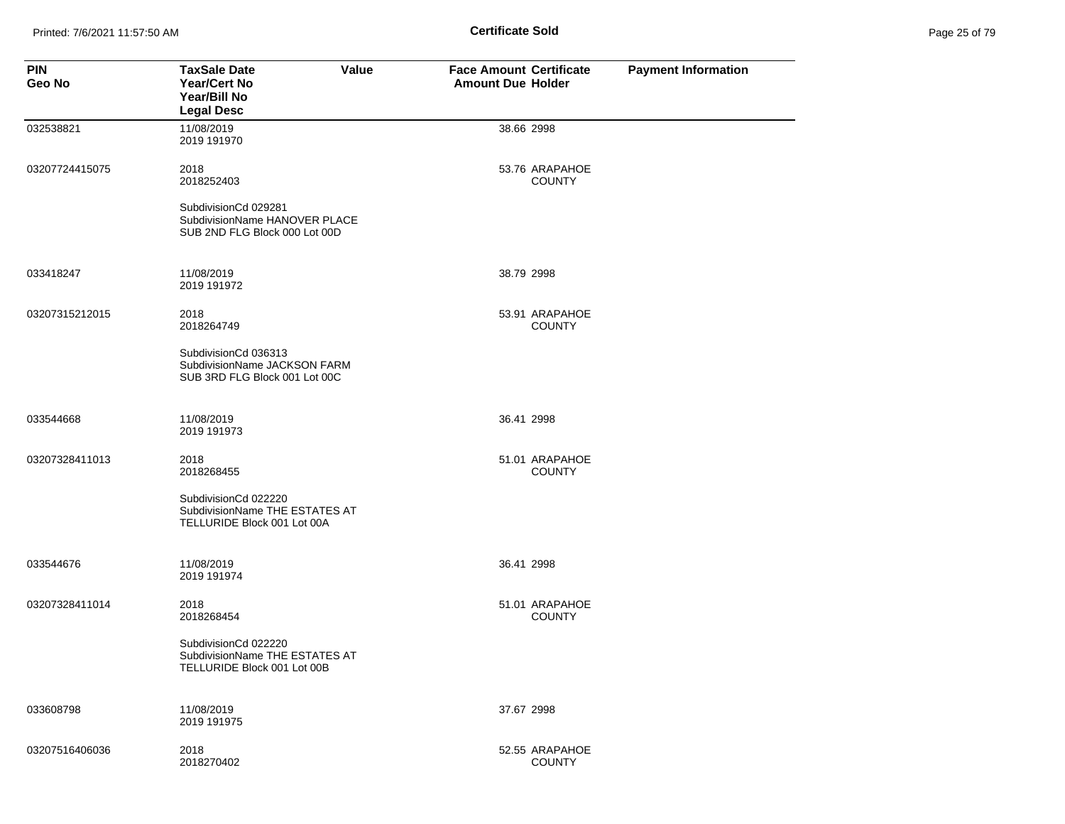**Certificate Sold**

| PIN<br>Geo No | TaxSale Date<br>Year/Cert No<br>Year/Bill No<br>Legal Desc | Value | Face Amount<br>Amount Due | Certificate<br>Holder | Payment Information |
|---|---|---|---|---|---|
| 032538821 | 11/08/2019<br>2019 191970 | | 38.66 | 2998 | |
| 03207724415075 | 2018<br>2018252403<br><br>SubdivisionCd 029281<br>SubdivisionName HANOVER PLACE SUB 2ND FLG Block 000 Lot 00D | | 53.76 | ARAPAHOE COUNTY | |
| 033418247 | 11/08/2019<br>2019 191972 | | 38.79 | 2998 | |
| 03207315212015 | 2018<br>2018264749<br><br>SubdivisionCd 036313<br>SubdivisionName JACKSON FARM SUB 3RD FLG Block 001 Lot 00C | | 53.91 | ARAPAHOE COUNTY | |
| 033544668 | 11/08/2019<br>2019 191973 | | 36.41 | 2998 | |
| 03207328411013 | 2018<br>2018268455<br><br>SubdivisionCd 022220<br>SubdivisionName THE ESTATES AT TELLURIDE Block 001 Lot 00A | | 51.01 | ARAPAHOE COUNTY | |
| 033544676 | 11/08/2019<br>2019 191974 | | 36.41 | 2998 | |
| 03207328411014 | 2018<br>2018268454<br><br>SubdivisionCd 022220<br>SubdivisionName THE ESTATES AT TELLURIDE Block 001 Lot 00B | | 51.01 | ARAPAHOE COUNTY | |
| 033608798 | 11/08/2019<br>2019 191975 | | 37.67 | 2998 | |
| 03207516406036 | 2018<br>2018270402 | | 52.55 | ARAPAHOE COUNTY | |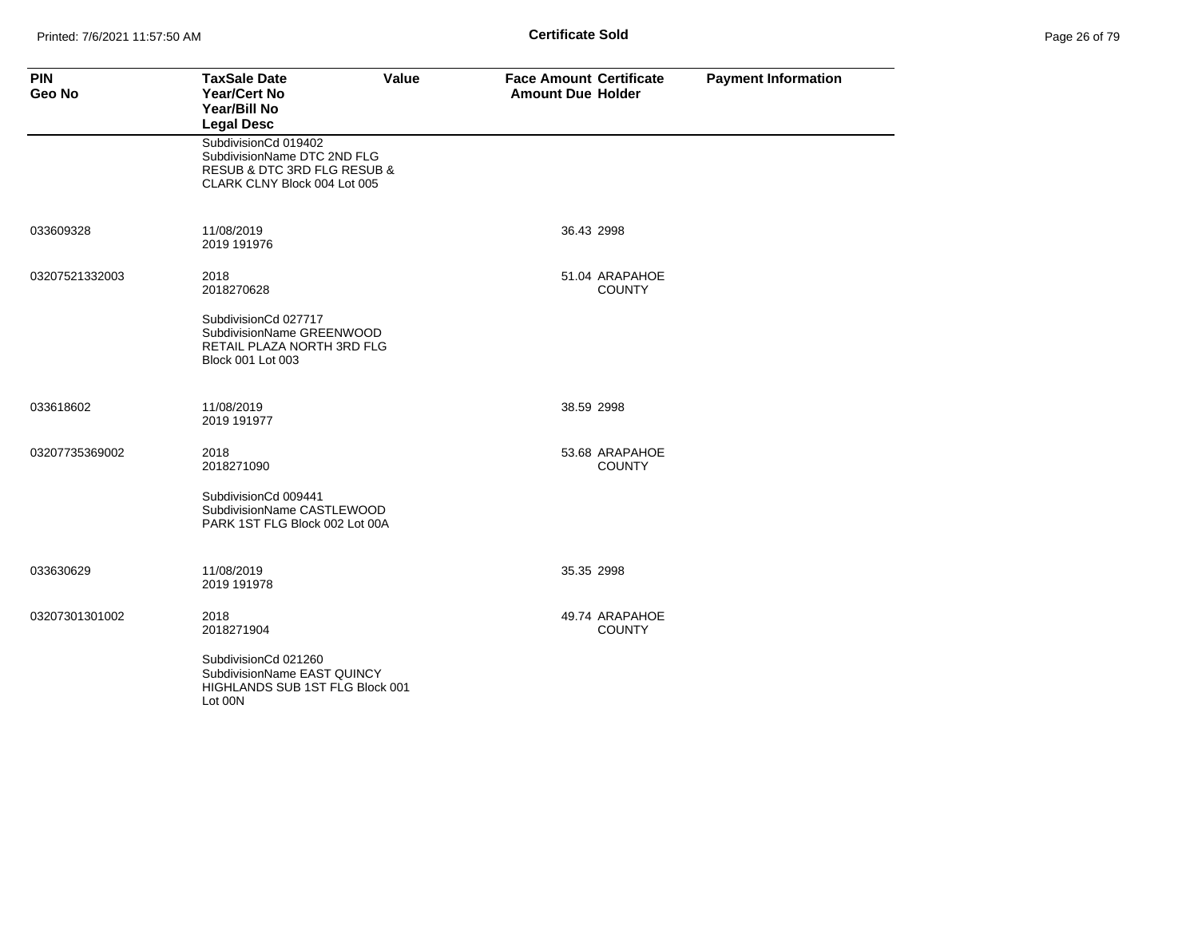| PIN<br>Geo No | TaxSale Date<br>Year/Cert No<br>Year/Bill No<br>Legal Desc | Value | Face Amount<br>Amount Due | Certificate<br>Holder | Payment Information |
|---|---|---|---|---|---|
| | SubdivisionCd 019402<br>SubdivisionName DTC 2ND FLG RESUB & DTC 3RD FLG RESUB & CLARK CLNY Block 004 Lot 005 | | | | |
| 033609328 | 11/08/2019<br>2019 191976 | | 36.43 | 2998 | |
| 03207521332003 | 2018<br>2018270628 | | 51.04 | ARAPAHOE COUNTY | |
| | SubdivisionCd 027717<br>SubdivisionName GREENWOOD RETAIL PLAZA NORTH 3RD FLG Block 001 Lot 003 | | | | |
| 033618602 | 11/08/2019<br>2019 191977 | | 38.59 | 2998 | |
| 03207735369002 | 2018<br>2018271090 | | 53.68 | ARAPAHOE COUNTY | |
| | SubdivisionCd 009441<br>SubdivisionName CASTLEWOOD PARK 1ST FLG Block 002 Lot 00A | | | | |
| 033630629 | 11/08/2019<br>2019 191978 | | 35.35 | 2998 | |
| 03207301301002 | 2018<br>2018271904 | | 49.74 | ARAPAHOE COUNTY | |
| | SubdivisionCd 021260<br>SubdivisionName EAST QUINCY HIGHLANDS SUB 1ST FLG Block 001 Lot 00N | | | | |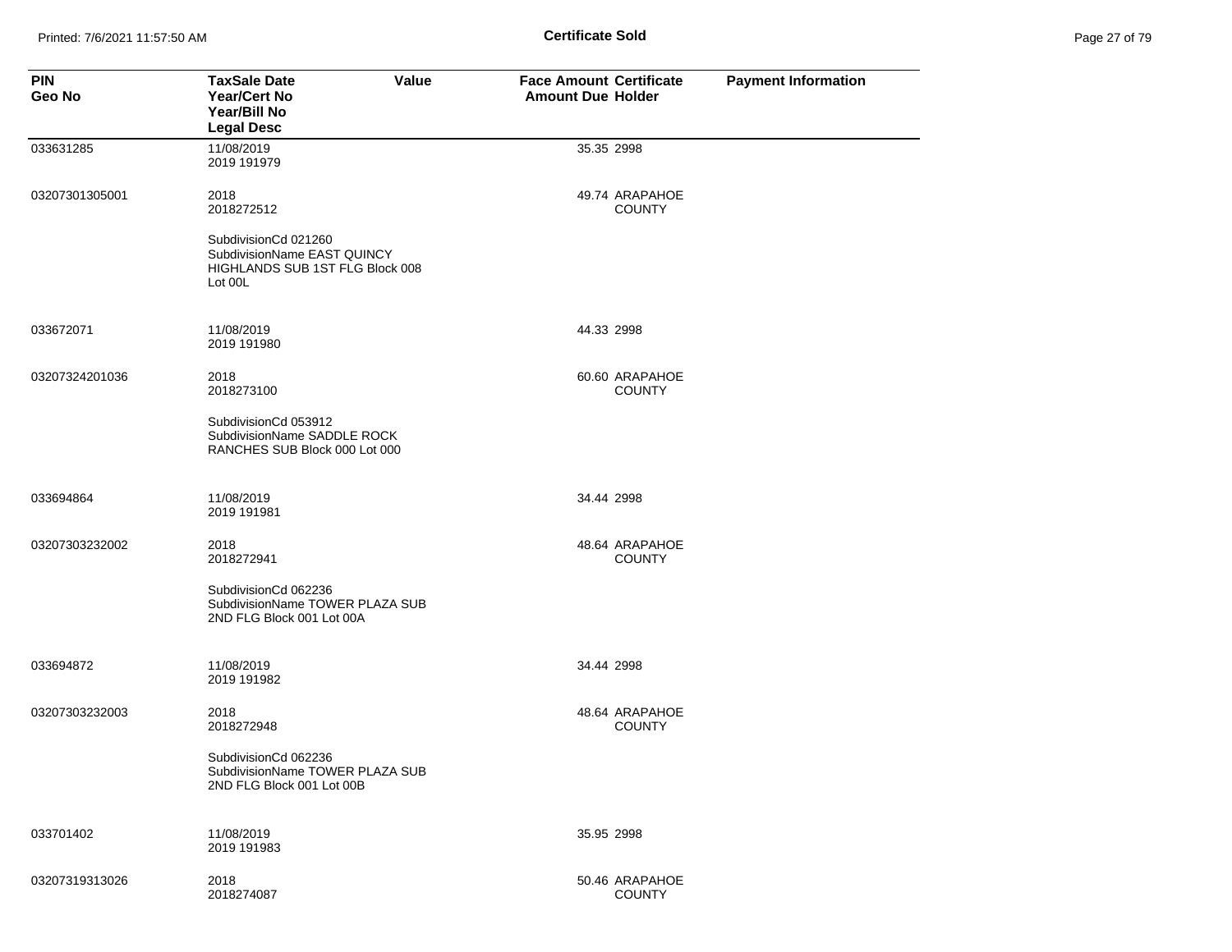# Certificate Sold

| PIN<br>Geo No | TaxSale Date<br>Year/Cert No<br>Year/Bill No<br>Legal Desc | Value | Face Amount<br>Amount Due | Certificate<br>Holder | Payment Information |
|---|---|---|---|---|---|
| 033631285 | 11/08/2019<br>2019 191979 | | 35.35 | 2998 | |
| 03207301305001 | 2018<br>2018272512<br><br>SubdivisionCd 021260<br>SubdivisionName EAST QUINCY HIGHLANDS SUB 1ST FLG Block 008 Lot 00L | | 49.74 | ARAPAHOE COUNTY | |
| 033672071 | 11/08/2019<br>2019 191980 | | 44.33 | 2998 | |
| 03207324201036 | 2018<br>2018273100<br><br>SubdivisionCd 053912<br>SubdivisionName SADDLE ROCK RANCHES SUB Block 000 Lot 000 | | 60.60 | ARAPAHOE COUNTY | |
| 033694864 | 11/08/2019<br>2019 191981 | | 34.44 | 2998 | |
| 03207303232002 | 2018<br>2018272941<br><br>SubdivisionCd 062236<br>SubdivisionName TOWER PLAZA SUB 2ND FLG Block 001 Lot 00A | | 48.64 | ARAPAHOE COUNTY | |
| 033694872 | 11/08/2019<br>2019 191982 | | 34.44 | 2998 | |
| 03207303232003 | 2018<br>2018272948<br><br>SubdivisionCd 062236<br>SubdivisionName TOWER PLAZA SUB 2ND FLG Block 001 Lot 00B | | 48.64 | ARAPAHOE COUNTY | |
| 033701402 | 11/08/2019<br>2019 191983 | | 35.95 | 2998 | |
| 03207319313026 | 2018<br>2018274087 | | 50.46 | ARAPAHOE COUNTY | |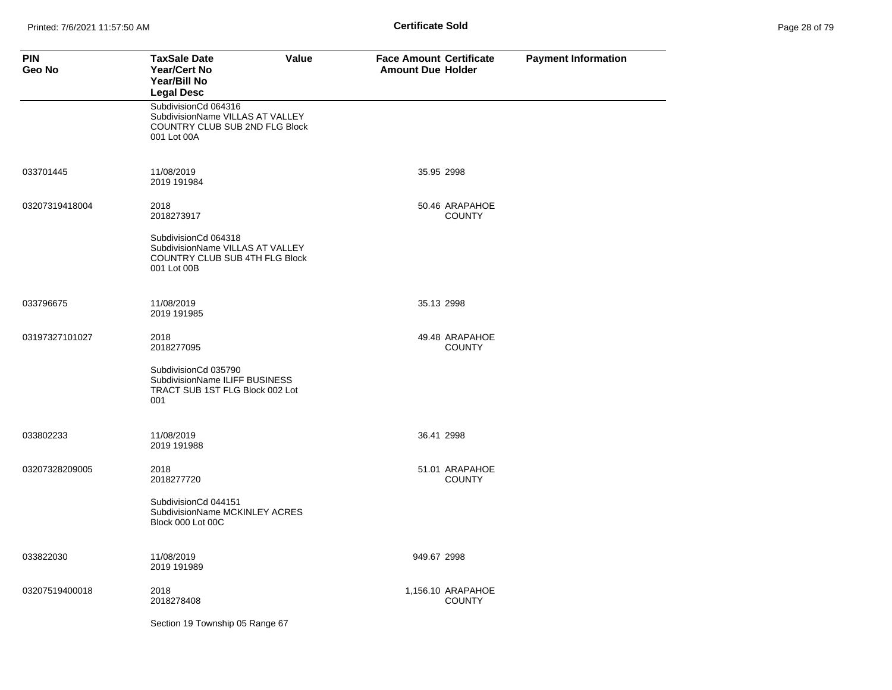**Certificate Sold**

| PIN<br>Geo No | TaxSale Date<br>Year/Cert No<br>Year/Bill No<br>Legal Desc | Value | Face Amount<br>Amount Due | Certificate<br>Holder | Payment Information |
|---|---|---|---|---|---|
| | SubdivisionCd 064316<br>SubdivisionName VILLAS AT VALLEY COUNTRY CLUB SUB 2ND FLG Block 001 Lot 00A | | | | |
| 033701445 | 11/08/2019<br>2019 191984 | | 35.95 | 2998 | |
| 03207319418004 | 2018<br>2018273917 | | 50.46 | ARAPAHOE COUNTY | |
| | SubdivisionCd 064318<br>SubdivisionName VILLAS AT VALLEY COUNTRY CLUB SUB 4TH FLG Block 001 Lot 00B | | | | |
| 033796675 | 11/08/2019<br>2019 191985 | | 35.13 | 2998 | |
| 03197327101027 | 2018<br>2018277095 | | 49.48 | ARAPAHOE COUNTY | |
| | SubdivisionCd 035790<br>SubdivisionName ILIFF BUSINESS TRACT SUB 1ST FLG Block 002 Lot 001 | | | | |
| 033802233 | 11/08/2019<br>2019 191988 | | 36.41 | 2998 | |
| 03207328209005 | 2018<br>2018277720 | | 51.01 | ARAPAHOE COUNTY | |
| | SubdivisionCd 044151<br>SubdivisionName MCKINLEY ACRES Block 000 Lot 00C | | | | |
| 033822030 | 11/08/2019<br>2019 191989 | | 949.67 | 2998 | |
| 03207519400018 | 2018<br>2018278408 | | 1,156.10 | ARAPAHOE COUNTY | |
| | Section 19 Township 05 Range 67 | | | | |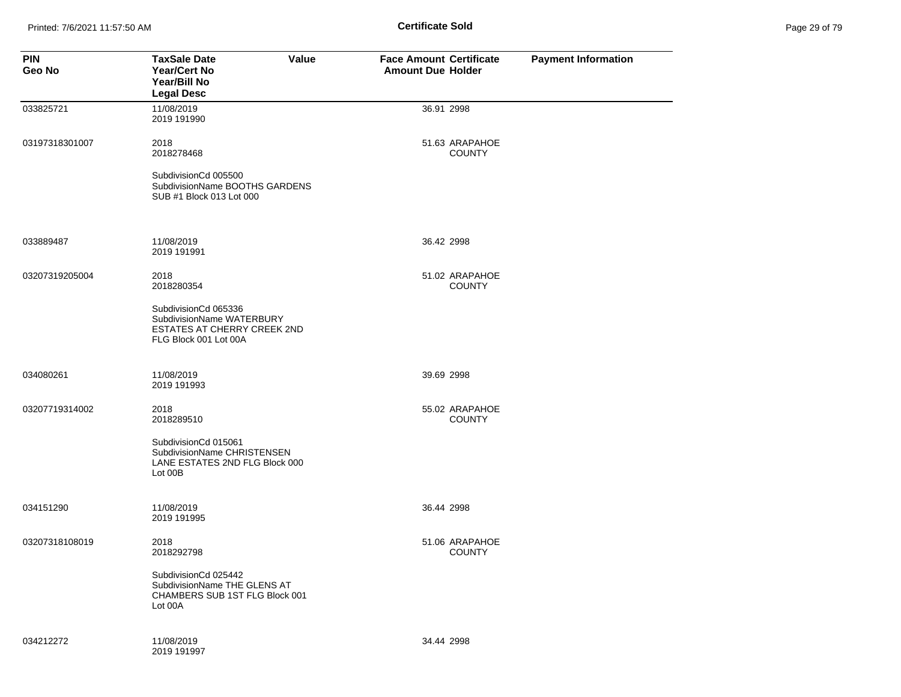# Certificate Sold

| PIN<br>Geo No | TaxSale Date<br>Year/Cert No<br>Year/Bill No<br>Legal Desc | Value | Face Amount<br>Amount Due | Certificate<br>Holder | Payment Information |
|---|---|---|---|---|---|
| 033825721 | 11/08/2019<br>2019 191990 | | 36.91 | 2998 | |
| 03197318301007 | 2018<br>2018278468<br><br>SubdivisionCd 005500<br>SubdivisionName BOOTHS GARDENS SUB #1 Block 013 Lot 000 | | 51.63 | ARAPAHOE COUNTY | |
| 033889487 | 11/08/2019<br>2019 191991 | | 36.42 | 2998 | |
| 03207319205004 | 2018<br>2018280354<br><br>SubdivisionCd 065336<br>SubdivisionName WATERBURY ESTATES AT CHERRY CREEK 2ND FLG Block 001 Lot 00A | | 51.02 | ARAPAHOE COUNTY | |
| 034080261 | 11/08/2019<br>2019 191993 | | 39.69 | 2998 | |
| 03207719314002 | 2018<br>2018289510<br><br>SubdivisionCd 015061<br>SubdivisionName CHRISTENSEN LANE ESTATES 2ND FLG Block 000 Lot 00B | | 55.02 | ARAPAHOE COUNTY | |
| 034151290 | 11/08/2019<br>2019 191995 | | 36.44 | 2998 | |
| 03207318108019 | 2018<br>2018292798<br><br>SubdivisionCd 025442<br>SubdivisionName THE GLENS AT CHAMBERS SUB 1ST FLG Block 001 Lot 00A | | 51.06 | ARAPAHOE COUNTY | |
| 034212272 | 11/08/2019<br>2019 191997 | | 34.44 | 2998 | |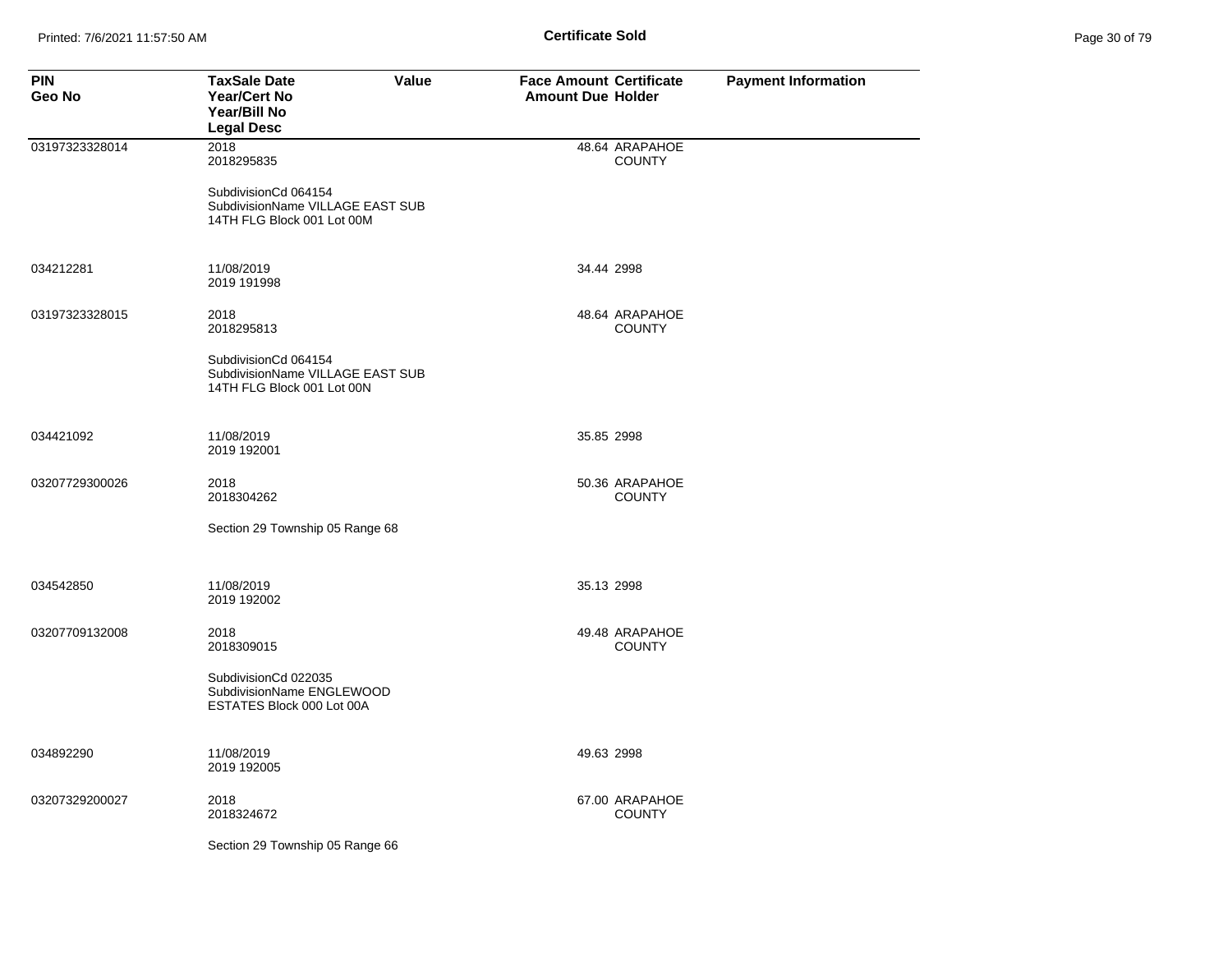**Certificate Sold**

| PIN<br>Geo No | TaxSale Date<br>Year/Cert No<br>Year/Bill No<br>Legal Desc | Value | Face Amount<br>Amount Due | Certificate<br>Holder | Payment Information |
|---|---|---|---|---|---|
| 03197323328014 | 2018<br>2018295835<br><br>SubdivisionCd 064154<br>SubdivisionName VILLAGE EAST SUB<br>14TH FLG Block 001 Lot 00M | | 48.64 | ARAPAHOE COUNTY | |
| 034212281 | 11/08/2019<br>2019 191998 | | 34.44 | 2998 | |
| 03197323328015 | 2018<br>2018295813<br><br>SubdivisionCd 064154<br>SubdivisionName VILLAGE EAST SUB<br>14TH FLG Block 001 Lot 00N | | 48.64 | ARAPAHOE COUNTY | |
| 034421092 | 11/08/2019<br>2019 192001 | | 35.85 | 2998 | |
| 03207729300026 | 2018<br>2018304262<br><br>Section 29 Township 05 Range 68 | | 50.36 | ARAPAHOE COUNTY | |
| 034542850 | 11/08/2019<br>2019 192002 | | 35.13 | 2998 | |
| 03207709132008 | 2018<br>2018309015<br><br>SubdivisionCd 022035<br>SubdivisionName ENGLEWOOD<br>ESTATES Block 000 Lot 00A | | 49.48 | ARAPAHOE COUNTY | |
| 034892290 | 11/08/2019<br>2019 192005 | | 49.63 | 2998 | |
| 03207329200027 | 2018<br>2018324672<br><br>Section 29 Township 05 Range 66 | | 67.00 | ARAPAHOE COUNTY | |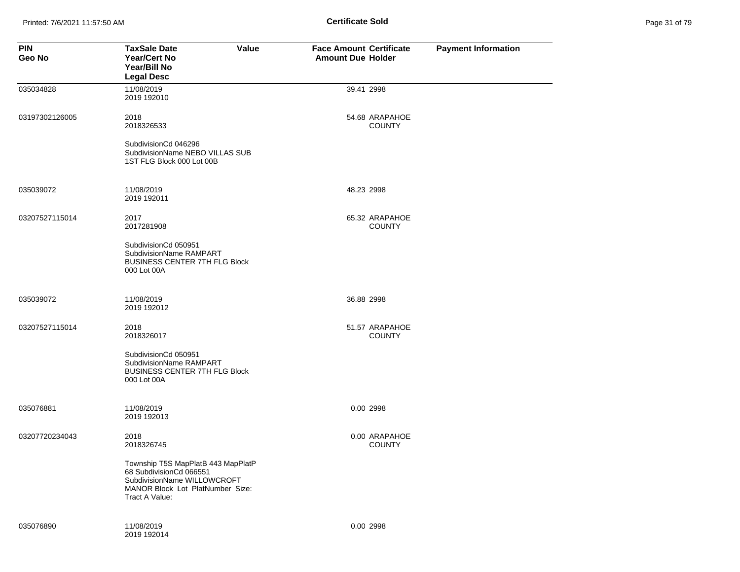# Certificate Sold

| PIN<br>Geo No | TaxSale Date<br>Year/Cert No<br>Year/Bill No<br>Legal Desc | Value | Face Amount<br>Amount Due | Certificate<br>Holder | Payment Information |
|---|---|---|---|---|---|
| 035034828 | 11/08/2019<br>2019 192010 | | 39.41 | 2998 | |
| 03197302126005 | 2018<br>2018326533<br><br>SubdivisionCd 046296 SubdivisionName NEBO VILLAS SUB 1ST FLG Block 000 Lot 00B | | 54.68 | ARAPAHOE COUNTY | |
| 035039072 | 11/08/2019<br>2019 192011 | | 48.23 | 2998 | |
| 03207527115014 | 2017<br>2017281908<br><br>SubdivisionCd 050951 SubdivisionName RAMPART BUSINESS CENTER 7TH FLG Block 000 Lot 00A | | 65.32 | ARAPAHOE COUNTY | |
| 035039072 | 11/08/2019<br>2019 192012 | | 36.88 | 2998 | |
| 03207527115014 | 2018<br>2018326017<br><br>SubdivisionCd 050951 SubdivisionName RAMPART BUSINESS CENTER 7TH FLG Block 000 Lot 00A | | 51.57 | ARAPAHOE COUNTY | |
| 035076881 | 11/08/2019<br>2019 192013 | | 0.00 | 2998 | |
| 03207720234043 | 2018<br>2018326745<br><br>Township T5S MapPlatB 443 MapPlatP 68 SubdivisionCd 066551 SubdivisionName WILLOWCROFT MANOR Block Lot PlatNumber Size: Tract A Value: | | 0.00 | ARAPAHOE COUNTY | |
| 035076890 | 11/08/2019<br>2019 192014 | | 0.00 | 2998 | |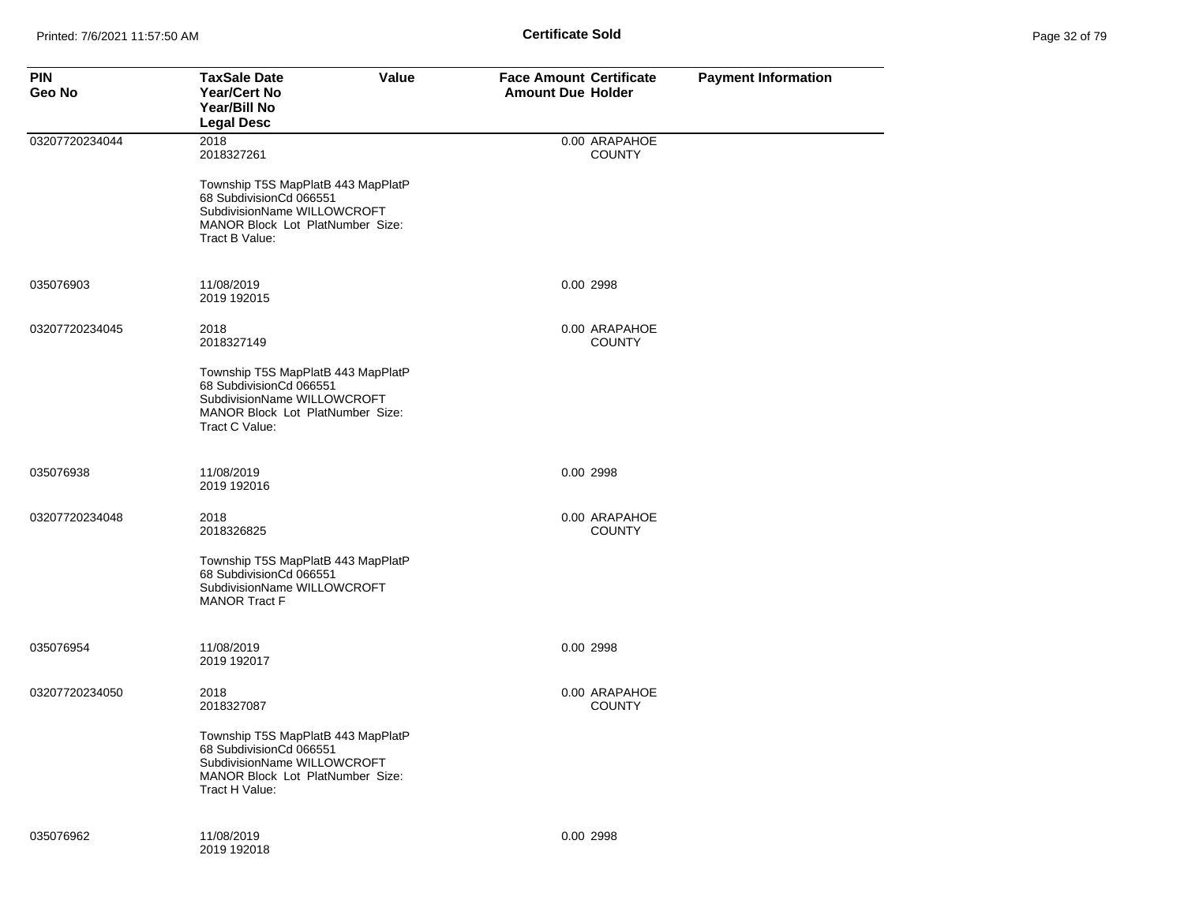**Certificate Sold**

| PIN<br>Geo No | TaxSale Date<br>Year/Cert No<br>Year/Bill No<br>Legal Desc | Value | Face Amount<br>Amount Due | Certificate<br>Holder | Payment Information |
|---|---|---|---|---|---|
| 03207720234044 | 2018<br>2018327261<br><br>Township T5S MapPlatB 443 MapPlatP 68 SubdivisionCd 066551 SubdivisionName WILLOWCROFT MANOR Block Lot PlatNumber Size: Tract B Value: | | 0.00 | ARAPAHOE COUNTY | |
| 035076903 | 11/08/2019<br>2019 192015 | | 0.00 | 2998 | |
| 03207720234045 | 2018<br>2018327149<br><br>Township T5S MapPlatB 443 MapPlatP 68 SubdivisionCd 066551 SubdivisionName WILLOWCROFT MANOR Block Lot PlatNumber Size: Tract C Value: | | 0.00 | ARAPAHOE COUNTY | |
| 035076938 | 11/08/2019<br>2019 192016 | | 0.00 | 2998 | |
| 03207720234048 | 2018<br>2018326825<br><br>Township T5S MapPlatB 443 MapPlatP 68 SubdivisionCd 066551 SubdivisionName WILLOWCROFT MANOR Tract F | | 0.00 | ARAPAHOE COUNTY | |
| 035076954 | 11/08/2019<br>2019 192017 | | 0.00 | 2998 | |
| 03207720234050 | 2018<br>2018327087<br><br>Township T5S MapPlatB 443 MapPlatP 68 SubdivisionCd 066551 SubdivisionName WILLOWCROFT MANOR Block Lot PlatNumber Size: Tract H Value: | | 0.00 | ARAPAHOE COUNTY | |
| 035076962 | 11/08/2019<br>2019 192018 | | 0.00 | 2998 | |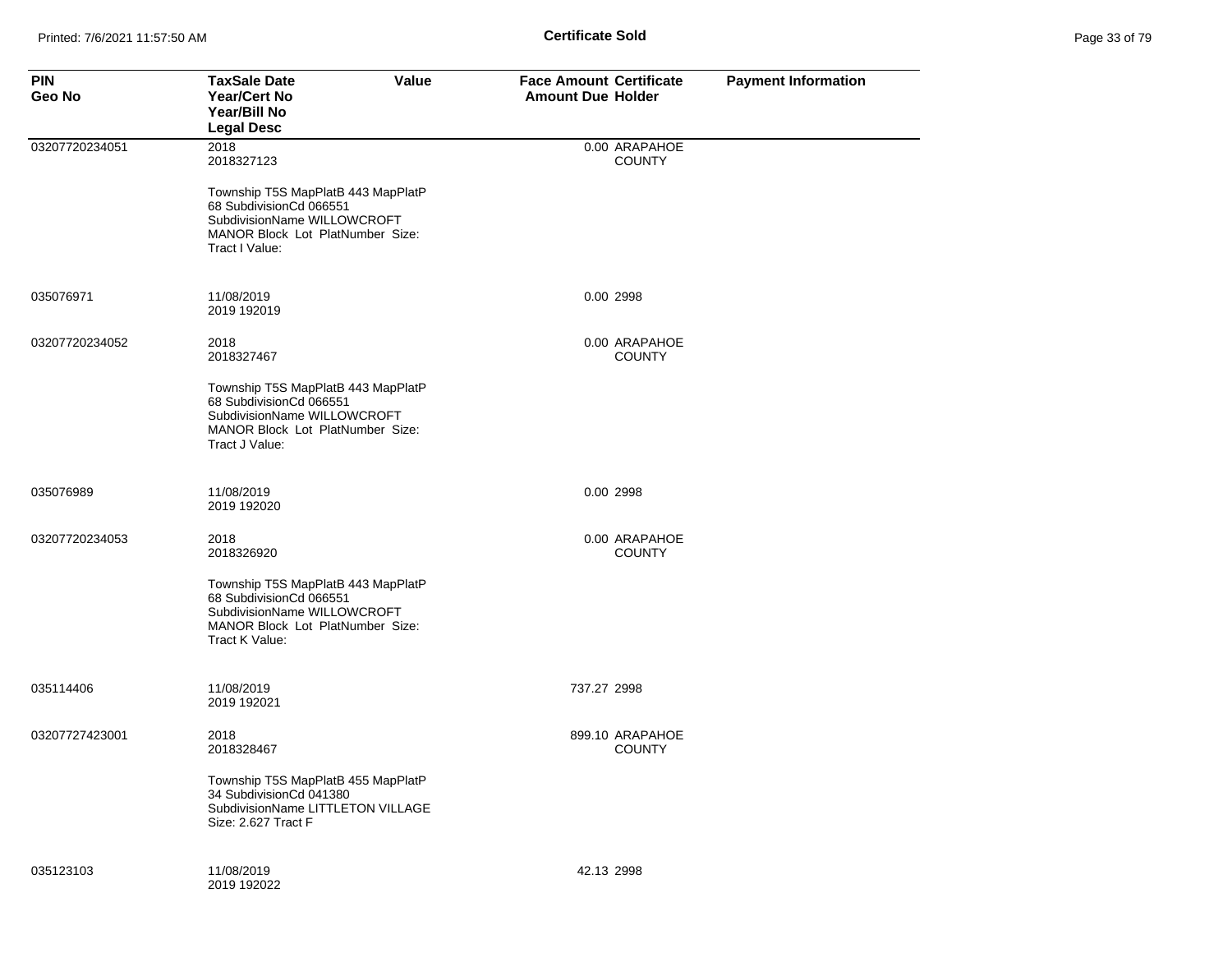# Certificate Sold

| PIN<br>Geo No | TaxSale Date<br>Year/Cert No<br>Year/Bill No<br>Legal Desc | Value | Face Amount<br>Amount Due | Certificate<br>Holder | Payment Information |
|---|---|---|---|---|---|
| 03207720234051 | 2018<br>2018327123<br><br>Township T5S MapPlatB 443 MapPlatP 68 SubdivisionCd 066551 SubdivisionName WILLOWCROFT MANOR Block Lot PlatNumber Size: Tract I Value: | | 0.00 | ARAPAHOE COUNTY | |
| 035076971 | 11/08/2019<br>2019 192019 | | 0.00 | 2998 | |
| 03207720234052 | 2018<br>2018327467<br><br>Township T5S MapPlatB 443 MapPlatP 68 SubdivisionCd 066551 SubdivisionName WILLOWCROFT MANOR Block Lot PlatNumber Size: Tract J Value: | | 0.00 | ARAPAHOE COUNTY | |
| 035076989 | 11/08/2019<br>2019 192020 | | 0.00 | 2998 | |
| 03207720234053 | 2018<br>2018326920<br><br>Township T5S MapPlatB 443 MapPlatP 68 SubdivisionCd 066551 SubdivisionName WILLOWCROFT MANOR Block Lot PlatNumber Size: Tract K Value: | | 0.00 | ARAPAHOE COUNTY | |
| 035114406 | 11/08/2019<br>2019 192021 | | 737.27 | 2998 | |
| 03207727423001 | 2018<br>2018328467<br><br>Township T5S MapPlatB 455 MapPlatP 34 SubdivisionCd 041380 SubdivisionName LITTLETON VILLAGE Size: 2.627 Tract F | | 899.10 | ARAPAHOE COUNTY | |
| 035123103 | 11/08/2019<br>2019 192022 | | 42.13 | 2998 | |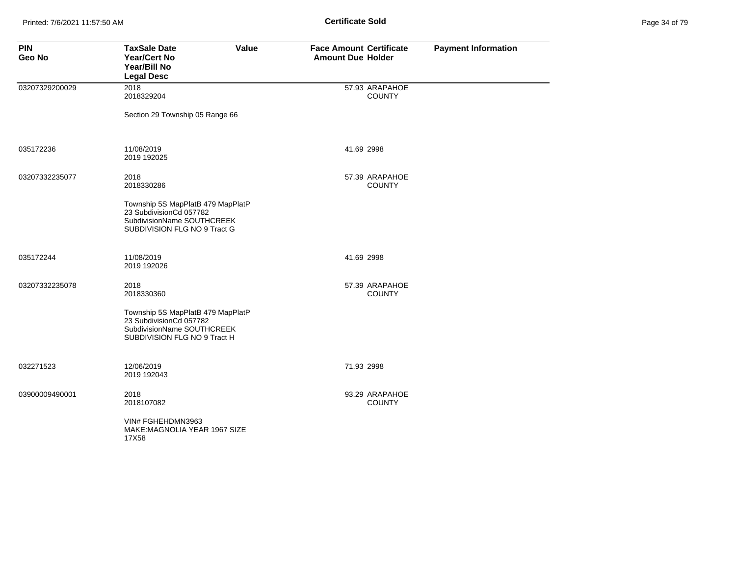**Certificate Sold**

| PIN<br>Geo No | TaxSale Date<br>Year/Cert No<br>Year/Bill No<br>Legal Desc | Value | Face Amount<br>Amount Due | Certificate<br>Holder | Payment Information |
|---|---|---|---|---|---|
| 03207329200029 | 2018<br>2018329204<br><br>Section 29 Township 05 Range 66 | | 57.93 | ARAPAHOE COUNTY | |
| 035172236 | 11/08/2019<br>2019 192025 | | 41.69 | 2998 | |
| 03207332235077 | 2018<br>2018330286<br><br>Township 5S MapPlatB 479 MapPlatP 23 SubdivisionCd 057782 SubdivisionName SOUTHCREEK SUBDIVISION FLG NO 9 Tract G | | 57.39 | ARAPAHOE COUNTY | |
| 035172244 | 11/08/2019<br>2019 192026 | | 41.69 | 2998 | |
| 03207332235078 | 2018<br>2018330360<br><br>Township 5S MapPlatB 479 MapPlatP 23 SubdivisionCd 057782 SubdivisionName SOUTHCREEK SUBDIVISION FLG NO 9 Tract H | | 57.39 | ARAPAHOE COUNTY | |
| 032271523 | 12/06/2019<br>2019 192043 | | 71.93 | 2998 | |
| 03900009490001 | 2018<br>2018107082<br><br>VIN# FGHEHDMN3963 MAKE:MAGNOLIA YEAR 1967 SIZE 17X58 | | 93.29 | ARAPAHOE COUNTY | |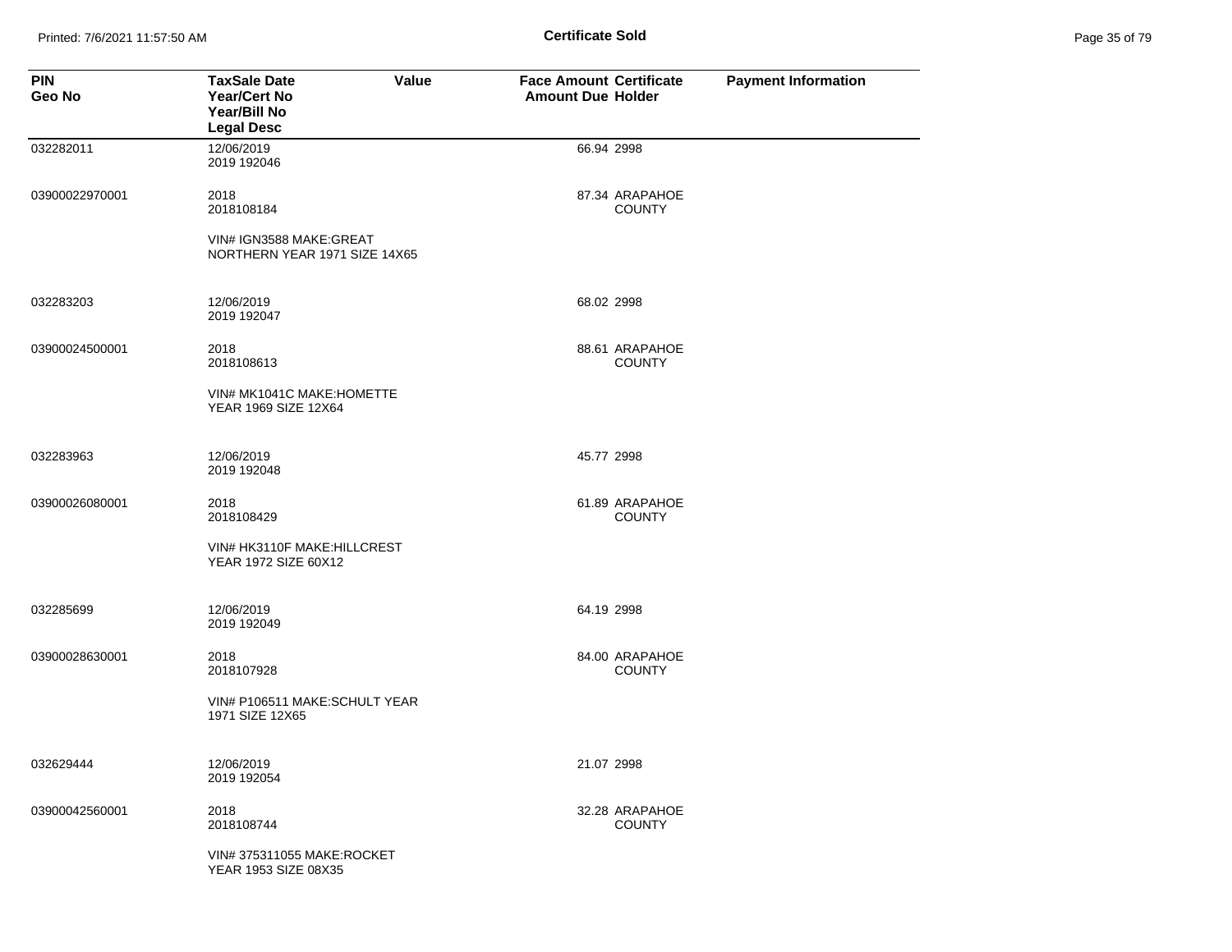| PIN<br>Geo No | TaxSale Date<br>Year/Cert No<br>Year/Bill No<br>Legal Desc | Value | Face Amount<br>Amount Due | Certificate<br>Holder | Payment Information |
|---|---|---|---|---|---|
| 032282011 | 12/06/2019<br>2019 192046 | | 66.94 | 2998 | |
| 03900022970001 | 2018<br>2018108184<br>VIN# IGN3588 MAKE:GREAT NORTHERN YEAR 1971 SIZE 14X65 | | 87.34 | ARAPAHOE COUNTY | |
| 032283203 | 12/06/2019<br>2019 192047 | | 68.02 | 2998 | |
| 03900024500001 | 2018<br>2018108613<br>VIN# MK1041C MAKE:HOMETTE YEAR 1969 SIZE 12X64 | | 88.61 | ARAPAHOE COUNTY | |
| 032283963 | 12/06/2019<br>2019 192048 | | 45.77 | 2998 | |
| 03900026080001 | 2018<br>2018108429<br>VIN# HK3110F MAKE:HILLCREST YEAR 1972 SIZE 60X12 | | 61.89 | ARAPAHOE COUNTY | |
| 032285699 | 12/06/2019<br>2019 192049 | | 64.19 | 2998 | |
| 03900028630001 | 2018<br>2018107928<br>VIN# P106511 MAKE:SCHULT YEAR 1971 SIZE 12X65 | | 84.00 | ARAPAHOE COUNTY | |
| 032629444 | 12/06/2019<br>2019 192054 | | 21.07 | 2998 | |
| 03900042560001 | 2018<br>2018108744<br>VIN# 375311055 MAKE:ROCKET YEAR 1953 SIZE 08X35 | | 32.28 | ARAPAHOE COUNTY | |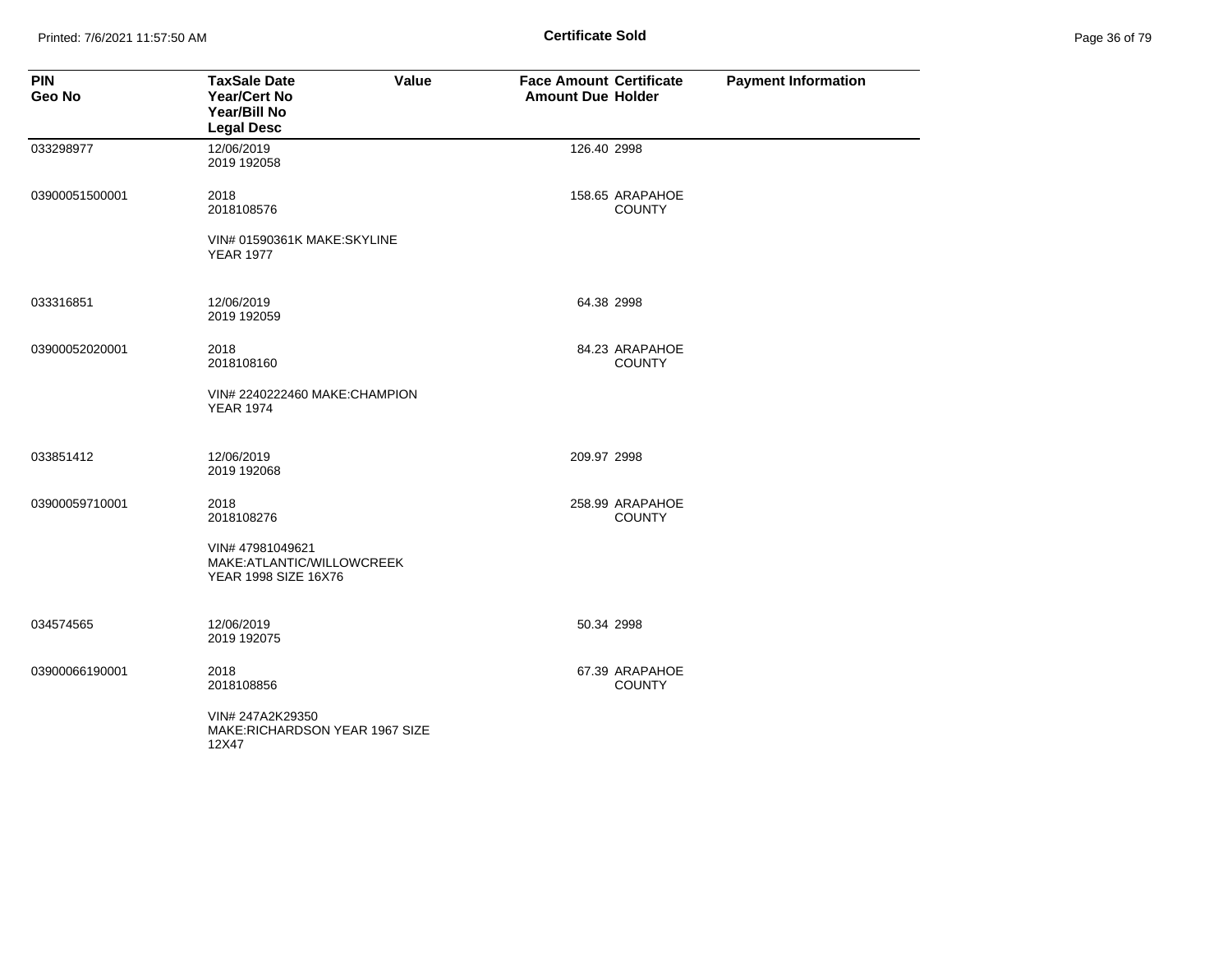# Certificate Sold

| PIN<br>Geo No | TaxSale Date<br>Year/Cert No<br>Year/Bill No<br>Legal Desc | Value | Face Amount<br>Amount Due | Certificate<br>Holder | Payment Information |
|---|---|---|---|---|---|
| 033298977 | 12/06/2019<br>2019 192058 | | 126.40 | 2998 | |
| 03900051500001 | 2018<br>2018108576 | | 158.65 | ARAPAHOE COUNTY | |
| | VIN# 01590361K MAKE:SKYLINE YEAR 1977 | | | | |
| 033316851 | 12/06/2019<br>2019 192059 | | 64.38 | 2998 | |
| 03900052020001 | 2018<br>2018108160 | | 84.23 | ARAPAHOE COUNTY | |
| | VIN# 2240222460 MAKE:CHAMPION YEAR 1974 | | | | |
| 033851412 | 12/06/2019<br>2019 192068 | | 209.97 | 2998 | |
| 03900059710001 | 2018<br>2018108276 | | 258.99 | ARAPAHOE COUNTY | |
| | VIN# 47981049621 MAKE:ATLANTIC/WILLOWCREEK YEAR 1998 SIZE 16X76 | | | | |
| 034574565 | 12/06/2019<br>2019 192075 | | 50.34 | 2998 | |
| 03900066190001 | 2018<br>2018108856 | | 67.39 | ARAPAHOE COUNTY | |
| | VIN# 247A2K29350 MAKE:RICHARDSON YEAR 1967 SIZE 12X47 | | | | |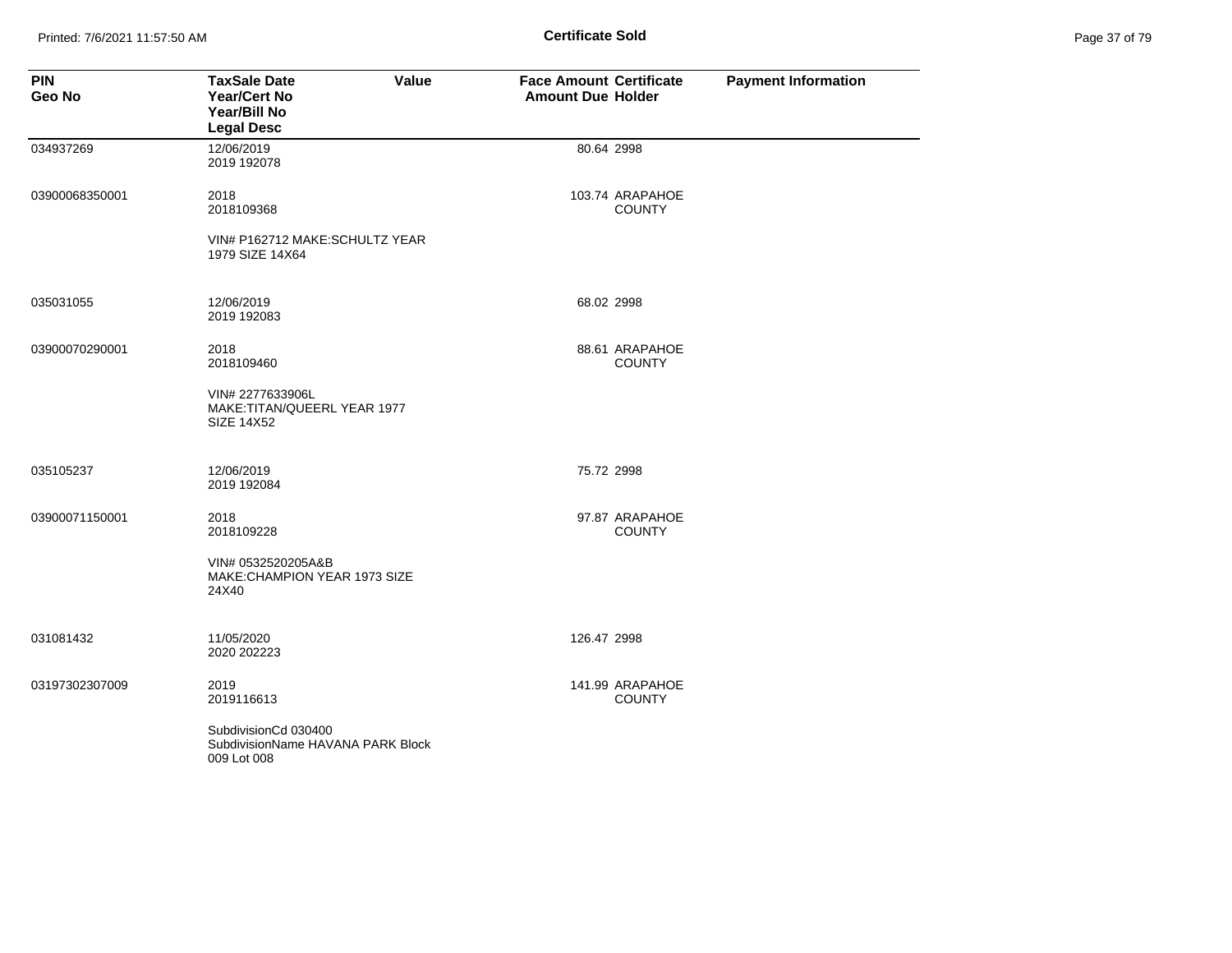# Certificate Sold

| PIN<br>Geo No | TaxSale Date<br>Year/Cert No<br>Year/Bill No<br>Legal Desc | Value | Face Amount<br>Amount Due | Certificate<br>Holder | Payment Information |
|---|---|---|---|---|---|
| 034937269 | 12/06/2019<br>2019 192078 | | 80.64 | 2998 | |
| 03900068350001 | 2018<br>2018109368<br><br>VIN# P162712 MAKE:SCHULTZ YEAR 1979 SIZE 14X64 | | 103.74 | ARAPAHOE COUNTY | |
| 035031055 | 12/06/2019<br>2019 192083 | | 68.02 | 2998 | |
| 03900070290001 | 2018<br>2018109460<br><br>VIN# 2277633906L MAKE:TITAN/QUEERL YEAR 1977 SIZE 14X52 | | 88.61 | ARAPAHOE COUNTY | |
| 035105237 | 12/06/2019<br>2019 192084 | | 75.72 | 2998 | |
| 03900071150001 | 2018<br>2018109228<br><br>VIN# 0532520205A&B MAKE:CHAMPION YEAR 1973 SIZE 24X40 | | 97.87 | ARAPAHOE COUNTY | |
| 031081432 | 11/05/2020<br>2020 202223 | | 126.47 | 2998 | |
| 03197302307009 | 2019<br>2019116613<br><br>SubdivisionCd 030400 SubdivisionName HAVANA PARK Block 009 Lot 008 | | 141.99 | ARAPAHOE COUNTY | |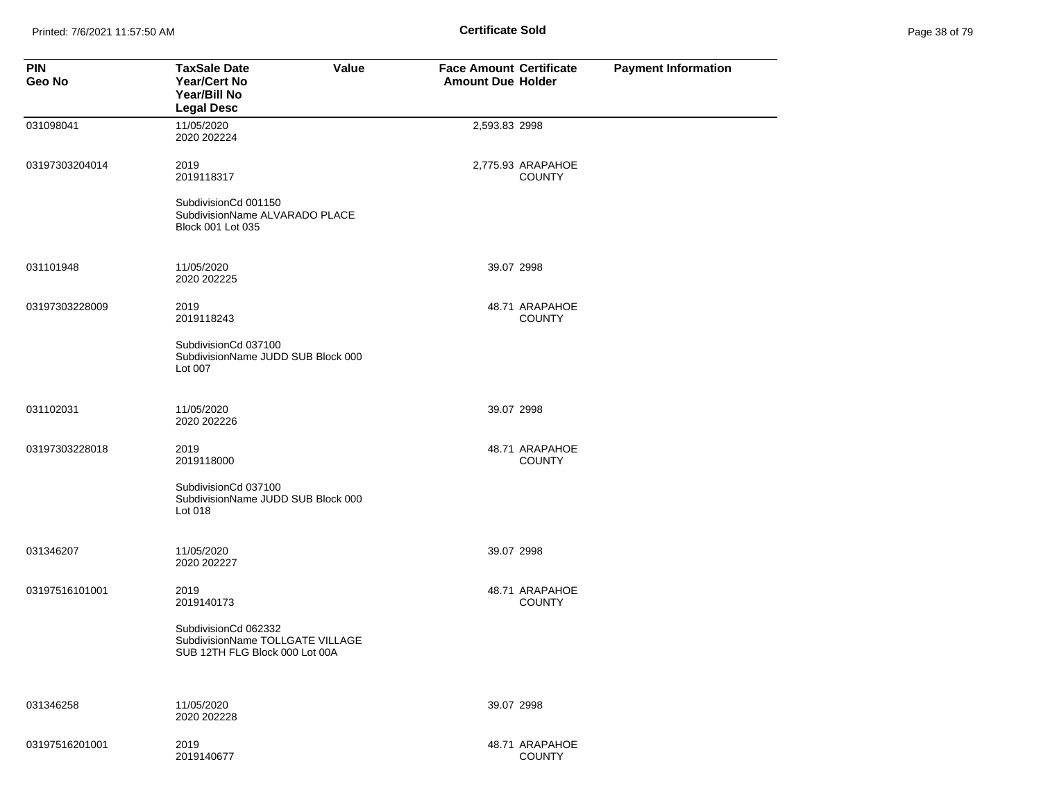| PIN<br>Geo No | TaxSale Date<br>Year/Cert No<br>Year/Bill No<br>Legal Desc | Value | Face Amount<br>Amount Due | Certificate<br>Holder | Payment Information |
|---|---|---|---|---|---|
| 031098041 | 11/05/2020<br>2020 202224 | | 2,593.83 | 2998 | |
| 03197303204014 | 2019<br>2019118317 | | 2,775.93 | ARAPAHOE COUNTY | |
| | SubdivisionCd 001150<br>SubdivisionName ALVARADO PLACE<br>Block 001 Lot 035 | | | | |
| 031101948 | 11/05/2020<br>2020 202225 | | 39.07 | 2998 | |
| 03197303228009 | 2019<br>2019118243 | | 48.71 | ARAPAHOE COUNTY | |
| | SubdivisionCd 037100<br>SubdivisionName JUDD SUB Block 000<br>Lot 007 | | | | |
| 031102031 | 11/05/2020<br>2020 202226 | | 39.07 | 2998 | |
| 03197303228018 | 2019<br>2019118000 | | 48.71 | ARAPAHOE COUNTY | |
| | SubdivisionCd 037100<br>SubdivisionName JUDD SUB Block 000<br>Lot 018 | | | | |
| 031346207 | 11/05/2020<br>2020 202227 | | 39.07 | 2998 | |
| 03197516101001 | 2019<br>2019140173 | | 48.71 | ARAPAHOE COUNTY | |
| | SubdivisionCd 062332<br>SubdivisionName TOLLGATE VILLAGE<br>SUB 12TH FLG Block 000 Lot 00A | | | | |
| 031346258 | 11/05/2020<br>2020 202228 | | 39.07 | 2998 | |
| 03197516201001 | 2019<br>2019140677 | | 48.71 | ARAPAHOE COUNTY | |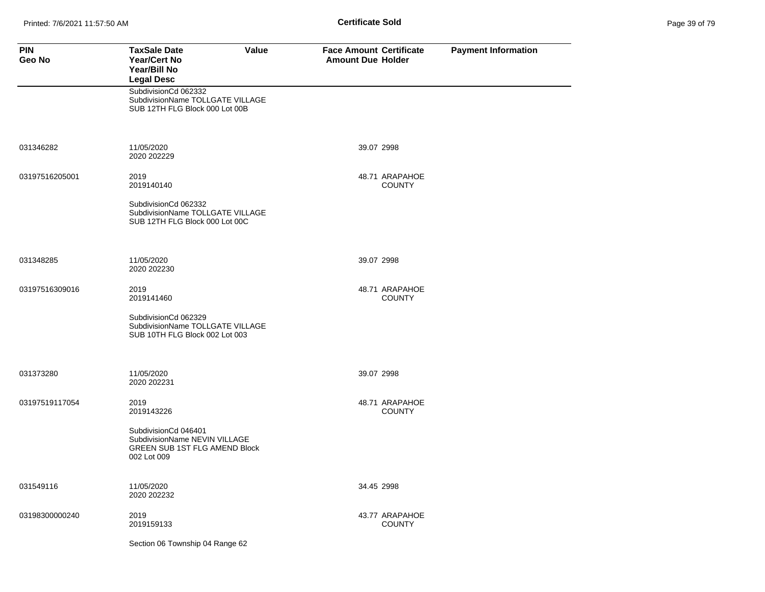Certificate Sold

| PIN<br>Geo No | TaxSale Date<br>Year/Cert No<br>Year/Bill No<br>Legal Desc | Value | Face Amount<br>Amount Due | Certificate<br>Holder | Payment Information |
|---|---|---|---|---|---|
| | SubdivisionCd 062332<br>SubdivisionName TOLLGATE VILLAGE<br>SUB 12TH FLG Block 000 Lot 00B | | | | |
| 031346282 | 11/05/2020<br>2020 202229 | | 39.07 | 2998 | |
| 03197516205001 | 2019<br>2019140140 | | 48.71 | ARAPAHOE COUNTY | |
| | SubdivisionCd 062332<br>SubdivisionName TOLLGATE VILLAGE<br>SUB 12TH FLG Block 000 Lot 00C | | | | |
| 031348285 | 11/05/2020<br>2020 202230 | | 39.07 | 2998 | |
| 03197516309016 | 2019<br>2019141460 | | 48.71 | ARAPAHOE COUNTY | |
| | SubdivisionCd 062329<br>SubdivisionName TOLLGATE VILLAGE<br>SUB 10TH FLG Block 002 Lot 003 | | | | |
| 031373280 | 11/05/2020<br>2020 202231 | | 39.07 | 2998 | |
| 03197519117054 | 2019<br>2019143226 | | 48.71 | ARAPAHOE COUNTY | |
| | SubdivisionCd 046401<br>SubdivisionName NEVIN VILLAGE<br>GREEN SUB 1ST FLG AMEND Block<br>002 Lot 009 | | | | |
| 031549116 | 11/05/2020<br>2020 202232 | | 34.45 | 2998 | |
| 03198300000240 | 2019<br>2019159133 | | 43.77 | ARAPAHOE COUNTY | |
| | Section 06 Township 04 Range 62 | | | | |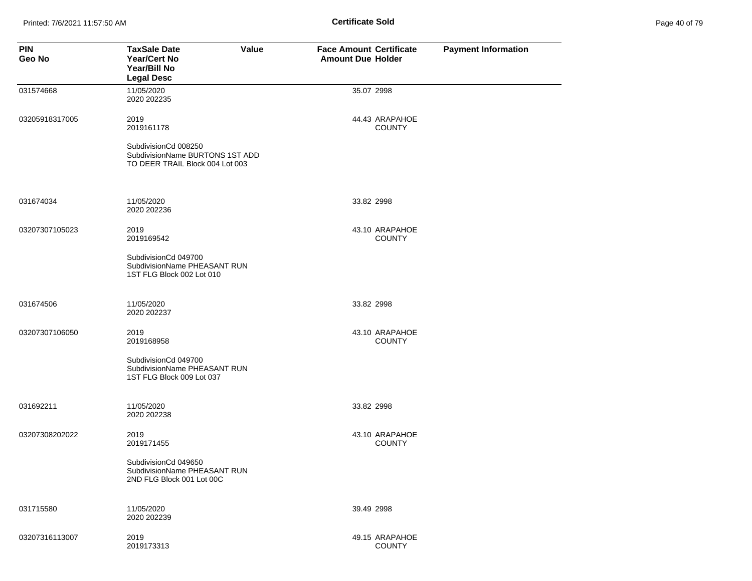Certificate Sold

| PIN<br>Geo No | TaxSale Date<br>Year/Cert No<br>Year/Bill No<br>Legal Desc | Value | Face Amount<br>Amount Due | Certificate<br>Holder | Payment Information |
|---|---|---|---|---|---|
| 031574668 | 11/05/2020<br>2020 202235 | | 35.07 | 2998 | |
| 03205918317005 | 2019<br>2019161178 | | 44.43 | ARAPAHOE COUNTY | |
| | SubdivisionCd 008250<br>SubdivisionName BURTONS 1ST ADD TO DEER TRAIL Block 004 Lot 003 | | | | |
| 031674034 | 11/05/2020<br>2020 202236 | | 33.82 | 2998 | |
| 03207307105023 | 2019<br>2019169542 | | 43.10 | ARAPAHOE COUNTY | |
| | SubdivisionCd 049700<br>SubdivisionName PHEASANT RUN 1ST FLG Block 002 Lot 010 | | | | |
| 031674506 | 11/05/2020<br>2020 202237 | | 33.82 | 2998 | |
| 03207307106050 | 2019<br>2019168958 | | 43.10 | ARAPAHOE COUNTY | |
| | SubdivisionCd 049700<br>SubdivisionName PHEASANT RUN 1ST FLG Block 009 Lot 037 | | | | |
| 031692211 | 11/05/2020<br>2020 202238 | | 33.82 | 2998 | |
| 03207308202022 | 2019<br>2019171455 | | 43.10 | ARAPAHOE COUNTY | |
| | SubdivisionCd 049650<br>SubdivisionName PHEASANT RUN 2ND FLG Block 001 Lot 00C | | | | |
| 031715580 | 11/05/2020<br>2020 202239 | | 39.49 | 2998 | |
| 03207316113007 | 2019<br>2019173313 | | 49.15 | ARAPAHOE COUNTY | |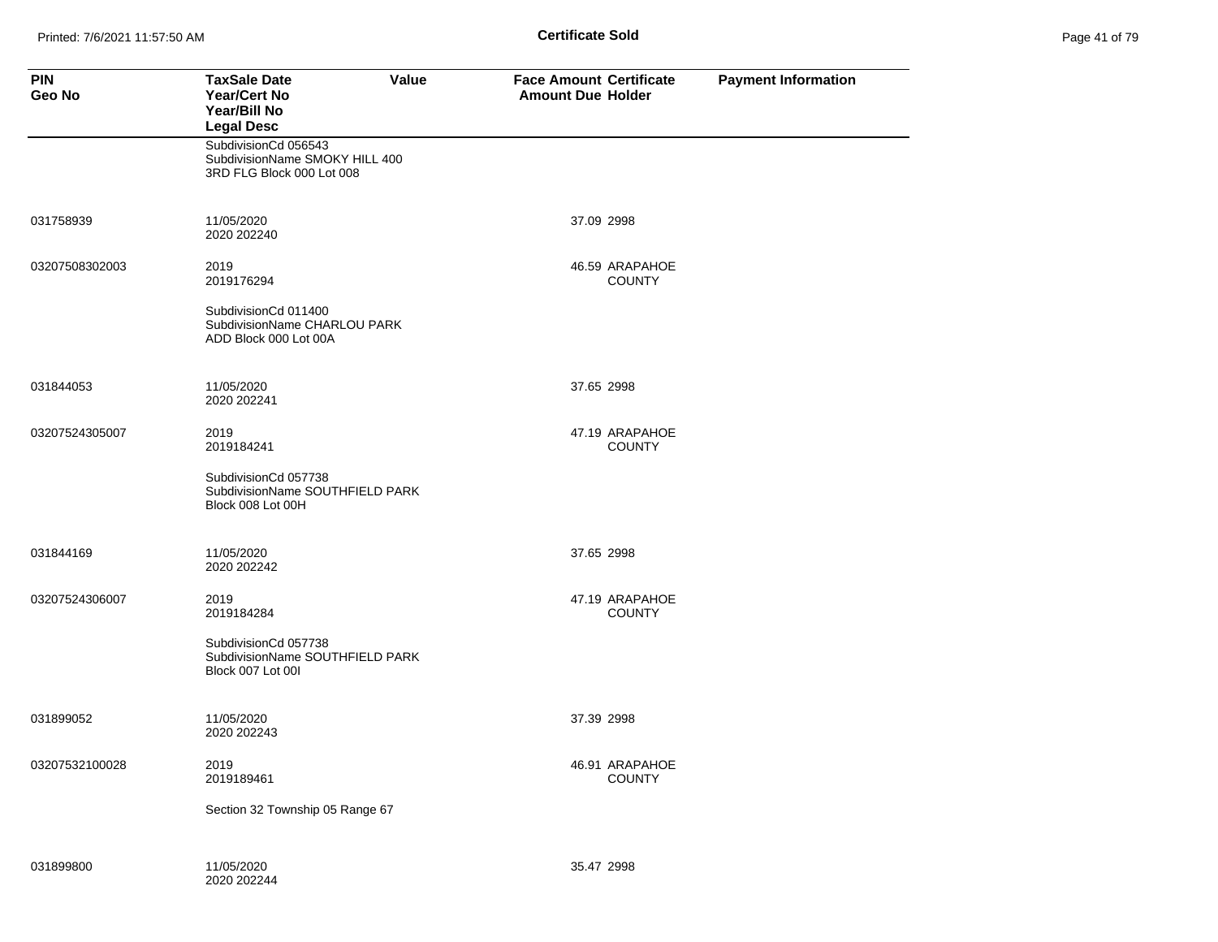**Certificate Sold**

| PIN<br>Geo No | TaxSale Date<br>Year/Cert No<br>Year/Bill No<br>Legal Desc | Value | Face Amount<br>Amount Due | Certificate<br>Holder | Payment Information |
|---|---|---|---|---|---|
| | SubdivisionCd 056543<br>SubdivisionName SMOKY HILL 400<br>3RD FLG Block 000 Lot 008 | | | | |
| 031758939 | 11/05/2020<br>2020 202240 | | 37.09 | 2998 | |
| 03207508302003 | 2019<br>2019176294 | | 46.59 | ARAPAHOE COUNTY | |
| | SubdivisionCd 011400<br>SubdivisionName CHARLOU PARK<br>ADD Block 000 Lot 00A | | | | |
| 031844053 | 11/05/2020<br>2020 202241 | | 37.65 | 2998 | |
| 03207524305007 | 2019<br>2019184241 | | 47.19 | ARAPAHOE COUNTY | |
| | SubdivisionCd 057738<br>SubdivisionName SOUTHFIELD PARK<br>Block 008 Lot 00H | | | | |
| 031844169 | 11/05/2020<br>2020 202242 | | 37.65 | 2998 | |
| 03207524306007 | 2019<br>2019184284 | | 47.19 | ARAPAHOE COUNTY | |
| | SubdivisionCd 057738<br>SubdivisionName SOUTHFIELD PARK<br>Block 007 Lot 00I | | | | |
| 031899052 | 11/05/2020<br>2020 202243 | | 37.39 | 2998 | |
| 03207532100028 | 2019<br>2019189461 | | 46.91 | ARAPAHOE COUNTY | |
| | Section 32 Township 05 Range 67 | | | | |
| 031899800 | 11/05/2020<br>2020 202244 | | 35.47 | 2998 | |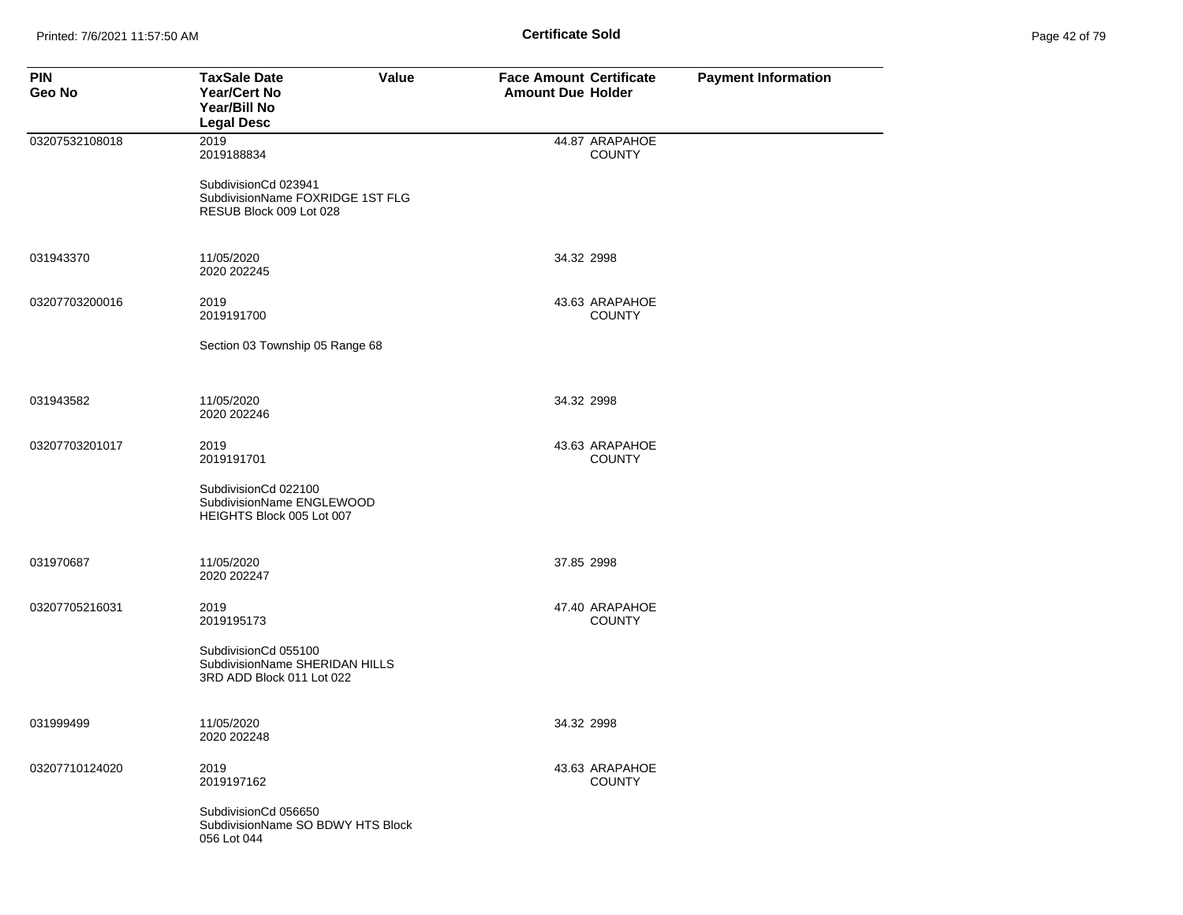**Certificate Sold**

| PIN<br>Geo No | TaxSale Date<br>Year/Cert No<br>Year/Bill No<br>Legal Desc | Value | Face Amount<br>Amount Due | Certificate<br>Holder | Payment Information |
|---|---|---|---|---|---|
| 03207532108018 | 2019<br>2019188834<br><br>SubdivisionCd 023941<br>SubdivisionName FOXRIDGE 1ST FLG RESUB Block 009 Lot 028 | | 44.87 | ARAPAHOE COUNTY | |
| 031943370 | 11/05/2020<br>2020 202245 | | 34.32 | 2998 | |
| 03207703200016 | 2019<br>2019191700<br><br>Section 03 Township 05 Range 68 | | 43.63 | ARAPAHOE COUNTY | |
| 031943582 | 11/05/2020<br>2020 202246 | | 34.32 | 2998 | |
| 03207703201017 | 2019<br>2019191701<br><br>SubdivisionCd 022100<br>SubdivisionName ENGLEWOOD HEIGHTS Block 005 Lot 007 | | 43.63 | ARAPAHOE COUNTY | |
| 031970687 | 11/05/2020<br>2020 202247 | | 37.85 | 2998 | |
| 03207705216031 | 2019<br>2019195173<br><br>SubdivisionCd 055100<br>SubdivisionName SHERIDAN HILLS 3RD ADD Block 011 Lot 022 | | 47.40 | ARAPAHOE COUNTY | |
| 031999499 | 11/05/2020<br>2020 202248 | | 34.32 | 2998 | |
| 03207710124020 | 2019<br>2019197162<br><br>SubdivisionCd 056650<br>SubdivisionName SO BDWY HTS Block 056 Lot 044 | | 43.63 | ARAPAHOE COUNTY | |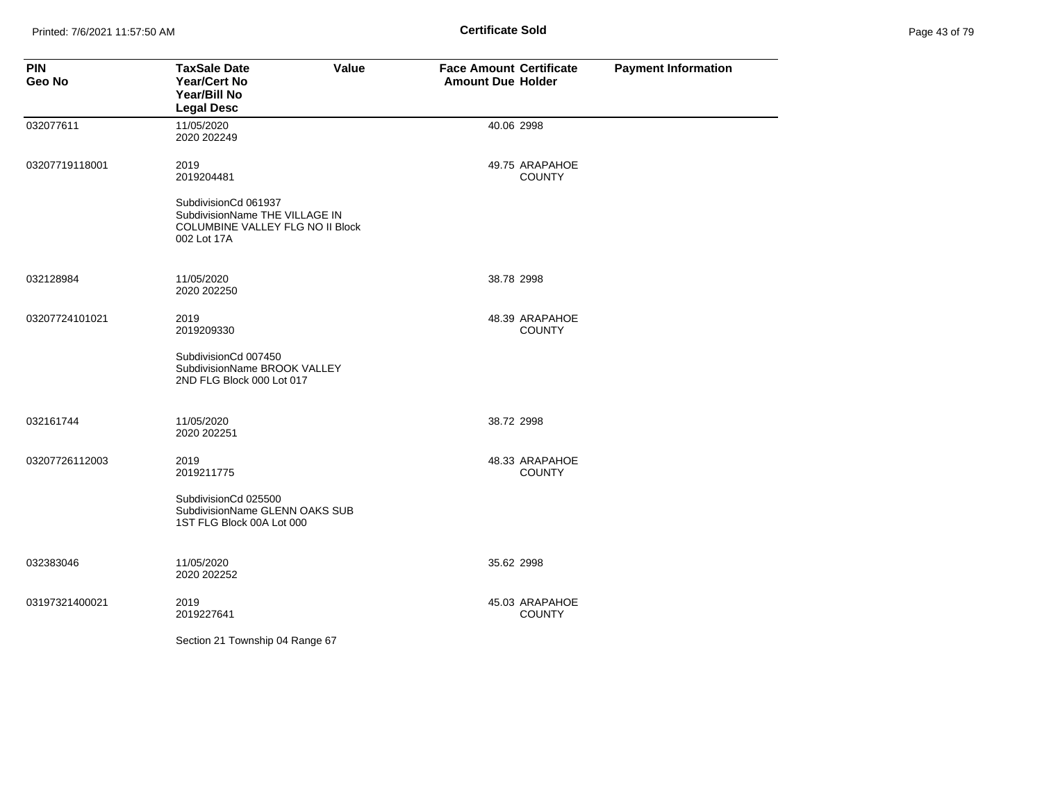| PIN<br>Geo No | TaxSale Date<br>Year/Cert No<br>Year/Bill No<br>Legal Desc | Value | Face Amount<br>Amount Due | Certificate<br>Holder | Payment Information |
|---|---|---|---|---|---|
| 032077611 | 11/05/2020<br>2020 202249 | | 40.06 | 2998 | |
| 03207719118001 | 2019<br>2019204481 | | 49.75 | ARAPAHOE COUNTY | |
| | SubdivisionCd 061937<br>SubdivisionName THE VILLAGE IN COLUMBINE VALLEY FLG NO II Block 002 Lot 17A | | | | |
| 032128984 | 11/05/2020<br>2020 202250 | | 38.78 | 2998 | |
| 03207724101021 | 2019<br>2019209330 | | 48.39 | ARAPAHOE COUNTY | |
| | SubdivisionCd 007450<br>SubdivisionName BROOK VALLEY 2ND FLG Block 000 Lot 017 | | | | |
| 032161744 | 11/05/2020<br>2020 202251 | | 38.72 | 2998 | |
| 03207726112003 | 2019<br>2019211775 | | 48.33 | ARAPAHOE COUNTY | |
| | SubdivisionCd 025500<br>SubdivisionName GLENN OAKS SUB 1ST FLG Block 00A Lot 000 | | | | |
| 032383046 | 11/05/2020<br>2020 202252 | | 35.62 | 2998 | |
| 03197321400021 | 2019<br>2019227641 | | 45.03 | ARAPAHOE COUNTY | |
| | Section 21 Township 04 Range 67 | | | | |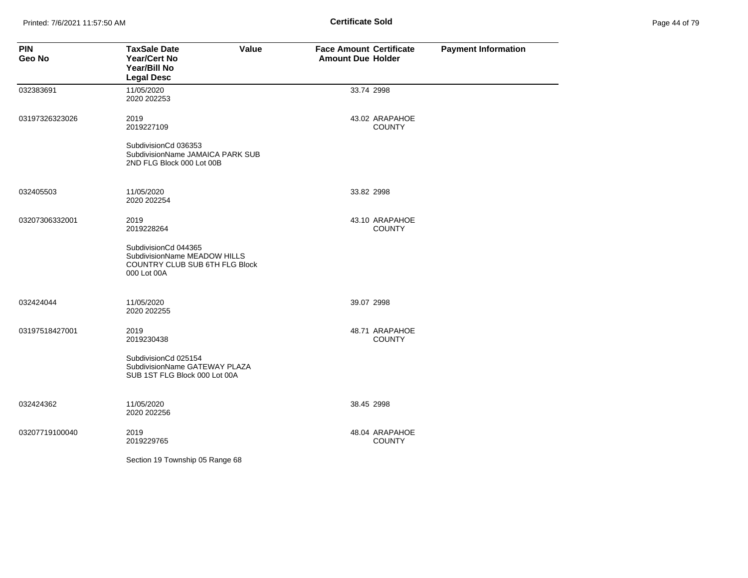**Certificate Sold**

| PIN<br>Geo No | TaxSale Date<br>Year/Cert No<br>Year/Bill No<br>Legal Desc | Value | Face Amount<br>Amount Due | Certificate<br>Holder | Payment Information |
|---|---|---|---|---|---|
| 032383691 | 11/05/2020<br>2020 202253 | | 33.74 | 2998 | |
| 03197326323026 | 2019<br>2019227109<br><br>SubdivisionCd 036353<br>SubdivisionName JAMAICA PARK SUB 2ND FLG Block 000 Lot 00B | | 43.02 | ARAPAHOE COUNTY | |
| 032405503 | 11/05/2020<br>2020 202254 | | 33.82 | 2998 | |
| 03207306332001 | 2019<br>2019228264<br><br>SubdivisionCd 044365<br>SubdivisionName MEADOW HILLS COUNTRY CLUB SUB 6TH FLG Block 000 Lot 00A | | 43.10 | ARAPAHOE COUNTY | |
| 032424044 | 11/05/2020<br>2020 202255 | | 39.07 | 2998 | |
| 03197518427001 | 2019<br>2019230438<br><br>SubdivisionCd 025154<br>SubdivisionName GATEWAY PLAZA SUB 1ST FLG Block 000 Lot 00A | | 48.71 | ARAPAHOE COUNTY | |
| 032424362 | 11/05/2020<br>2020 202256 | | 38.45 | 2998 | |
| 03207719100040 | 2019<br>2019229765<br><br>Section 19 Township 05 Range 68 | | 48.04 | ARAPAHOE COUNTY | |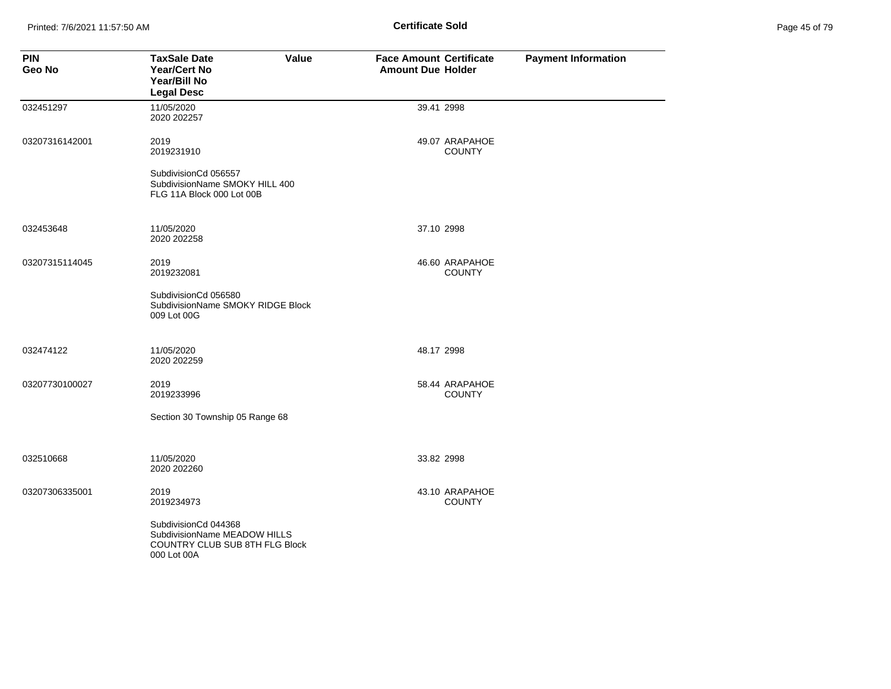**Certificate Sold**

| PIN<br>Geo No | TaxSale Date<br>Year/Cert No<br>Year/Bill No<br>Legal Desc | Value | Face Amount<br>Amount Due | Certificate<br>Holder | Payment Information |
|---|---|---|---|---|---|
| 032451297 | 11/05/2020<br>2020 202257 | | 39.41 | 2998 | |
| 03207316142001 | 2019<br>2019231910<br><br>SubdivisionCd 056557<br>SubdivisionName SMOKY HILL 400 FLG 11A Block 000 Lot 00B | | 49.07 | ARAPAHOE COUNTY | |
| 032453648 | 11/05/2020<br>2020 202258 | | 37.10 | 2998 | |
| 03207315114045 | 2019<br>2019232081<br><br>SubdivisionCd 056580<br>SubdivisionName SMOKY RIDGE Block 009 Lot 00G | | 46.60 | ARAPAHOE COUNTY | |
| 032474122 | 11/05/2020<br>2020 202259 | | 48.17 | 2998 | |
| 03207730100027 | 2019<br>2019233996<br><br>Section 30 Township 05 Range 68 | | 58.44 | ARAPAHOE COUNTY | |
| 032510668 | 11/05/2020<br>2020 202260 | | 33.82 | 2998 | |
| 03207306335001 | 2019<br>2019234973<br><br>SubdivisionCd 044368<br>SubdivisionName MEADOW HILLS COUNTRY CLUB SUB 8TH FLG Block 000 Lot 00A | | 43.10 | ARAPAHOE COUNTY | |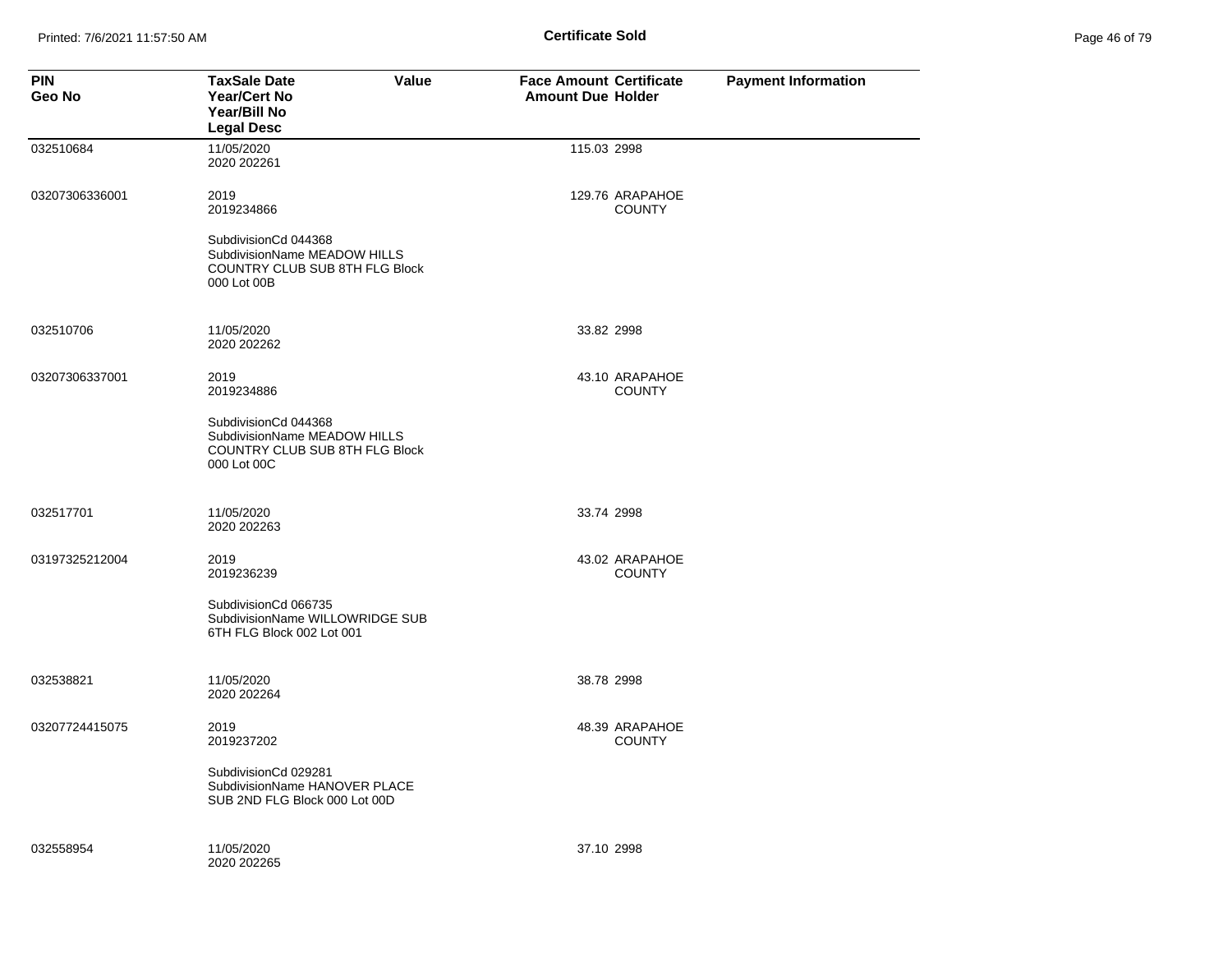**Certificate Sold**

| PIN<br>Geo No | TaxSale Date<br>Year/Cert No<br>Year/Bill No<br>Legal Desc | Value | Face Amount<br>Amount Due | Certificate<br>Holder | Payment Information |
|---|---|---|---|---|---|
| 032510684 | 11/05/2020<br>2020 202261 | | 115.03 | 2998 | |
| 03207306336001 | 2019<br>2019234866<br><br>SubdivisionCd 044368<br>SubdivisionName MEADOW HILLS COUNTRY CLUB SUB 8TH FLG Block 000 Lot 00B | | 129.76 | ARAPAHOE COUNTY | |
| 032510706 | 11/05/2020<br>2020 202262 | | 33.82 | 2998 | |
| 03207306337001 | 2019<br>2019234886<br><br>SubdivisionCd 044368<br>SubdivisionName MEADOW HILLS COUNTRY CLUB SUB 8TH FLG Block 000 Lot 00C | | 43.10 | ARAPAHOE COUNTY | |
| 032517701 | 11/05/2020<br>2020 202263 | | 33.74 | 2998 | |
| 03197325212004 | 2019<br>2019236239<br><br>SubdivisionCd 066735<br>SubdivisionName WILLOWRIDGE SUB 6TH FLG Block 002 Lot 001 | | 43.02 | ARAPAHOE COUNTY | |
| 032538821 | 11/05/2020<br>2020 202264 | | 38.78 | 2998 | |
| 03207724415075 | 2019<br>2019237202<br><br>SubdivisionCd 029281<br>SubdivisionName HANOVER PLACE SUB 2ND FLG Block 000 Lot 00D | | 48.39 | ARAPAHOE COUNTY | |
| 032558954 | 11/05/2020<br>2020 202265 | | 37.10 | 2998 | |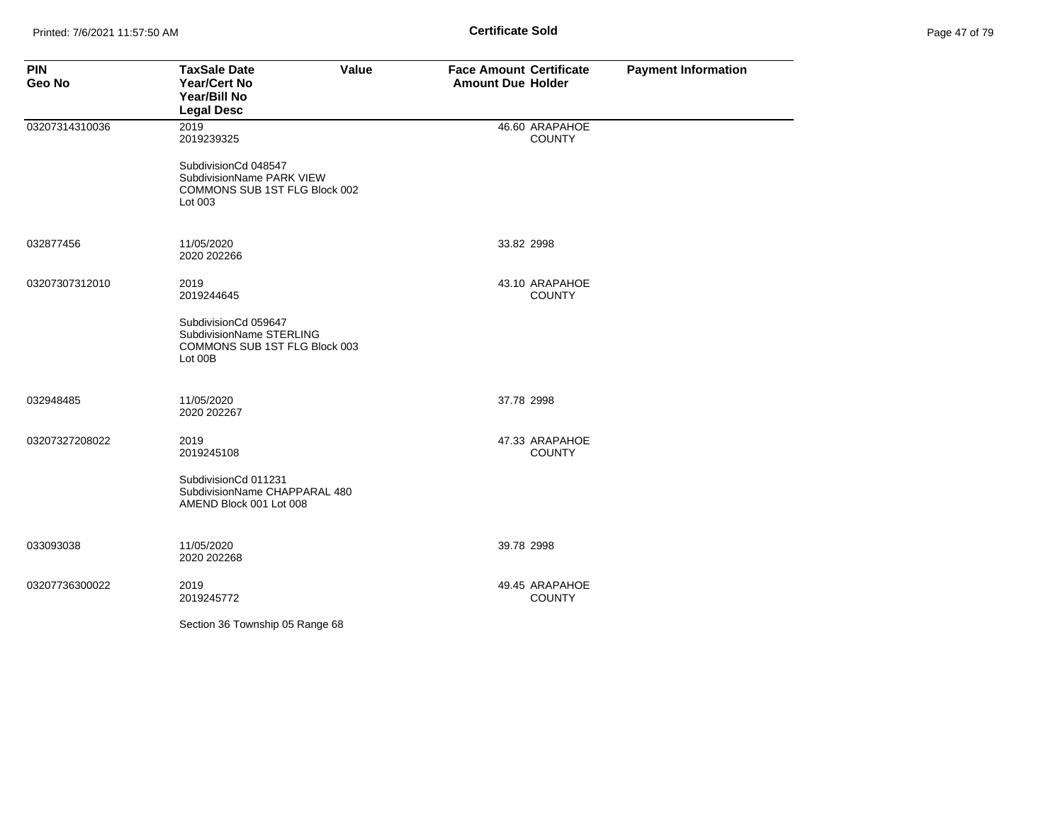**Certificate Sold**

| PIN<br>Geo No | TaxSale Date<br>Year/Cert No<br>Year/Bill No<br>Legal Desc | Value | Face Amount<br>Amount Due | Certificate<br>Holder | Payment Information |
|---|---|---|---|---|---|
| 03207314310036 | 2019<br>2019239325<br><br>SubdivisionCd 048547<br>SubdivisionName PARK VIEW COMMONS SUB 1ST FLG Block 002 Lot 003 | | 46.60 | ARAPAHOE COUNTY | |
| 032877456 | 11/05/2020<br>2020 202266 | | 33.82 | 2998 | |
| 03207307312010 | 2019<br>2019244645<br><br>SubdivisionCd 059647<br>SubdivisionName STERLING COMMONS SUB 1ST FLG Block 003 Lot 00B | | 43.10 | ARAPAHOE COUNTY | |
| 032948485 | 11/05/2020<br>2020 202267 | | 37.78 | 2998 | |
| 03207327208022 | 2019<br>2019245108<br><br>SubdivisionCd 011231<br>SubdivisionName CHAPPARAL 480 AMEND Block 001 Lot 008 | | 47.33 | ARAPAHOE COUNTY | |
| 033093038 | 11/05/2020<br>2020 202268 | | 39.78 | 2998 | |
| 03207736300022 | 2019<br>2019245772<br><br>Section 36 Township 05 Range 68 | | 49.45 | ARAPAHOE COUNTY | |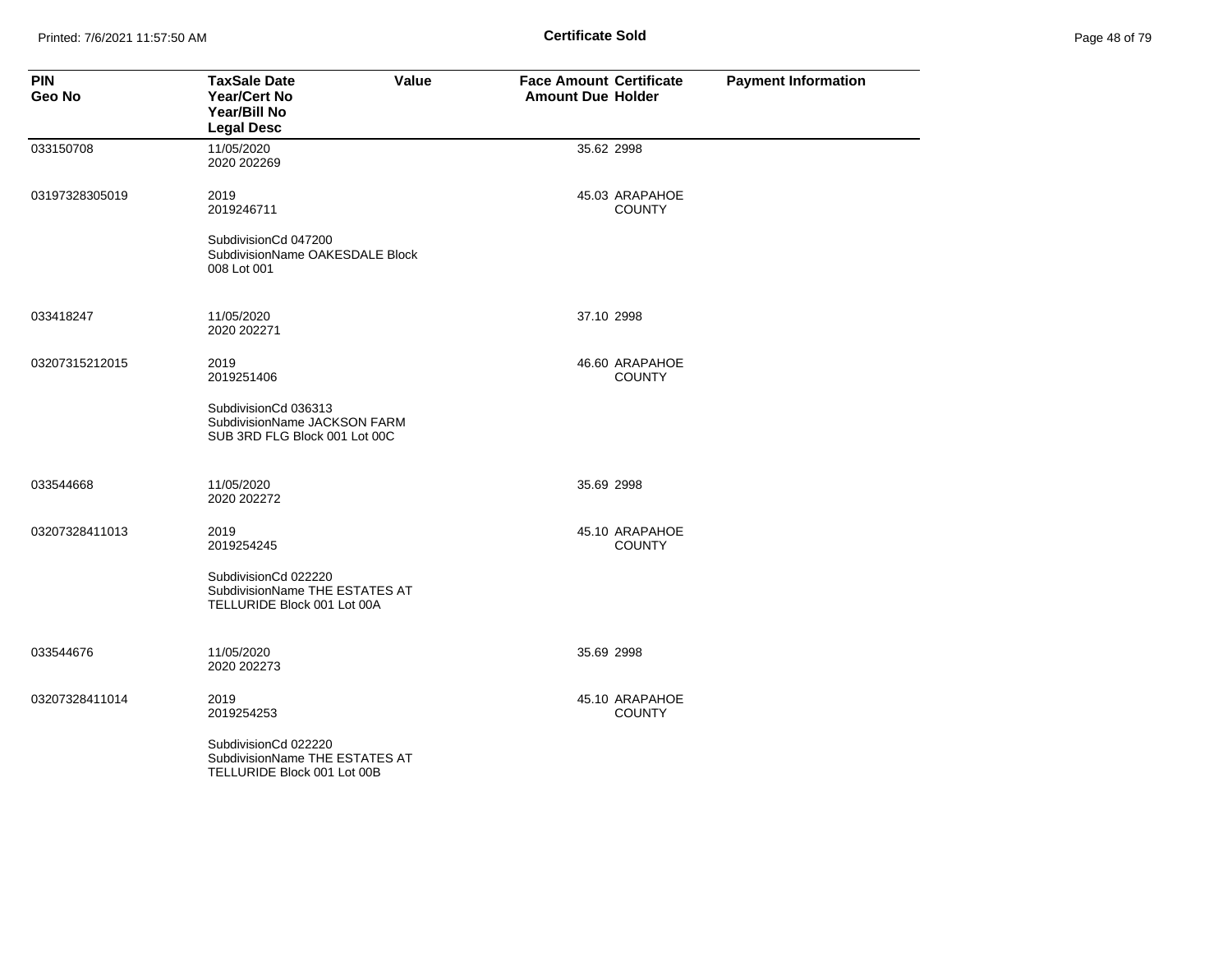## Certificate Sold

| PIN<br>Geo No | TaxSale Date<br>Year/Cert No<br>Year/Bill No<br>Legal Desc | Value | Face Amount<br>Amount Due | Certificate<br>Holder | Payment Information |
|---|---|---|---|---|---|
| 033150708 | 11/05/2020<br>2020 202269 | | 35.62 | 2998 | |
| 03197328305019 | 2019<br>2019246711<br><br>SubdivisionCd 047200<br>SubdivisionName OAKESDALE Block 008 Lot 001 | | 45.03 | ARAPAHOE COUNTY | |
| 033418247 | 11/05/2020<br>2020 202271 | | 37.10 | 2998 | |
| 03207315212015 | 2019<br>2019251406<br><br>SubdivisionCd 036313<br>SubdivisionName JACKSON FARM SUB 3RD FLG Block 001 Lot 00C | | 46.60 | ARAPAHOE COUNTY | |
| 033544668 | 11/05/2020<br>2020 202272 | | 35.69 | 2998 | |
| 03207328411013 | 2019<br>2019254245<br><br>SubdivisionCd 022220<br>SubdivisionName THE ESTATES AT TELLURIDE Block 001 Lot 00A | | 45.10 | ARAPAHOE COUNTY | |
| 033544676 | 11/05/2020<br>2020 202273 | | 35.69 | 2998 | |
| 03207328411014 | 2019<br>2019254253<br><br>SubdivisionCd 022220<br>SubdivisionName THE ESTATES AT TELLURIDE Block 001 Lot 00B | | 45.10 | ARAPAHOE COUNTY | |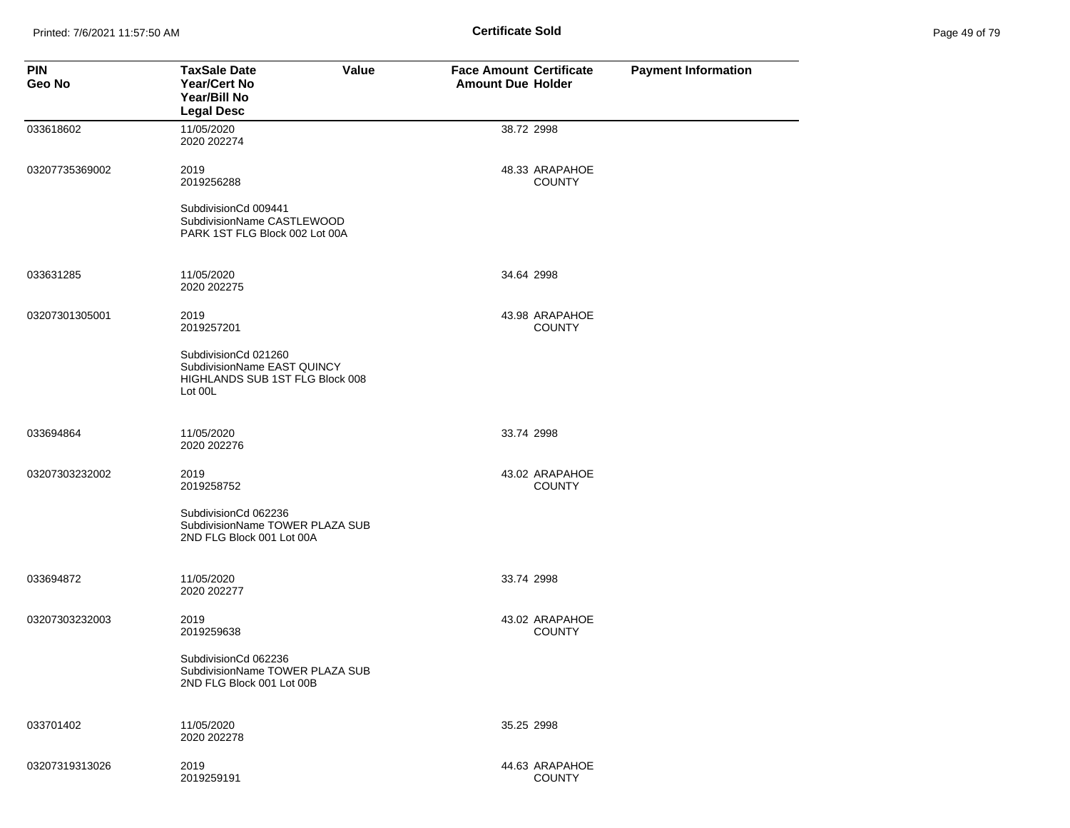**Certificate Sold**

| PIN<br>Geo No | TaxSale Date<br>Year/Cert No<br>Year/Bill No<br>Legal Desc | Value | Face Amount<br>Amount Due | Certificate<br>Holder | Payment Information |
|---|---|---|---|---|---|
| 033618602 | 11/05/2020<br>2020 202274 | | 38.72 | 2998 | |
| 03207735369002 | 2019<br>2019256288<br><br>SubdivisionCd 009441<br>SubdivisionName CASTLEWOOD PARK 1ST FLG Block 002 Lot 00A | | 48.33 | ARAPAHOE COUNTY | |
| 033631285 | 11/05/2020<br>2020 202275 | | 34.64 | 2998 | |
| 03207301305001 | 2019<br>2019257201<br><br>SubdivisionCd 021260<br>SubdivisionName EAST QUINCY HIGHLANDS SUB 1ST FLG Block 008 Lot 00L | | 43.98 | ARAPAHOE COUNTY | |
| 033694864 | 11/05/2020<br>2020 202276 | | 33.74 | 2998 | |
| 03207303232002 | 2019<br>2019258752<br><br>SubdivisionCd 062236<br>SubdivisionName TOWER PLAZA SUB 2ND FLG Block 001 Lot 00A | | 43.02 | ARAPAHOE COUNTY | |
| 033694872 | 11/05/2020<br>2020 202277 | | 33.74 | 2998 | |
| 03207303232003 | 2019<br>2019259638<br><br>SubdivisionCd 062236<br>SubdivisionName TOWER PLAZA SUB 2ND FLG Block 001 Lot 00B | | 43.02 | ARAPAHOE COUNTY | |
| 033701402 | 11/05/2020<br>2020 202278 | | 35.25 | 2998 | |
| 03207319313026 | 2019<br>2019259191 | | 44.63 | ARAPAHOE COUNTY | |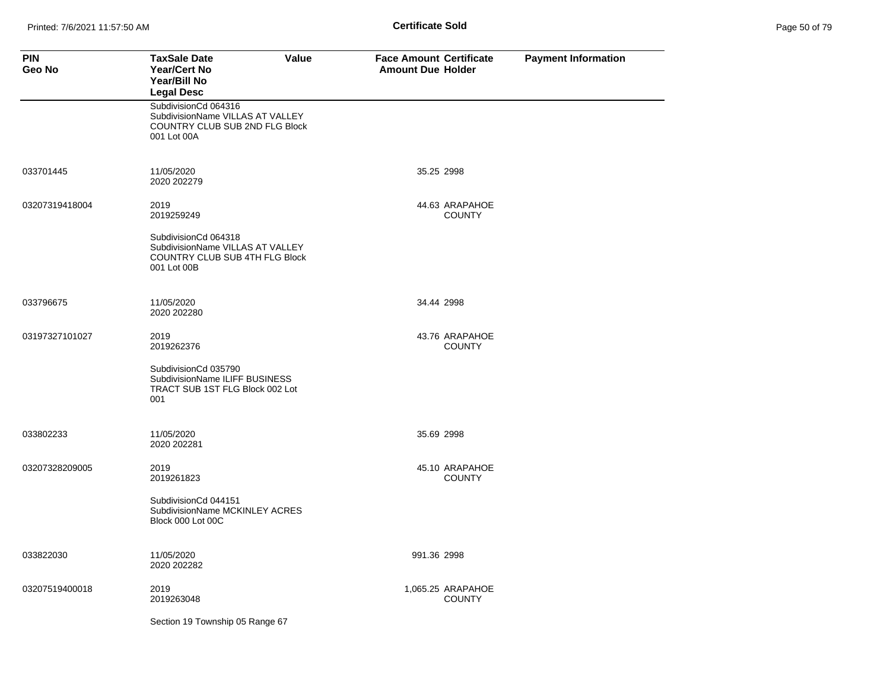| PIN<br>Geo No | TaxSale Date<br>Year/Cert No<br>Year/Bill No<br>Legal Desc | Value | Face Amount<br>Amount Due | Certificate<br>Holder | Payment Information |
|---|---|---|---|---|---|
| | SubdivisionCd 064316<br>SubdivisionName VILLAS AT VALLEY COUNTRY CLUB SUB 2ND FLG Block 001 Lot 00A | | | | |
| 033701445 | 11/05/2020<br>2020 202279 | | 35.25 | 2998 | |
| 03207319418004 | 2019<br>2019259249 | | 44.63 | ARAPAHOE COUNTY | |
| | SubdivisionCd 064318<br>SubdivisionName VILLAS AT VALLEY COUNTRY CLUB SUB 4TH FLG Block 001 Lot 00B | | | | |
| 033796675 | 11/05/2020<br>2020 202280 | | 34.44 | 2998 | |
| 03197327101027 | 2019<br>2019262376 | | 43.76 | ARAPAHOE COUNTY | |
| | SubdivisionCd 035790<br>SubdivisionName ILIFF BUSINESS TRACT SUB 1ST FLG Block 002 Lot 001 | | | | |
| 033802233 | 11/05/2020<br>2020 202281 | | 35.69 | 2998 | |
| 03207328209005 | 2019<br>2019261823 | | 45.10 | ARAPAHOE COUNTY | |
| | SubdivisionCd 044151<br>SubdivisionName MCKINLEY ACRES Block 000 Lot 00C | | | | |
| 033822030 | 11/05/2020<br>2020 202282 | | 991.36 | 2998 | |
| 03207519400018 | 2019<br>2019263048 | | 1,065.25 | ARAPAHOE COUNTY | |
| | Section 19 Township 05 Range 67 | | | | |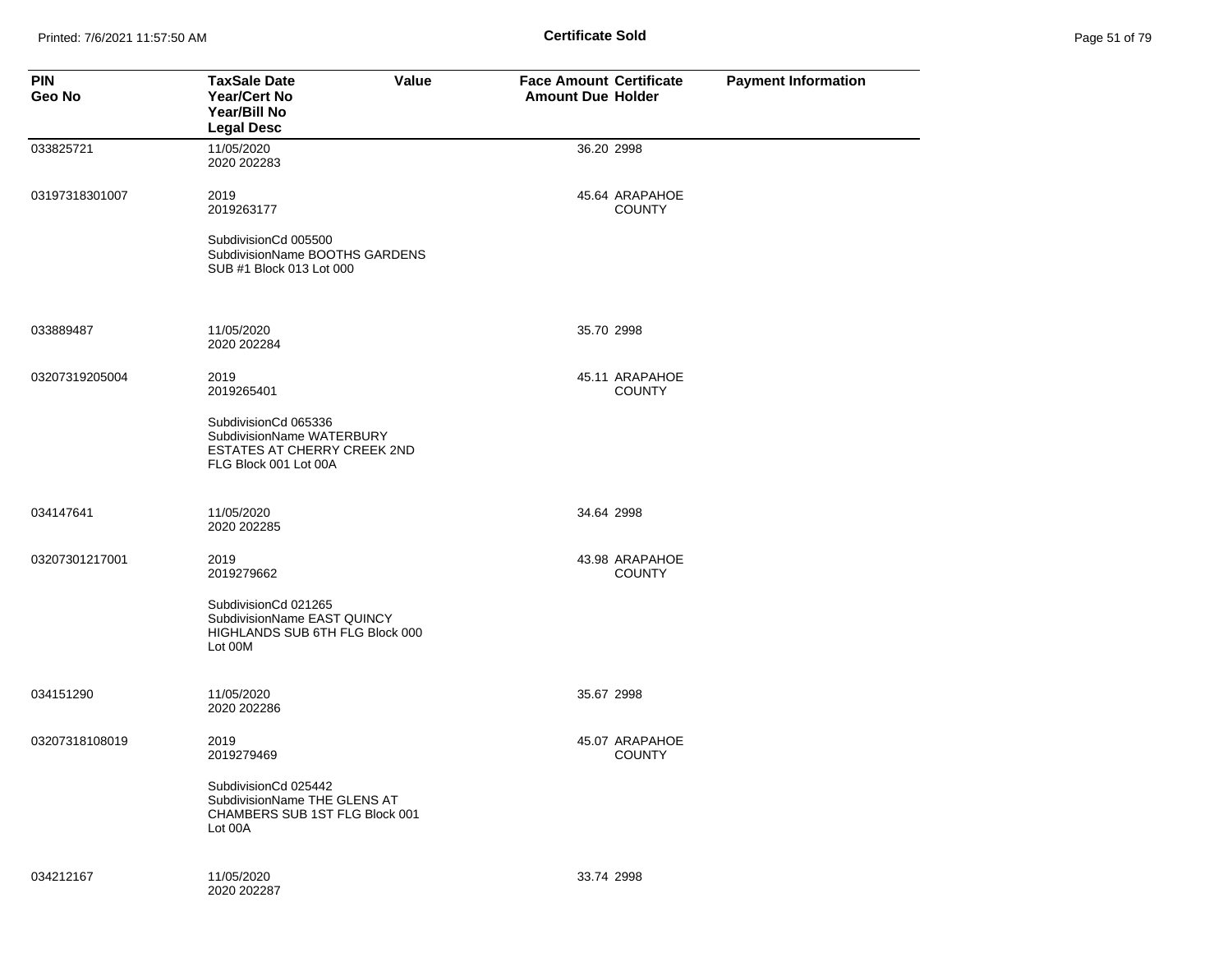**Certificate Sold**

| PIN<br>Geo No | TaxSale Date<br>Year/Cert No<br>Year/Bill No<br>Legal Desc | Value | Face Amount<br>Amount Due | Certificate<br>Holder | Payment Information |
|---|---|---|---|---|---|
| 033825721 | 11/05/2020<br>2020 202283 | | 36.20 | 2998 | |
| 03197318301007 | 2019<br>2019263177<br><br>SubdivisionCd 005500<br>SubdivisionName BOOTHS GARDENS SUB #1 Block 013 Lot 000 | | 45.64 | ARAPAHOE COUNTY | |
| 033889487 | 11/05/2020<br>2020 202284 | | 35.70 | 2998 | |
| 03207319205004 | 2019<br>2019265401<br><br>SubdivisionCd 065336<br>SubdivisionName WATERBURY ESTATES AT CHERRY CREEK 2ND FLG Block 001 Lot 00A | | 45.11 | ARAPAHOE COUNTY | |
| 034147641 | 11/05/2020<br>2020 202285 | | 34.64 | 2998 | |
| 03207301217001 | 2019<br>2019279662<br><br>SubdivisionCd 021265<br>SubdivisionName EAST QUINCY HIGHLANDS SUB 6TH FLG Block 000 Lot 00M | | 43.98 | ARAPAHOE COUNTY | |
| 034151290 | 11/05/2020<br>2020 202286 | | 35.67 | 2998 | |
| 03207318108019 | 2019<br>2019279469<br><br>SubdivisionCd 025442<br>SubdivisionName THE GLENS AT CHAMBERS SUB 1ST FLG Block 001 Lot 00A | | 45.07 | ARAPAHOE COUNTY | |
| 034212167 | 11/05/2020<br>2020 202287 | | 33.74 | 2998 | |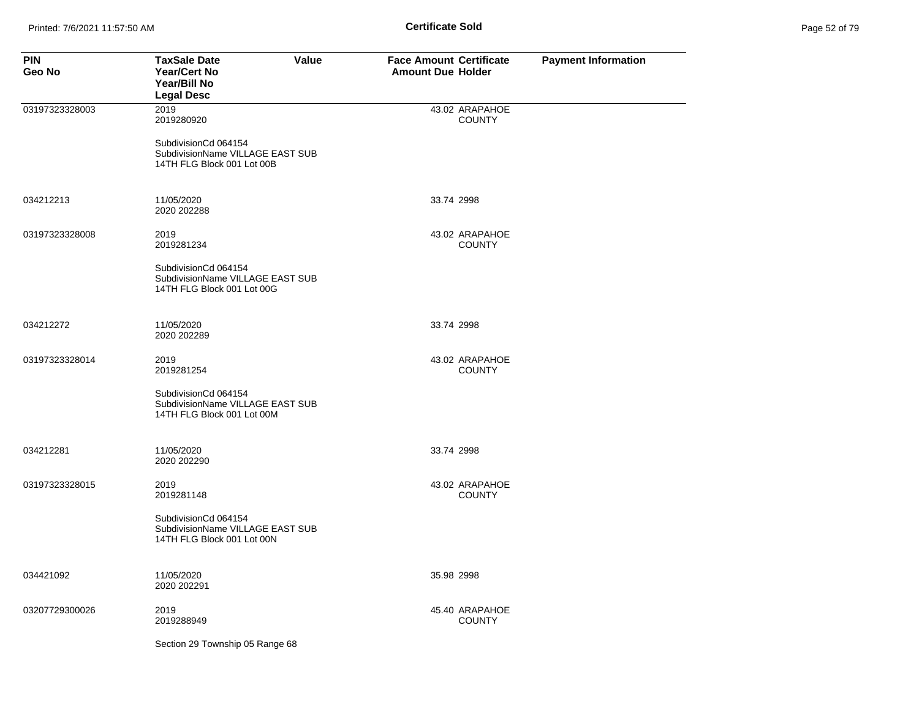**Certificate Sold**

| PIN<br>Geo No | TaxSale Date<br>Year/Cert No<br>Year/Bill No<br>Legal Desc | Value | Face Amount<br>Amount Due | Certificate<br>Holder | Payment Information |
|---|---|---|---|---|---|
| 03197323328003 | 2019<br>2019280920<br><br>SubdivisionCd 064154<br>SubdivisionName VILLAGE EAST SUB<br>14TH FLG Block 001 Lot 00B | | 43.02 | ARAPAHOE COUNTY | |
| 034212213 | 11/05/2020<br>2020 202288 | | 33.74 | 2998 | |
| 03197323328008 | 2019<br>2019281234<br><br>SubdivisionCd 064154<br>SubdivisionName VILLAGE EAST SUB<br>14TH FLG Block 001 Lot 00G | | 43.02 | ARAPAHOE COUNTY | |
| 034212272 | 11/05/2020<br>2020 202289 | | 33.74 | 2998 | |
| 03197323328014 | 2019<br>2019281254<br><br>SubdivisionCd 064154<br>SubdivisionName VILLAGE EAST SUB<br>14TH FLG Block 001 Lot 00M | | 43.02 | ARAPAHOE COUNTY | |
| 034212281 | 11/05/2020<br>2020 202290 | | 33.74 | 2998 | |
| 03197323328015 | 2019<br>2019281148<br><br>SubdivisionCd 064154<br>SubdivisionName VILLAGE EAST SUB<br>14TH FLG Block 001 Lot 00N | | 43.02 | ARAPAHOE COUNTY | |
| 034421092 | 11/05/2020<br>2020 202291 | | 35.98 | 2998 | |
| 03207729300026 | 2019<br>2019288949<br><br>Section 29 Township 05 Range 68 | | 45.40 | ARAPAHOE COUNTY | |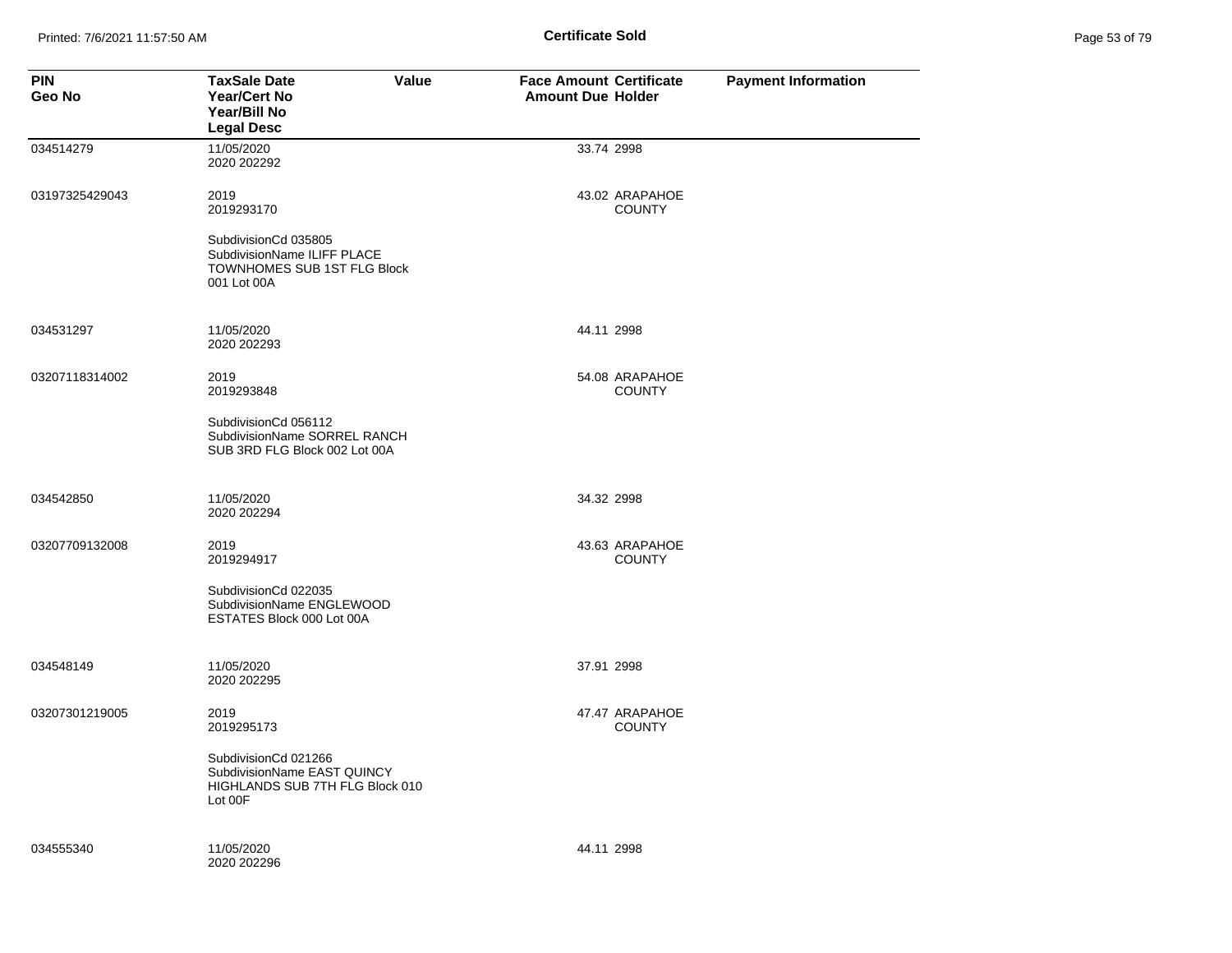**Certificate Sold**

| PIN<br>Geo No | TaxSale Date<br>Year/Cert No<br>Year/Bill No<br>Legal Desc | Value | Face Amount<br>Amount Due | Certificate<br>Holder | Payment Information |
|---|---|---|---|---|---|
| 034514279 | 11/05/2020<br>2020 202292 | | 33.74 | 2998 | |
| 03197325429043 | 2019<br>2019293170<br><br>SubdivisionCd 035805<br>SubdivisionName ILIFF PLACE TOWNHOMES SUB 1ST FLG Block 001 Lot 00A | | 43.02 | ARAPAHOE COUNTY | |
| 034531297 | 11/05/2020<br>2020 202293 | | 44.11 | 2998 | |
| 03207118314002 | 2019<br>2019293848<br><br>SubdivisionCd 056112<br>SubdivisionName SORREL RANCH SUB 3RD FLG Block 002 Lot 00A | | 54.08 | ARAPAHOE COUNTY | |
| 034542850 | 11/05/2020<br>2020 202294 | | 34.32 | 2998 | |
| 03207709132008 | 2019<br>2019294917<br><br>SubdivisionCd 022035<br>SubdivisionName ENGLEWOOD ESTATES Block 000 Lot 00A | | 43.63 | ARAPAHOE COUNTY | |
| 034548149 | 11/05/2020<br>2020 202295 | | 37.91 | 2998 | |
| 03207301219005 | 2019<br>2019295173<br><br>SubdivisionCd 021266<br>SubdivisionName EAST QUINCY HIGHLANDS SUB 7TH FLG Block 010 Lot 00F | | 47.47 | ARAPAHOE COUNTY | |
| 034555340 | 11/05/2020<br>2020 202296 | | 44.11 | 2998 | |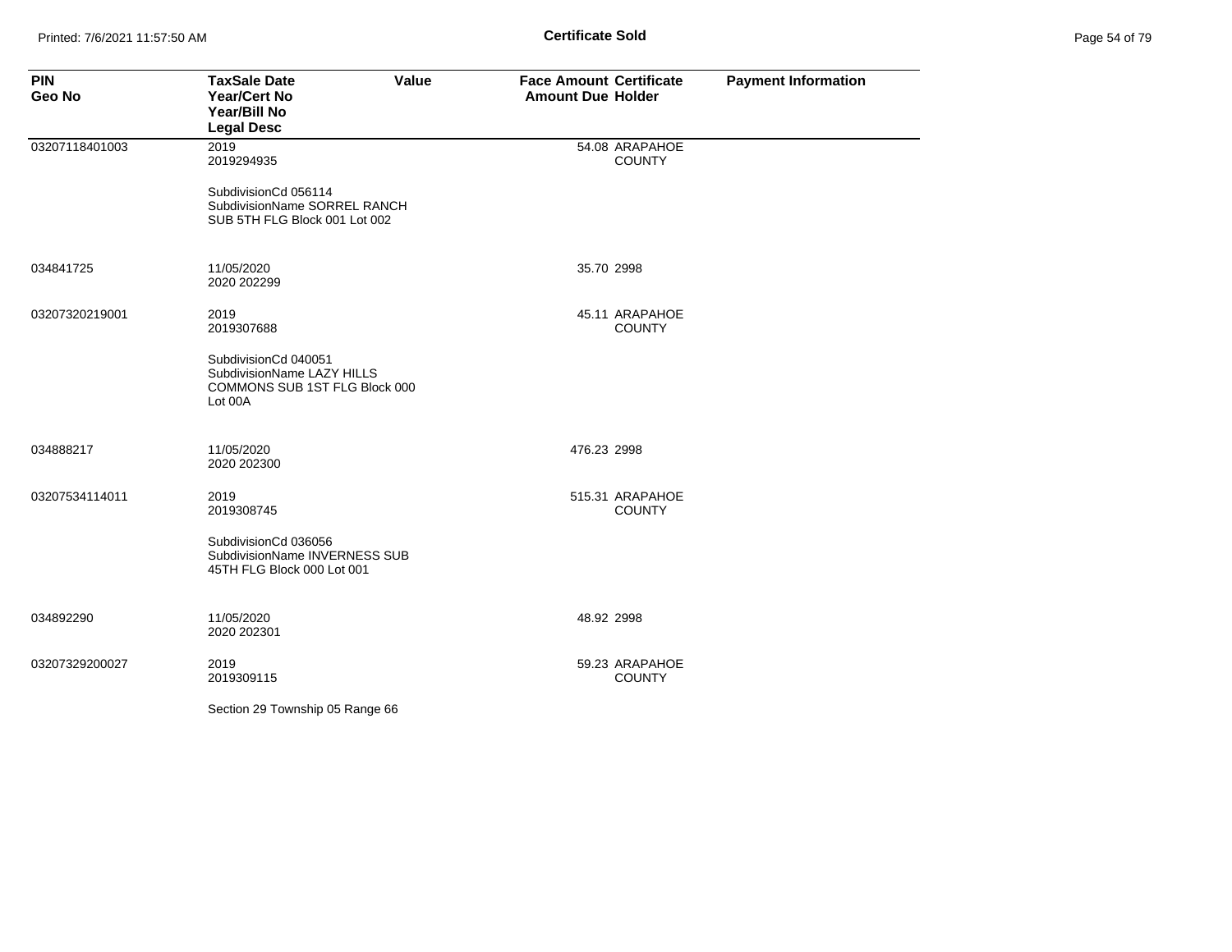# Certificate Sold

| PIN<br>Geo No | TaxSale Date<br>Year/Cert No<br>Year/Bill No<br>Legal Desc | Value | Face Amount<br>Amount Due | Certificate<br>Holder | Payment Information |
|---|---|---|---|---|---|
| 03207118401003 | 2019<br>2019294935<br><br>SubdivisionCd 056114<br>SubdivisionName SORREL RANCH SUB 5TH FLG Block 001 Lot 002 | | 54.08 | ARAPAHOE COUNTY | |
| 034841725 | 11/05/2020<br>2020 202299 | | 35.70 | 2998 | |
| 03207320219001 | 2019<br>2019307688<br><br>SubdivisionCd 040051<br>SubdivisionName LAZY HILLS COMMONS SUB 1ST FLG Block 000 Lot 00A | | 45.11 | ARAPAHOE COUNTY | |
| 034888217 | 11/05/2020<br>2020 202300 | | 476.23 | 2998 | |
| 03207534114011 | 2019<br>2019308745<br><br>SubdivisionCd 036056<br>SubdivisionName INVERNESS SUB 45TH FLG Block 000 Lot 001 | | 515.31 | ARAPAHOE COUNTY | |
| 034892290 | 11/05/2020<br>2020 202301 | | 48.92 | 2998 | |
| 03207329200027 | 2019<br>2019309115<br><br>Section 29 Township 05 Range 66 | | 59.23 | ARAPAHOE COUNTY | |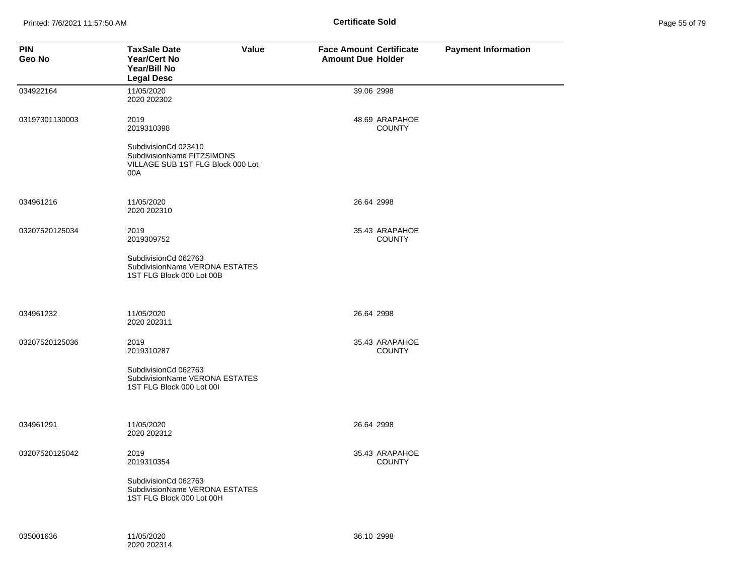**Certificate Sold**

| PIN<br>Geo No | TaxSale Date<br>Year/Cert No<br>Year/Bill No<br>Legal Desc | Value | Face Amount<br>Amount Due | Certificate<br>Holder | Payment Information |
|---|---|---|---|---|---|
| 034922164 | 11/05/2020<br>2020 202302 | | 39.06 | 2998 | |
| 03197301130003 | 2019<br>2019310398<br><br>SubdivisionCd 023410<br>SubdivisionName FITZSIMONS VILLAGE SUB 1ST FLG Block 000 Lot 00A | | 48.69 | ARAPAHOE COUNTY | |
| 034961216 | 11/05/2020<br>2020 202310 | | 26.64 | 2998 | |
| 03207520125034 | 2019<br>2019309752<br><br>SubdivisionCd 062763<br>SubdivisionName VERONA ESTATES 1ST FLG Block 000 Lot 00B | | 35.43 | ARAPAHOE COUNTY | |
| 034961232 | 11/05/2020<br>2020 202311 | | 26.64 | 2998 | |
| 03207520125036 | 2019<br>2019310287<br><br>SubdivisionCd 062763<br>SubdivisionName VERONA ESTATES 1ST FLG Block 000 Lot 00I | | 35.43 | ARAPAHOE COUNTY | |
| 034961291 | 11/05/2020<br>2020 202312 | | 26.64 | 2998 | |
| 03207520125042 | 2019<br>2019310354<br><br>SubdivisionCd 062763<br>SubdivisionName VERONA ESTATES 1ST FLG Block 000 Lot 00H | | 35.43 | ARAPAHOE COUNTY | |
| 035001636 | 11/05/2020<br>2020 202314 | | 36.10 | 2998 | |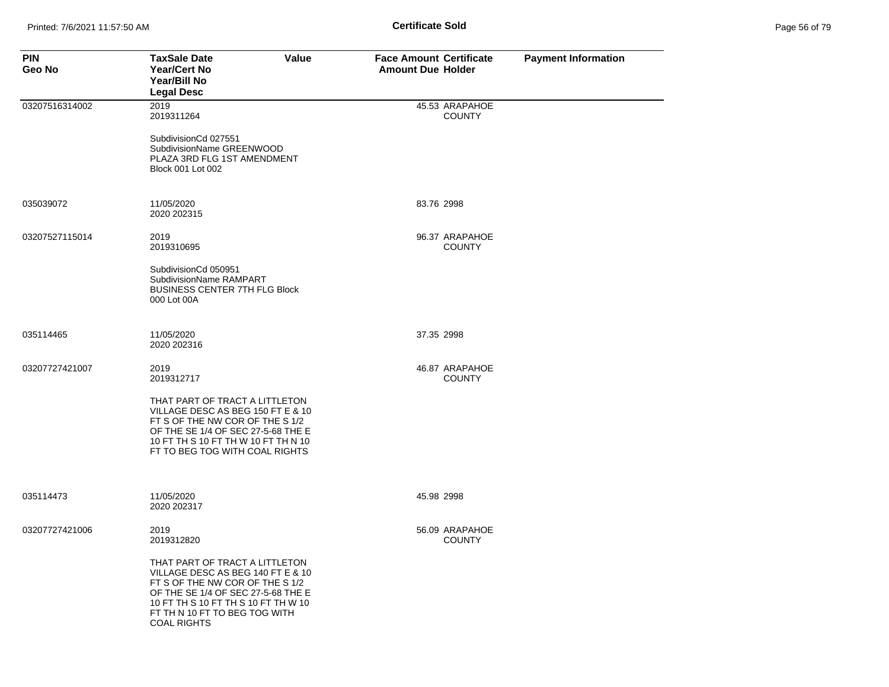**Certificate Sold**

| PIN<br>Geo No | TaxSale Date<br>Year/Cert No<br>Year/Bill No<br>Legal Desc | Value | Face Amount<br>Amount Due | Certificate<br>Holder | Payment Information |
|---|---|---|---|---|---|
| 03207516314002 | 2019<br>2019311264<br><br>SubdivisionCd 027551<br>SubdivisionName GREENWOOD PLAZA 3RD FLG 1ST AMENDMENT Block 001 Lot 002 | | 45.53 | ARAPAHOE COUNTY | |
| 035039072 | 11/05/2020<br>2020 202315 | | 83.76 | 2998 | |
| 03207527115014 | 2019<br>2019310695<br><br>SubdivisionCd 050951<br>SubdivisionName RAMPART BUSINESS CENTER 7TH FLG Block 000 Lot 00A | | 96.37 | ARAPAHOE COUNTY | |
| 035114465 | 11/05/2020<br>2020 202316 | | 37.35 | 2998 | |
| 03207727421007 | 2019<br>2019312717<br><br>THAT PART OF TRACT A LITTLETON VILLAGE DESC AS BEG 150 FT E & 10 FT S OF THE NW COR OF THE S 1/2 OF THE SE 1/4 OF SEC 27-5-68 THE E 10 FT TH S 10 FT TH W 10 FT TH N 10 FT TO BEG TOG WITH COAL RIGHTS | | 46.87 | ARAPAHOE COUNTY | |
| 035114473 | 11/05/2020<br>2020 202317 | | 45.98 | 2998 | |
| 03207727421006 | 2019<br>2019312820<br><br>THAT PART OF TRACT A LITTLETON VILLAGE DESC AS BEG 140 FT E & 10 FT S OF THE NW COR OF THE S 1/2 OF THE SE 1/4 OF SEC 27-5-68 THE E 10 FT TH S 10 FT TH W 10 FT TH N 10 FT TO BEG TOG WITH COAL RIGHTS | | 56.09 | ARAPAHOE COUNTY | |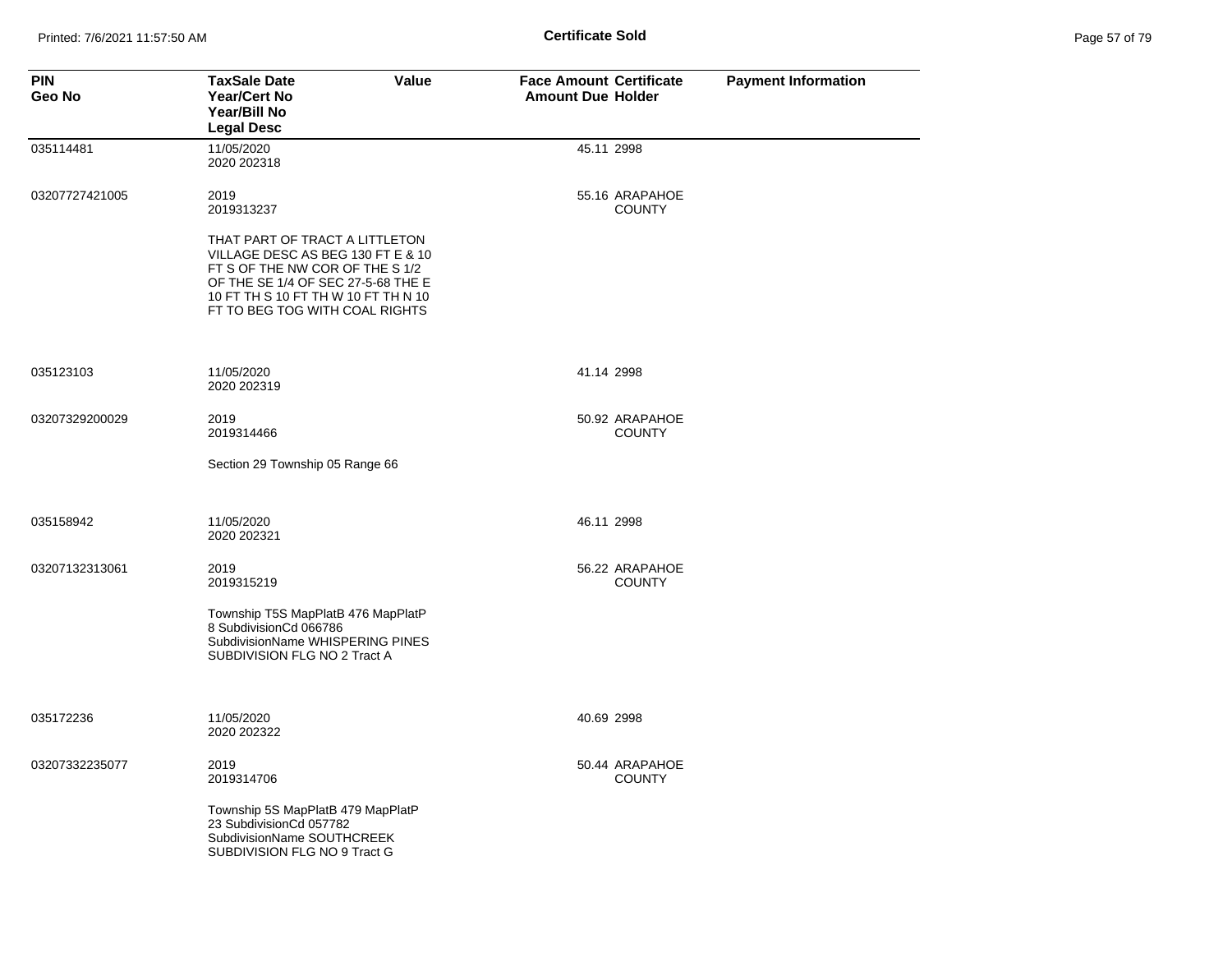**Certificate Sold**

| PIN<br>Geo No | TaxSale Date<br>Year/Cert No<br>Year/Bill No<br>Legal Desc | Value | Face Amount<br>Amount Due | Certificate<br>Holder | Payment Information |
|---|---|---|---|---|---|
| 035114481 | 11/05/2020<br>2020 202318 | | 45.11 | 2998 | |
| 03207727421005 | 2019<br>2019313237 | | 55.16 | ARAPAHOE COUNTY | |
| | THAT PART OF TRACT A LITTLETON VILLAGE DESC AS BEG 130 FT E & 10 FT S OF THE NW COR OF THE S 1/2 OF THE SE 1/4 OF SEC 27-5-68 THE E 10 FT TH S 10 FT TH W 10 FT TH N 10 FT TO BEG TOG WITH COAL RIGHTS | | | | |
| 035123103 | 11/05/2020<br>2020 202319 | | 41.14 | 2998 | |
| 03207329200029 | 2019<br>2019314466 | | 50.92 | ARAPAHOE COUNTY | |
| | Section 29 Township 05 Range 66 | | | | |
| 035158942 | 11/05/2020<br>2020 202321 | | 46.11 | 2998 | |
| 03207132313061 | 2019<br>2019315219 | | 56.22 | ARAPAHOE COUNTY | |
| | Township T5S MapPlatB 476 MapPlatP 8 SubdivisionCd 066786 SubdivisionName WHISPERING PINES SUBDIVISION FLG NO 2 Tract A | | | | |
| 035172236 | 11/05/2020<br>2020 202322 | | 40.69 | 2998 | |
| 03207332235077 | 2019<br>2019314706 | | 50.44 | ARAPAHOE COUNTY | |
| | Township 5S MapPlatB 479 MapPlatP 23 SubdivisionCd 057782 SubdivisionName SOUTHCREEK SUBDIVISION FLG NO 9 Tract G | | | | |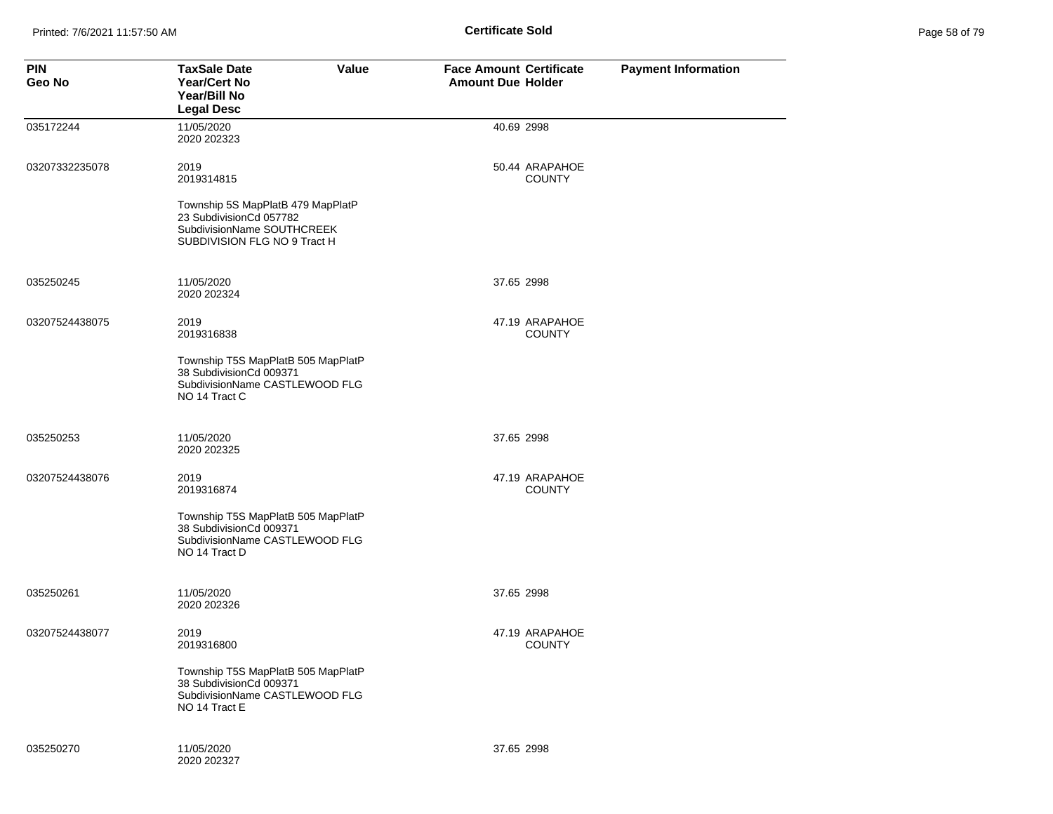## Certificate Sold

| PIN<br>Geo No | TaxSale Date<br>Year/Cert No<br>Year/Bill No<br>Legal Desc | Value | Face Amount<br>Amount Due | Certificate<br>Holder | Payment Information |
|---|---|---|---|---|---|
| 035172244 | 11/05/2020<br>2020 202323 | | 40.69 | 2998 | |
| 03207332235078 | 2019<br>2019314815<br><br>Township 5S MapPlatB 479 MapPlatP 23 SubdivisionCd 057782 SubdivisionName SOUTHCREEK SUBDIVISION FLG NO 9 Tract H | | 50.44 | ARAPAHOE COUNTY | |
| 035250245 | 11/05/2020<br>2020 202324 | | 37.65 | 2998 | |
| 03207524438075 | 2019<br>2019316838<br><br>Township T5S MapPlatB 505 MapPlatP 38 SubdivisionCd 009371 SubdivisionName CASTLEWOOD FLG NO 14 Tract C | | 47.19 | ARAPAHOE COUNTY | |
| 035250253 | 11/05/2020<br>2020 202325 | | 37.65 | 2998 | |
| 03207524438076 | 2019<br>2019316874<br><br>Township T5S MapPlatB 505 MapPlatP 38 SubdivisionCd 009371 SubdivisionName CASTLEWOOD FLG NO 14 Tract D | | 47.19 | ARAPAHOE COUNTY | |
| 035250261 | 11/05/2020<br>2020 202326 | | 37.65 | 2998 | |
| 03207524438077 | 2019<br>2019316800<br><br>Township T5S MapPlatB 505 MapPlatP 38 SubdivisionCd 009371 SubdivisionName CASTLEWOOD FLG NO 14 Tract E | | 47.19 | ARAPAHOE COUNTY | |
| 035250270 | 11/05/2020<br>2020 202327 | | 37.65 | 2998 | |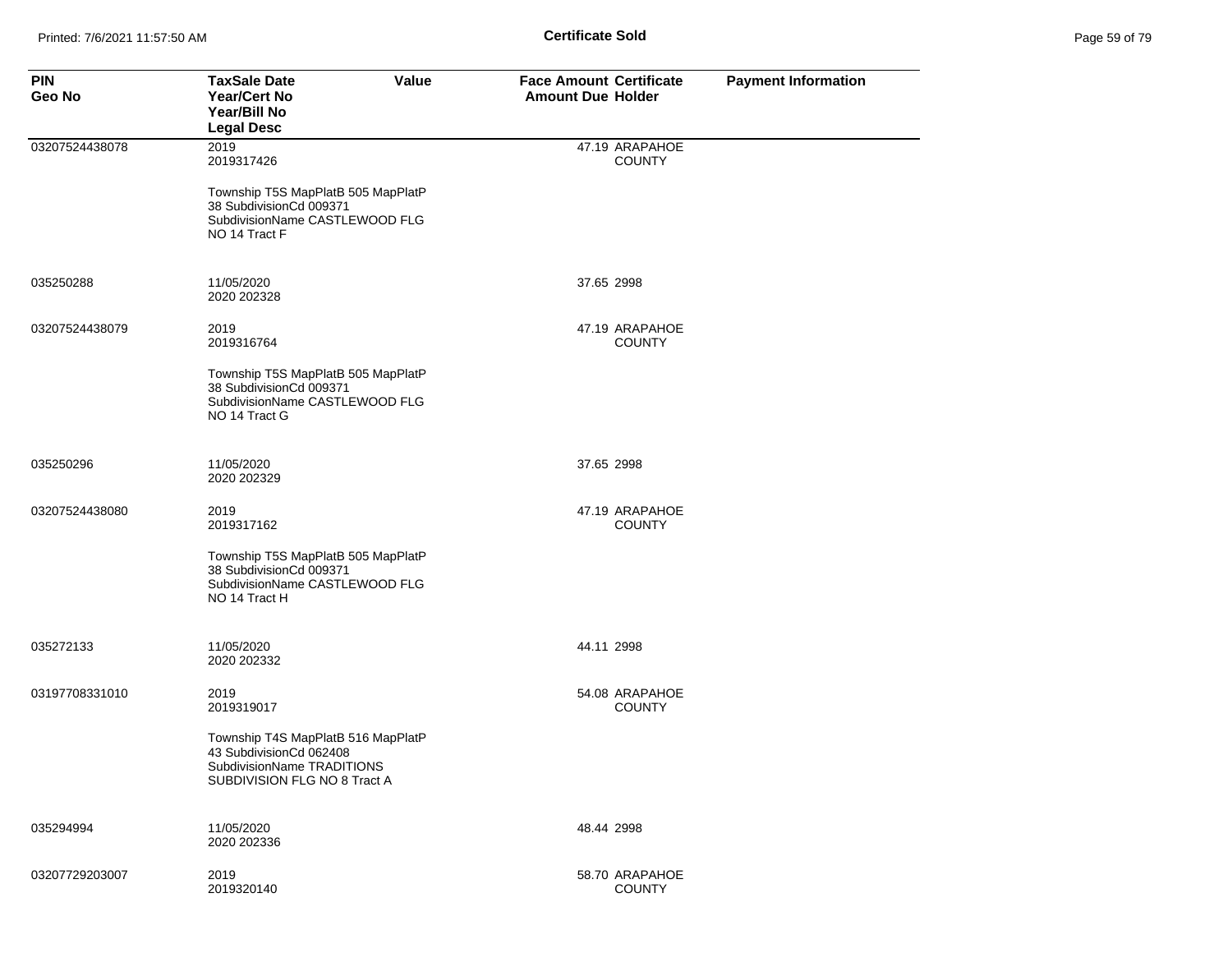**Certificate Sold**

| PIN<br>Geo No | TaxSale Date<br>Year/Cert No<br>Year/Bill No<br>Legal Desc | Value | Face Amount<br>Amount Due | Certificate<br>Holder | Payment Information |
|---|---|---|---|---|---|
| 03207524438078 | 2019<br>2019317426<br><br>Township T5S MapPlatB 505 MapPlatP 38 SubdivisionCd 009371 SubdivisionName CASTLEWOOD FLG NO 14 Tract F | | 47.19 | ARAPAHOE COUNTY | |
| 035250288 | 11/05/2020<br>2020 202328 | | 37.65 | 2998 | |
| 03207524438079 | 2019<br>2019316764<br><br>Township T5S MapPlatB 505 MapPlatP 38 SubdivisionCd 009371 SubdivisionName CASTLEWOOD FLG NO 14 Tract G | | 47.19 | ARAPAHOE COUNTY | |
| 035250296 | 11/05/2020<br>2020 202329 | | 37.65 | 2998 | |
| 03207524438080 | 2019<br>2019317162<br><br>Township T5S MapPlatB 505 MapPlatP 38 SubdivisionCd 009371 SubdivisionName CASTLEWOOD FLG NO 14 Tract H | | 47.19 | ARAPAHOE COUNTY | |
| 035272133 | 11/05/2020<br>2020 202332 | | 44.11 | 2998 | |
| 03197708331010 | 2019<br>2019319017<br><br>Township T4S MapPlatB 516 MapPlatP 43 SubdivisionCd 062408 SubdivisionName TRADITIONS SUBDIVISION FLG NO 8 Tract A | | 54.08 | ARAPAHOE COUNTY | |
| 035294994 | 11/05/2020<br>2020 202336 | | 48.44 | 2998 | |
| 03207729203007 | 2019<br>2019320140 | | 58.70 | ARAPAHOE COUNTY | |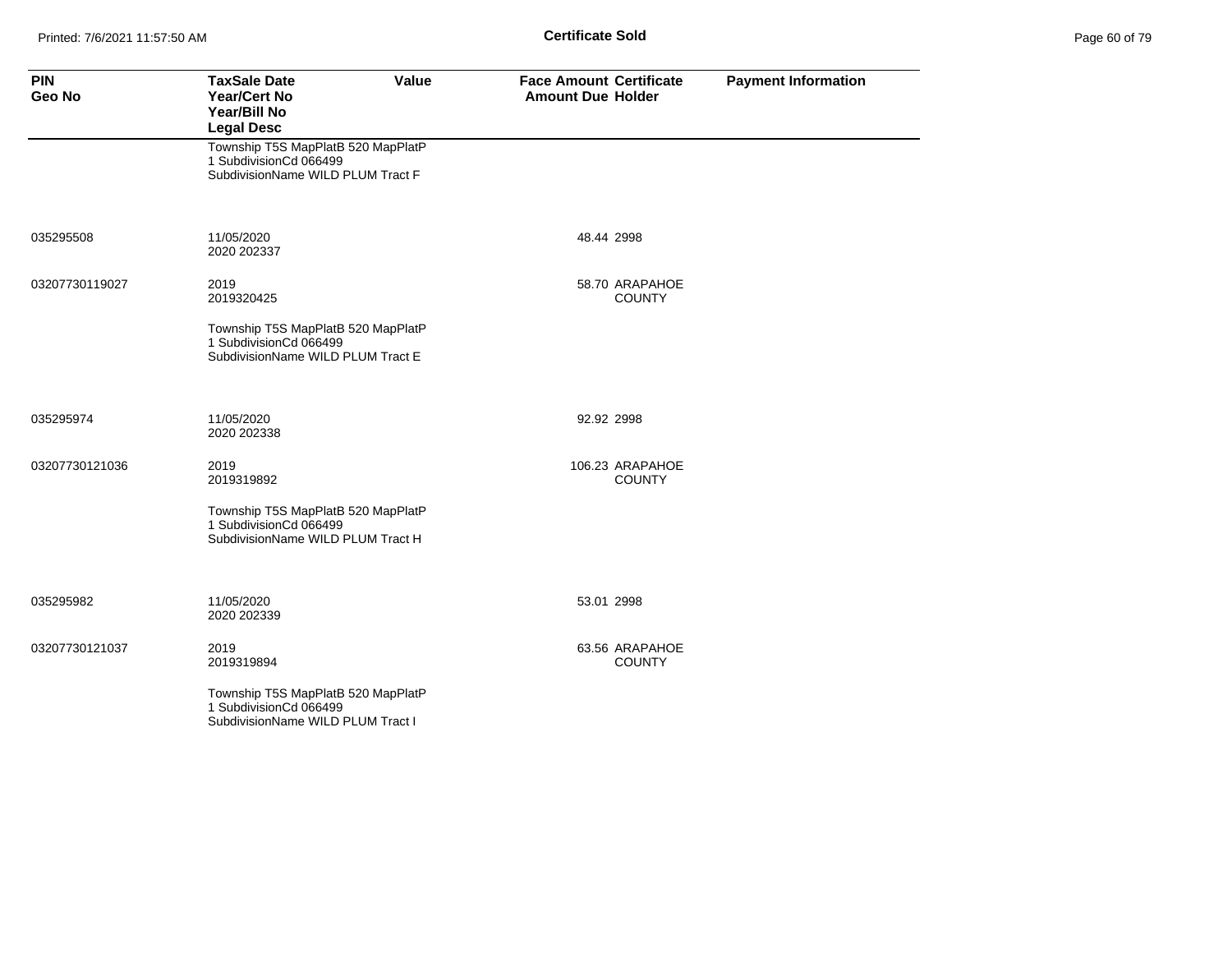## Certificate Sold

| PIN<br>Geo No | TaxSale Date<br>Year/Cert No<br>Year/Bill No<br>Legal Desc | Value | Face Amount<br>Amount Due | Certificate<br>Holder | Payment Information |
|---|---|---|---|---|---|
| | Township T5S MapPlatB 520 MapPlatP 1 SubdivisionCd 066499 SubdivisionName WILD PLUM Tract F | | | | |
| 035295508 | 11/05/2020<br>2020 202337 | | 48.44 | 2998 | |
| 03207730119027 | 2019<br>2019320425 | | 58.70 | ARAPAHOE COUNTY | |
| | Township T5S MapPlatB 520 MapPlatP 1 SubdivisionCd 066499 SubdivisionName WILD PLUM Tract E | | | | |
| 035295974 | 11/05/2020<br>2020 202338 | | 92.92 | 2998 | |
| 03207730121036 | 2019<br>2019319892 | | 106.23 | ARAPAHOE COUNTY | |
| | Township T5S MapPlatB 520 MapPlatP 1 SubdivisionCd 066499 SubdivisionName WILD PLUM Tract H | | | | |
| 035295982 | 11/05/2020<br>2020 202339 | | 53.01 | 2998 | |
| 03207730121037 | 2019<br>2019319894 | | 63.56 | ARAPAHOE COUNTY | |
| | Township T5S MapPlatB 520 MapPlatP 1 SubdivisionCd 066499 SubdivisionName WILD PLUM Tract I | | | | |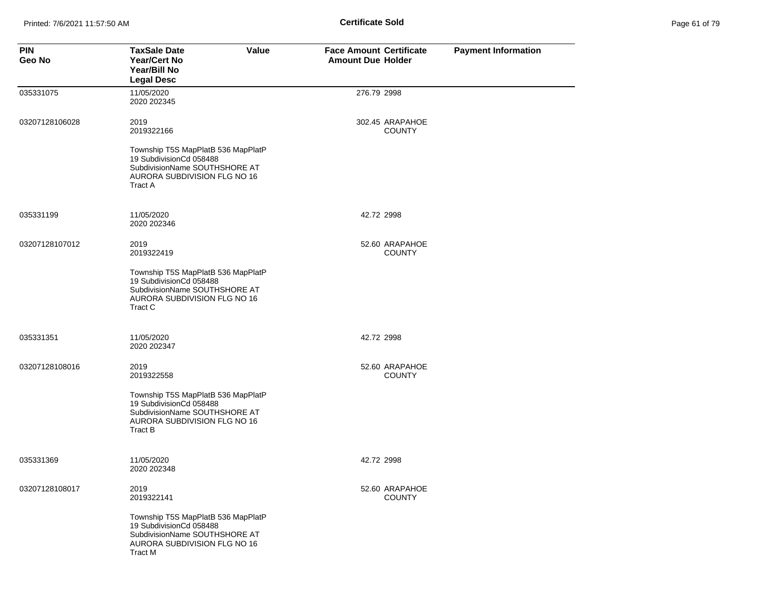| PIN<br>Geo No | TaxSale Date<br>Year/Cert No<br>Year/Bill No<br>Legal Desc | Value | Face Amount<br>Amount Due | Certificate<br>Holder | Payment Information |
|---|---|---|---|---|---|
| 035331075 | 11/05/2020<br>2020 202345 | | 276.79 | 2998 | |
| 03207128106028 | 2019<br>2019322166<br><br>Township T5S MapPlatB 536 MapPlatP 19 SubdivisionCd 058488 SubdivisionName SOUTHSHORE AT AURORA SUBDIVISION FLG NO 16 Tract A | | 302.45 | ARAPAHOE COUNTY | |
| 035331199 | 11/05/2020<br>2020 202346 | | 42.72 | 2998 | |
| 03207128107012 | 2019<br>2019322419<br><br>Township T5S MapPlatB 536 MapPlatP 19 SubdivisionCd 058488 SubdivisionName SOUTHSHORE AT AURORA SUBDIVISION FLG NO 16 Tract C | | 52.60 | ARAPAHOE COUNTY | |
| 035331351 | 11/05/2020<br>2020 202347 | | 42.72 | 2998 | |
| 03207128108016 | 2019<br>2019322558<br><br>Township T5S MapPlatB 536 MapPlatP 19 SubdivisionCd 058488 SubdivisionName SOUTHSHORE AT AURORA SUBDIVISION FLG NO 16 Tract B | | 52.60 | ARAPAHOE COUNTY | |
| 035331369 | 11/05/2020<br>2020 202348 | | 42.72 | 2998 | |
| 03207128108017 | 2019<br>2019322141<br><br>Township T5S MapPlatB 536 MapPlatP 19 SubdivisionCd 058488 SubdivisionName SOUTHSHORE AT AURORA SUBDIVISION FLG NO 16 Tract M | | 52.60 | ARAPAHOE COUNTY | |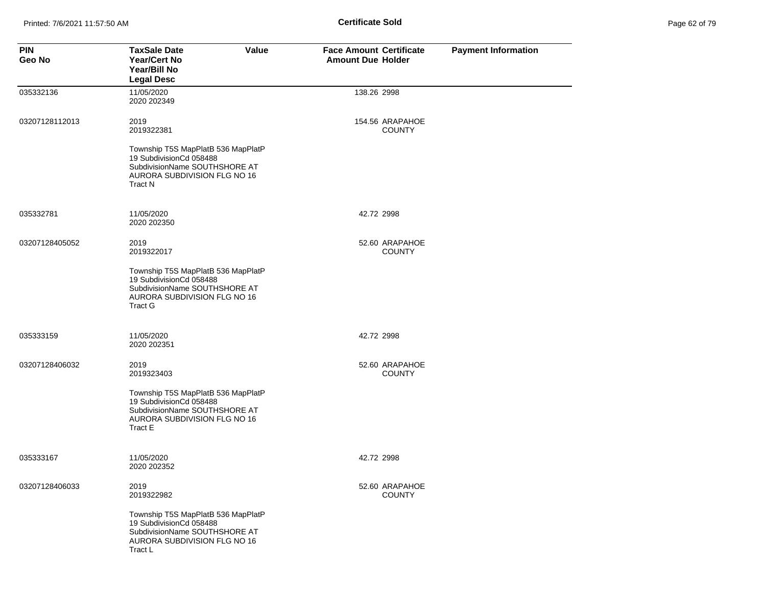**Certificate Sold**

| PIN<br>Geo No | TaxSale Date<br>Year/Cert No<br>Year/Bill No<br>Legal Desc | Value | Face Amount<br>Amount Due | Certificate<br>Holder | Payment Information |
|---|---|---|---|---|---|
| 035332136 | 11/05/2020<br>2020 202349 | | 138.26 | 2998 | |
| 03207128112013 | 2019<br>2019322381<br><br>Township T5S MapPlatB 536 MapPlatP 19 SubdivisionCd 058488 SubdivisionName SOUTHSHORE AT AURORA SUBDIVISION FLG NO 16 Tract N | | 154.56 | ARAPAHOE COUNTY | |
| 035332781 | 11/05/2020<br>2020 202350 | | 42.72 | 2998 | |
| 03207128405052 | 2019<br>2019322017<br><br>Township T5S MapPlatB 536 MapPlatP 19 SubdivisionCd 058488 SubdivisionName SOUTHSHORE AT AURORA SUBDIVISION FLG NO 16 Tract G | | 52.60 | ARAPAHOE COUNTY | |
| 035333159 | 11/05/2020<br>2020 202351 | | 42.72 | 2998 | |
| 03207128406032 | 2019<br>2019323403<br><br>Township T5S MapPlatB 536 MapPlatP 19 SubdivisionCd 058488 SubdivisionName SOUTHSHORE AT AURORA SUBDIVISION FLG NO 16 Tract E | | 52.60 | ARAPAHOE COUNTY | |
| 035333167 | 11/05/2020<br>2020 202352 | | 42.72 | 2998 | |
| 03207128406033 | 2019<br>2019322982<br><br>Township T5S MapPlatB 536 MapPlatP 19 SubdivisionCd 058488 SubdivisionName SOUTHSHORE AT AURORA SUBDIVISION FLG NO 16 Tract L | | 52.60 | ARAPAHOE COUNTY | |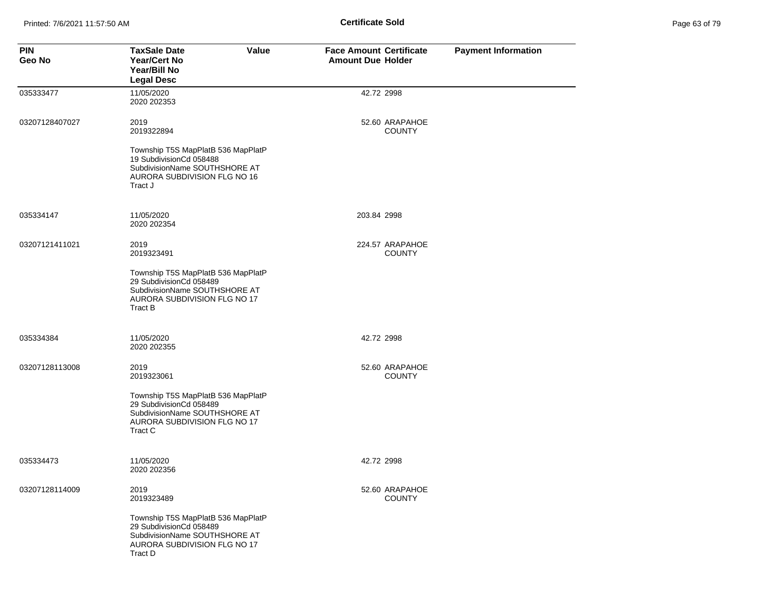# Certificate Sold

| PIN<br>Geo No | TaxSale Date<br>Year/Cert No<br>Year/Bill No<br>Legal Desc | Value | Face Amount<br>Amount Due | Certificate<br>Holder | Payment Information |
|---|---|---|---|---|---|
| 035333477 | 11/05/2020<br>2020 202353 | | 42.72 | 2998 | |
| 03207128407027 | 2019<br>2019322894 | | 52.60 | ARAPAHOE COUNTY | |
| | Township T5S MapPlatB 536 MapPlatP 19 SubdivisionCd 058488 SubdivisionName SOUTHSHORE AT AURORA SUBDIVISION FLG NO 16 Tract J | | | | |
| 035334147 | 11/05/2020<br>2020 202354 | | 203.84 | 2998 | |
| 03207121411021 | 2019<br>2019323491 | | 224.57 | ARAPAHOE COUNTY | |
| | Township T5S MapPlatB 536 MapPlatP 29 SubdivisionCd 058489 SubdivisionName SOUTHSHORE AT AURORA SUBDIVISION FLG NO 17 Tract B | | | | |
| 035334384 | 11/05/2020<br>2020 202355 | | 42.72 | 2998 | |
| 03207128113008 | 2019<br>2019323061 | | 52.60 | ARAPAHOE COUNTY | |
| | Township T5S MapPlatB 536 MapPlatP 29 SubdivisionCd 058489 SubdivisionName SOUTHSHORE AT AURORA SUBDIVISION FLG NO 17 Tract C | | | | |
| 035334473 | 11/05/2020<br>2020 202356 | | 42.72 | 2998 | |
| 03207128114009 | 2019<br>2019323489 | | 52.60 | ARAPAHOE COUNTY | |
| | Township T5S MapPlatB 536 MapPlatP 29 SubdivisionCd 058489 SubdivisionName SOUTHSHORE AT AURORA SUBDIVISION FLG NO 17 Tract D | | | | |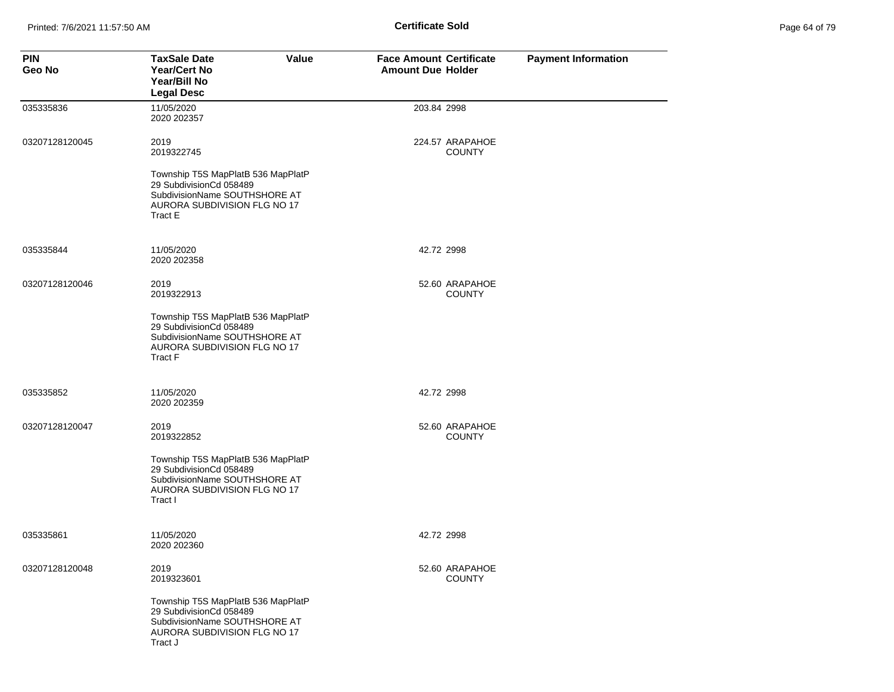**Certificate Sold**

| PIN<br>Geo No | TaxSale Date<br>Year/Cert No<br>Year/Bill No<br>Legal Desc | Value | Face Amount<br>Amount Due | Certificate<br>Holder | Payment Information |
|---|---|---|---|---|---|
| 035335836 | 11/05/2020<br>2020 202357 | | 203.84 | 2998 | |
| 03207128120045 | 2019<br>2019322745<br><br>Township T5S MapPlatB 536 MapPlatP 29 SubdivisionCd 058489 SubdivisionName SOUTHSHORE AT AURORA SUBDIVISION FLG NO 17 Tract E | | 224.57 | ARAPAHOE COUNTY | |
| 035335844 | 11/05/2020<br>2020 202358 | | 42.72 | 2998 | |
| 03207128120046 | 2019<br>2019322913<br><br>Township T5S MapPlatB 536 MapPlatP 29 SubdivisionCd 058489 SubdivisionName SOUTHSHORE AT AURORA SUBDIVISION FLG NO 17 Tract F | | 52.60 | ARAPAHOE COUNTY | |
| 035335852 | 11/05/2020<br>2020 202359 | | 42.72 | 2998 | |
| 03207128120047 | 2019<br>2019322852<br><br>Township T5S MapPlatB 536 MapPlatP 29 SubdivisionCd 058489 SubdivisionName SOUTHSHORE AT AURORA SUBDIVISION FLG NO 17 Tract I | | 52.60 | ARAPAHOE COUNTY | |
| 035335861 | 11/05/2020<br>2020 202360 | | 42.72 | 2998 | |
| 03207128120048 | 2019<br>2019323601<br><br>Township T5S MapPlatB 536 MapPlatP 29 SubdivisionCd 058489 SubdivisionName SOUTHSHORE AT AURORA SUBDIVISION FLG NO 17 Tract J | | 52.60 | ARAPAHOE COUNTY | |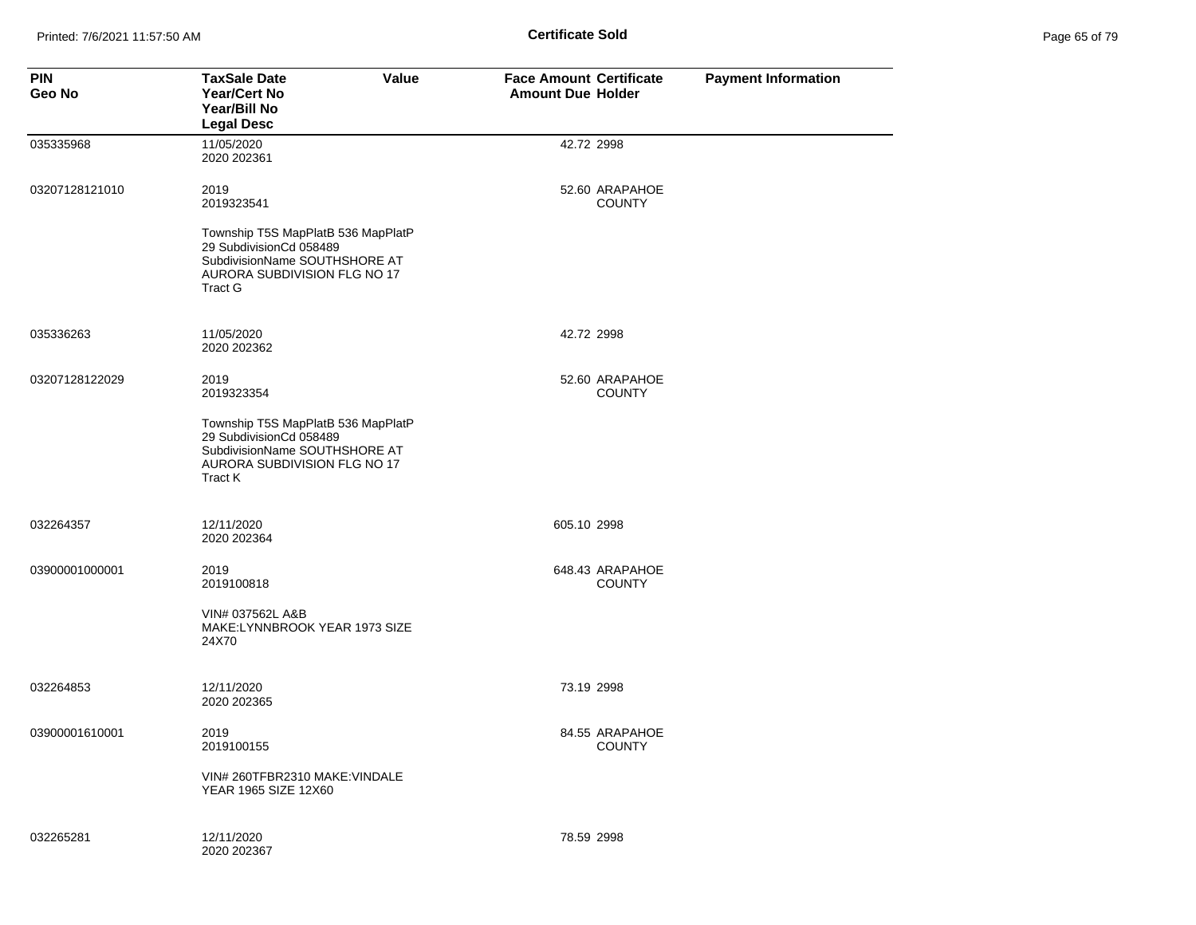**Certificate Sold**

| PIN<br>Geo No | TaxSale Date<br>Year/Cert No<br>Year/Bill No<br>Legal Desc | Value | Face Amount<br>Amount Due | Certificate<br>Holder | Payment Information |
|---|---|---|---|---|---|
| 035335968 | 11/05/2020<br>2020 202361 | | 42.72 | 2998 | |
| 03207128121010 | 2019<br>2019323541 | | 52.60 | ARAPAHOE COUNTY | |
| | Township T5S MapPlatB 536 MapPlatP 29 SubdivisionCd 058489 SubdivisionName SOUTHSHORE AT AURORA SUBDIVISION FLG NO 17 Tract G | | | | |
| 035336263 | 11/05/2020<br>2020 202362 | | 42.72 | 2998 | |
| 03207128122029 | 2019<br>2019323354 | | 52.60 | ARAPAHOE COUNTY | |
| | Township T5S MapPlatB 536 MapPlatP 29 SubdivisionCd 058489 SubdivisionName SOUTHSHORE AT AURORA SUBDIVISION FLG NO 17 Tract K | | | | |
| 032264357 | 12/11/2020<br>2020 202364 | | 605.10 | 2998 | |
| 03900001000001 | 2019<br>2019100818 | | 648.43 | ARAPAHOE COUNTY | |
| | VIN# 037562L A&B MAKE:LYNNBROOK YEAR 1973 SIZE 24X70 | | | | |
| 032264853 | 12/11/2020<br>2020 202365 | | 73.19 | 2998 | |
| 03900001610001 | 2019<br>2019100155 | | 84.55 | ARAPAHOE COUNTY | |
| | VIN# 260TFBR2310 MAKE:VINDALE YEAR 1965 SIZE 12X60 | | | | |
| 032265281 | 12/11/2020<br>2020 202367 | | 78.59 | 2998 | |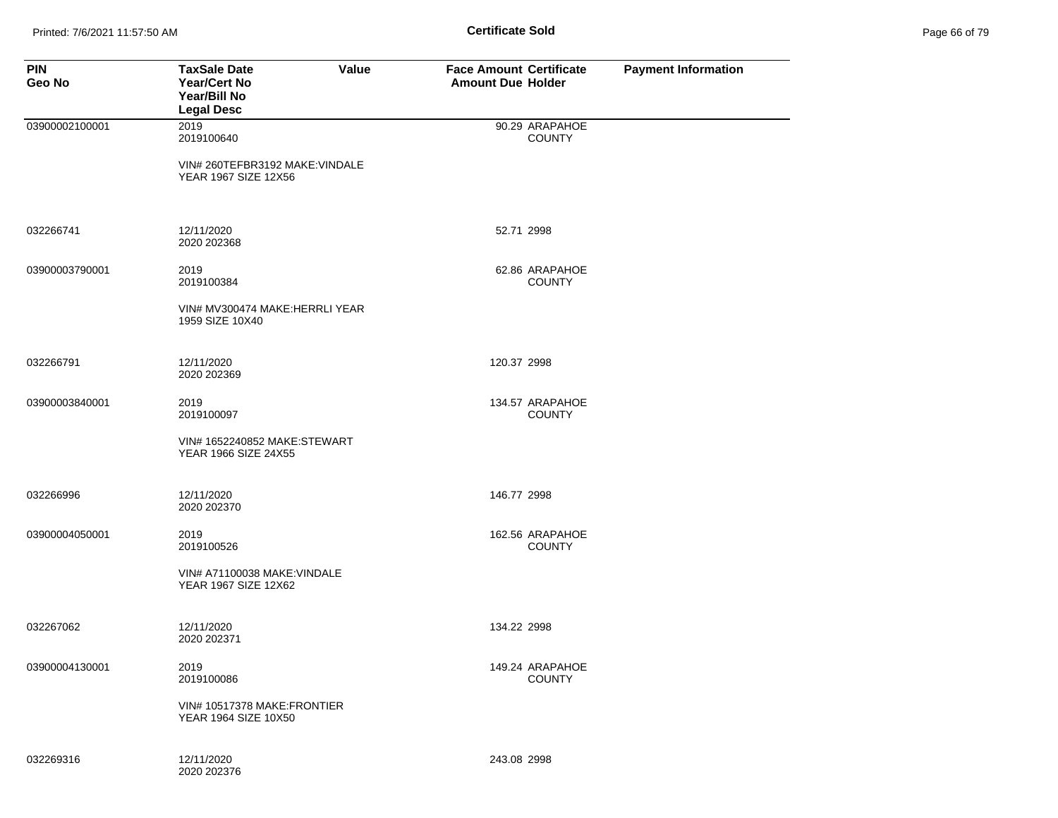| PIN<br>Geo No | TaxSale Date<br>Year/Cert No<br>Year/Bill No<br>Legal Desc | Value | Face Amount<br>Amount Due | Certificate<br>Holder | Payment Information |
|---|---|---|---|---|---|
| 03900002100001 | 2019<br>2019100640<br><br>VIN# 260TEFBR3192 MAKE:VINDALE YEAR 1967 SIZE 12X56 | | 90.29 | ARAPAHOE COUNTY | |
| 032266741 | 12/11/2020<br>2020 202368 | | 52.71 | 2998 | |
| 03900003790001 | 2019<br>2019100384<br><br>VIN# MV300474 MAKE:HERRLI YEAR 1959 SIZE 10X40 | | 62.86 | ARAPAHOE COUNTY | |
| 032266791 | 12/11/2020<br>2020 202369 | | 120.37 | 2998 | |
| 03900003840001 | 2019<br>2019100097<br><br>VIN# 1652240852 MAKE:STEWART YEAR 1966 SIZE 24X55 | | 134.57 | ARAPAHOE COUNTY | |
| 032266996 | 12/11/2020<br>2020 202370 | | 146.77 | 2998 | |
| 03900004050001 | 2019<br>2019100526<br><br>VIN# A71100038 MAKE:VINDALE YEAR 1967 SIZE 12X62 | | 162.56 | ARAPAHOE COUNTY | |
| 032267062 | 12/11/2020<br>2020 202371 | | 134.22 | 2998 | |
| 03900004130001 | 2019<br>2019100086<br><br>VIN# 10517378 MAKE:FRONTIER YEAR 1964 SIZE 10X50 | | 149.24 | ARAPAHOE COUNTY | |
| 032269316 | 12/11/2020<br>2020 202376 | | 243.08 | 2998 | |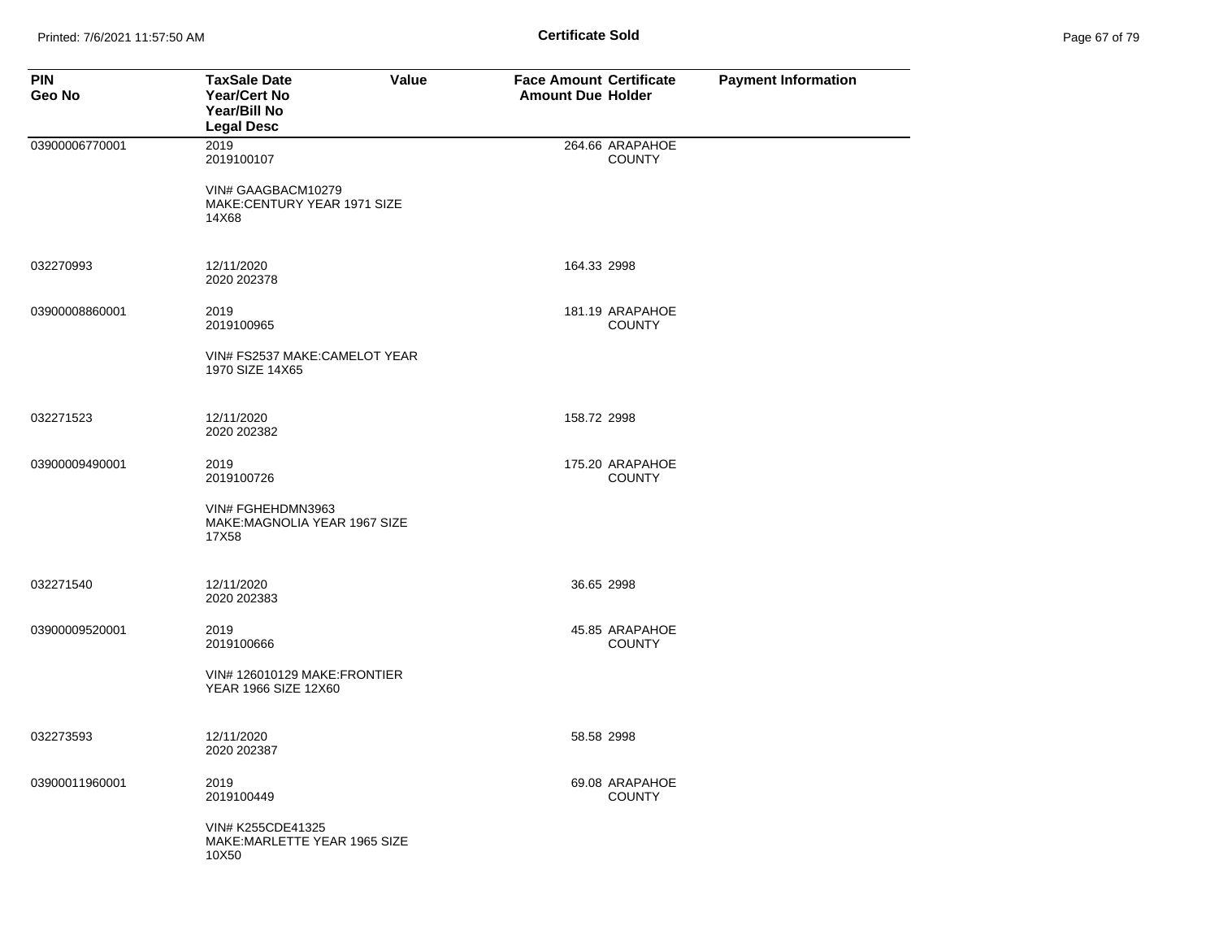# Certificate Sold

| PIN<br>Geo No | TaxSale Date<br>Year/Cert No<br>Year/Bill No<br>Legal Desc | Value | Face Amount<br>Amount Due | Certificate<br>Holder | Payment Information |
|---|---|---|---|---|---|
| 03900006770001 | 2019<br>2019100107<br><br>VIN# GAAGBACM10279 MAKE:CENTURY YEAR 1971 SIZE 14X68 | | 264.66 | ARAPAHOE COUNTY | |
| 032270993 | 12/11/2020<br>2020 202378 | | 164.33 | 2998 | |
| 03900008860001 | 2019<br>2019100965<br><br>VIN# FS2537 MAKE:CAMELOT YEAR 1970 SIZE 14X65 | | 181.19 | ARAPAHOE COUNTY | |
| 032271523 | 12/11/2020<br>2020 202382 | | 158.72 | 2998 | |
| 03900009490001 | 2019<br>2019100726<br><br>VIN# FGHEHDMN3963 MAKE:MAGNOLIA YEAR 1967 SIZE 17X58 | | 175.20 | ARAPAHOE COUNTY | |
| 032271540 | 12/11/2020<br>2020 202383 | | 36.65 | 2998 | |
| 03900009520001 | 2019<br>2019100666<br><br>VIN# 126010129 MAKE:FRONTIER YEAR 1966 SIZE 12X60 | | 45.85 | ARAPAHOE COUNTY | |
| 032273593 | 12/11/2020<br>2020 202387 | | 58.58 | 2998 | |
| 03900011960001 | 2019<br>2019100449<br><br>VIN# K255CDE41325 MAKE:MARLETTE YEAR 1965 SIZE 10X50 | | 69.08 | ARAPAHOE COUNTY | |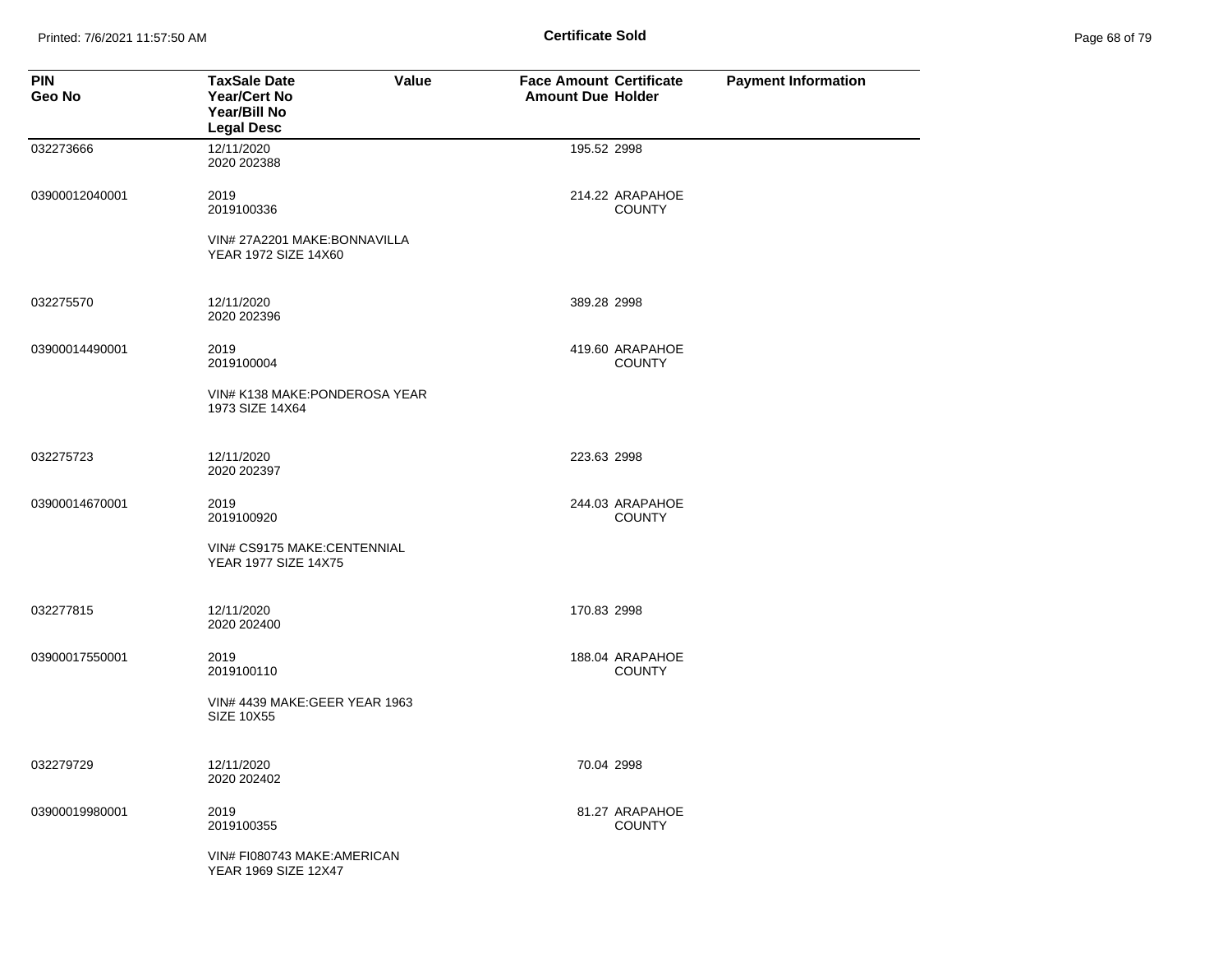**Certificate Sold**

| PIN<br>Geo No | TaxSale Date<br>Year/Cert No<br>Year/Bill No<br>Legal Desc | Value | Face Amount<br>Amount Due | Certificate<br>Holder | Payment Information |
|---|---|---|---|---|---|
| 032273666 | 12/11/2020<br>2020 202388 | | 195.52 | 2998 | |
| 03900012040001 | 2019<br>2019100336 | | 214.22 | ARAPAHOE COUNTY | |
| | VIN# 27A2201 MAKE:BONNAVILLA YEAR 1972 SIZE 14X60 | | | | |
| 032275570 | 12/11/2020<br>2020 202396 | | 389.28 | 2998 | |
| 03900014490001 | 2019<br>2019100004 | | 419.60 | ARAPAHOE COUNTY | |
| | VIN# K138 MAKE:PONDEROSA YEAR 1973 SIZE 14X64 | | | | |
| 032275723 | 12/11/2020<br>2020 202397 | | 223.63 | 2998 | |
| 03900014670001 | 2019<br>2019100920 | | 244.03 | ARAPAHOE COUNTY | |
| | VIN# CS9175 MAKE:CENTENNIAL YEAR 1977 SIZE 14X75 | | | | |
| 032277815 | 12/11/2020<br>2020 202400 | | 170.83 | 2998 | |
| 03900017550001 | 2019<br>2019100110 | | 188.04 | ARAPAHOE COUNTY | |
| | VIN# 4439 MAKE:GEER YEAR 1963 SIZE 10X55 | | | | |
| 032279729 | 12/11/2020<br>2020 202402 | | 70.04 | 2998 | |
| 03900019980001 | 2019<br>2019100355 | | 81.27 | ARAPAHOE COUNTY | |
| | VIN# FI080743 MAKE:AMERICAN YEAR 1969 SIZE 12X47 | | | | |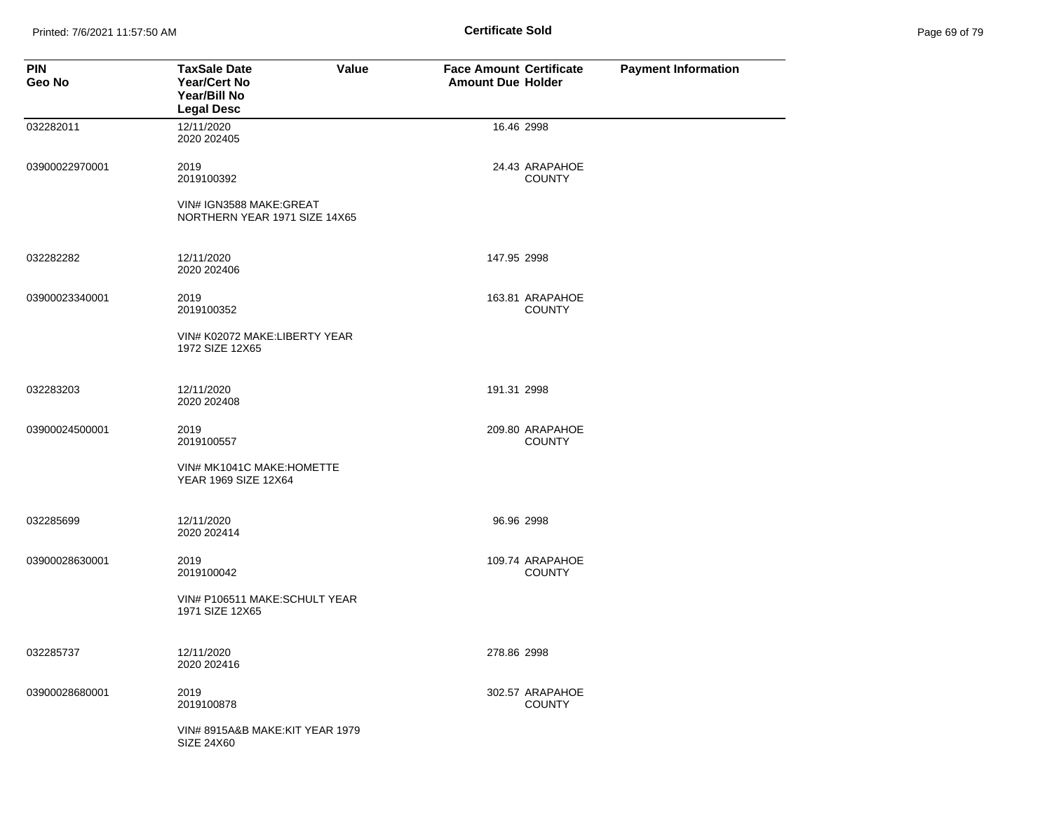**Certificate Sold**

| PIN<br>Geo No | TaxSale Date<br>Year/Cert No<br>Year/Bill No<br>Legal Desc | Value | Face Amount<br>Amount Due | Certificate<br>Holder | Payment Information |
|---|---|---|---|---|---|
| 032282011 | 12/11/2020<br>2020 202405 | | 16.46 | 2998 | |
| 03900022970001 | 2019<br>2019100392<br><br>VIN# IGN3588 MAKE:GREAT NORTHERN YEAR 1971 SIZE 14X65 | | 24.43 | ARAPAHOE COUNTY | |
| 032282282 | 12/11/2020<br>2020 202406 | | 147.95 | 2998 | |
| 03900023340001 | 2019<br>2019100352<br><br>VIN# K02072 MAKE:LIBERTY YEAR 1972 SIZE 12X65 | | 163.81 | ARAPAHOE COUNTY | |
| 032283203 | 12/11/2020<br>2020 202408 | | 191.31 | 2998 | |
| 03900024500001 | 2019<br>2019100557<br><br>VIN# MK1041C MAKE:HOMETTE YEAR 1969 SIZE 12X64 | | 209.80 | ARAPAHOE COUNTY | |
| 032285699 | 12/11/2020<br>2020 202414 | | 96.96 | 2998 | |
| 03900028630001 | 2019<br>2019100042<br><br>VIN# P106511 MAKE:SCHULT YEAR 1971 SIZE 12X65 | | 109.74 | ARAPAHOE COUNTY | |
| 032285737 | 12/11/2020<br>2020 202416 | | 278.86 | 2998 | |
| 03900028680001 | 2019<br>2019100878<br><br>VIN# 8915A&B MAKE:KIT YEAR 1979 SIZE 24X60 | | 302.57 | ARAPAHOE COUNTY | |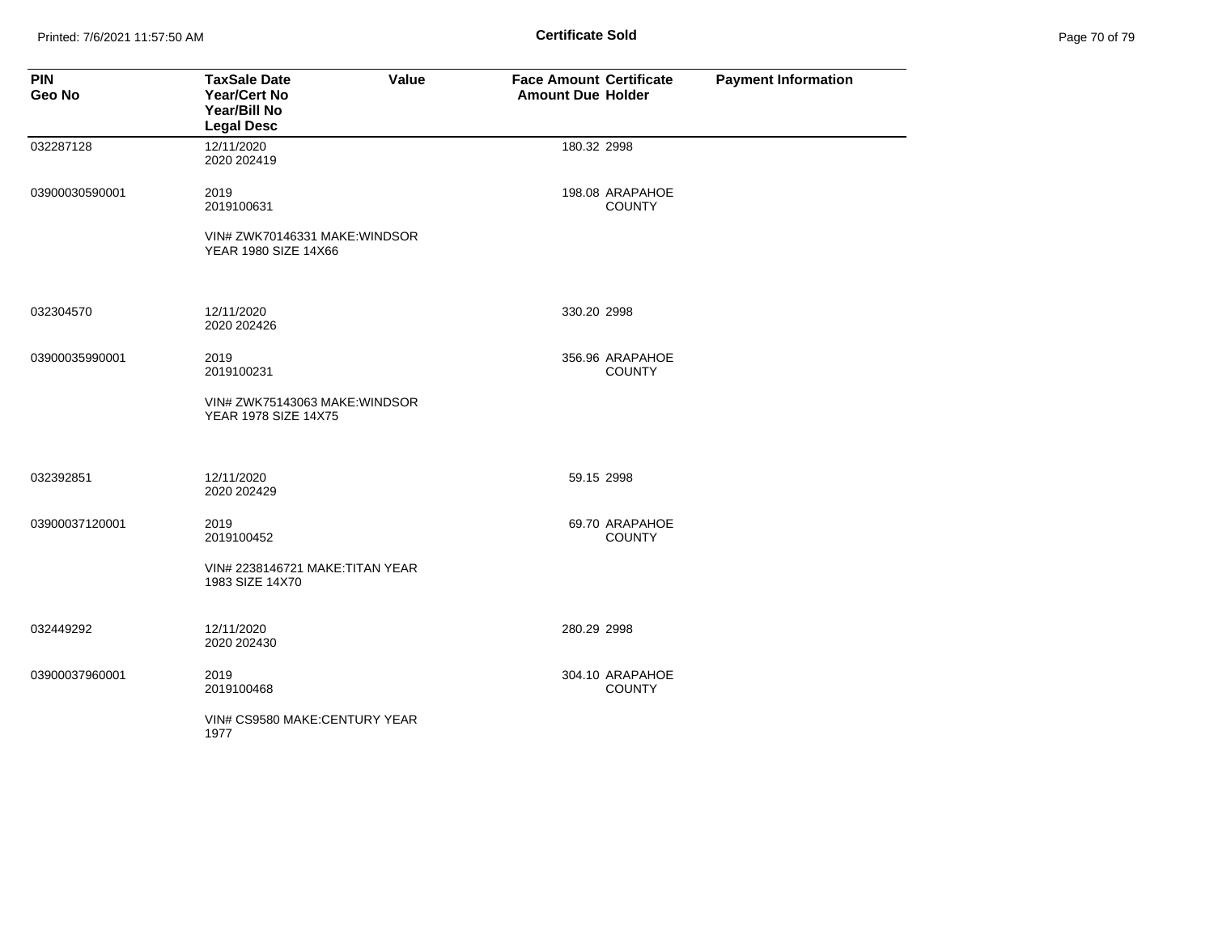# Certificate Sold

| PIN<br>Geo No | TaxSale Date<br>Year/Cert No<br>Year/Bill No<br>Legal Desc | Value | Face Amount<br>Amount Due | Certificate<br>Holder | Payment Information |
|---|---|---|---|---|---|
| 032287128 | 12/11/2020<br>2020 202419 | | 180.32 | 2998 | |
| 03900030590001 | 2019<br>2019100631 | | 198.08 | ARAPAHOE COUNTY | |
| | VIN# ZWK70146331 MAKE:WINDSOR YEAR 1980 SIZE 14X66 | | | | |
| 032304570 | 12/11/2020<br>2020 202426 | | 330.20 | 2998 | |
| 03900035990001 | 2019<br>2019100231 | | 356.96 | ARAPAHOE COUNTY | |
| | VIN# ZWK75143063 MAKE:WINDSOR YEAR 1978 SIZE 14X75 | | | | |
| 032392851 | 12/11/2020<br>2020 202429 | | 59.15 | 2998 | |
| 03900037120001 | 2019<br>2019100452 | | 69.70 | ARAPAHOE COUNTY | |
| | VIN# 2238146721 MAKE:TITAN YEAR 1983 SIZE 14X70 | | | | |
| 032449292 | 12/11/2020<br>2020 202430 | | 280.29 | 2998 | |
| 03900037960001 | 2019<br>2019100468 | | 304.10 | ARAPAHOE COUNTY | |
| | VIN# CS9580 MAKE:CENTURY YEAR 1977 | | | | |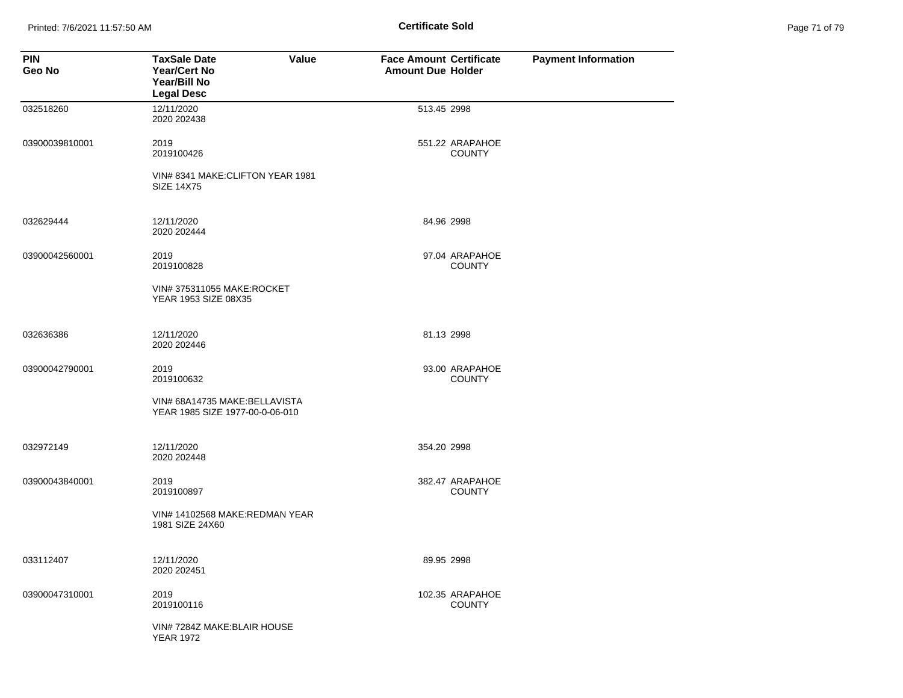# Certificate Sold

| PIN<br>Geo No | TaxSale Date<br>Year/Cert No<br>Year/Bill No<br>Legal Desc | Value | Face Amount<br>Amount Due | Certificate<br>Holder | Payment Information |
|---|---|---|---|---|---|
| 032518260 | 12/11/2020<br>2020 202438 | | 513.45 | 2998 | |
| 03900039810001 | 2019<br>2019100426<br><br>VIN# 8341 MAKE:CLIFTON YEAR 1981 SIZE 14X75 | | 551.22 | ARAPAHOE COUNTY | |
| 032629444 | 12/11/2020<br>2020 202444 | | 84.96 | 2998 | |
| 03900042560001 | 2019<br>2019100828<br><br>VIN# 375311055 MAKE:ROCKET YEAR 1953 SIZE 08X35 | | 97.04 | ARAPAHOE COUNTY | |
| 032636386 | 12/11/2020<br>2020 202446 | | 81.13 | 2998 | |
| 03900042790001 | 2019<br>2019100632<br><br>VIN# 68A14735 MAKE:BELLAVISTA YEAR 1985 SIZE 1977-00-0-06-010 | | 93.00 | ARAPAHOE COUNTY | |
| 032972149 | 12/11/2020<br>2020 202448 | | 354.20 | 2998 | |
| 03900043840001 | 2019<br>2019100897<br><br>VIN# 14102568 MAKE:REDMAN YEAR 1981 SIZE 24X60 | | 382.47 | ARAPAHOE COUNTY | |
| 033112407 | 12/11/2020<br>2020 202451 | | 89.95 | 2998 | |
| 03900047310001 | 2019<br>2019100116<br><br>VIN# 7284Z MAKE:BLAIR HOUSE YEAR 1972 | | 102.35 | ARAPAHOE COUNTY | |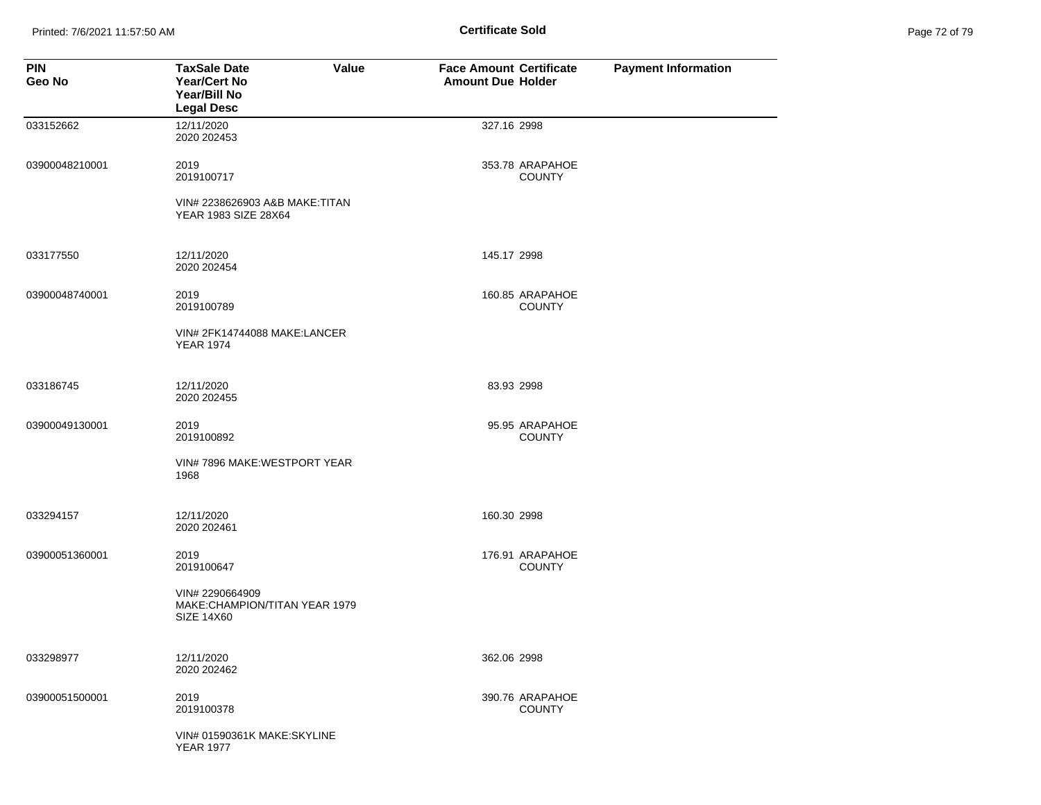**Certificate Sold**

| PIN<br>Geo No | TaxSale Date<br>Year/Cert No<br>Year/Bill No<br>Legal Desc | Value | Face Amount<br>Amount Due | Certificate<br>Holder | Payment Information |
|---|---|---|---|---|---|
| 033152662 | 12/11/2020<br>2020 202453 | | 327.16 | 2998 | |
| 03900048210001 | 2019<br>2019100717 | | 353.78 | ARAPAHOE COUNTY | |
| | VIN# 2238626903 A&B MAKE:TITAN YEAR 1983 SIZE 28X64 | | | | |
| 033177550 | 12/11/2020<br>2020 202454 | | 145.17 | 2998 | |
| 03900048740001 | 2019<br>2019100789 | | 160.85 | ARAPAHOE COUNTY | |
| | VIN# 2FK14744088 MAKE:LANCER YEAR 1974 | | | | |
| 033186745 | 12/11/2020<br>2020 202455 | | 83.93 | 2998 | |
| 03900049130001 | 2019<br>2019100892 | | 95.95 | ARAPAHOE COUNTY | |
| | VIN# 7896 MAKE:WESTPORT YEAR 1968 | | | | |
| 033294157 | 12/11/2020<br>2020 202461 | | 160.30 | 2998 | |
| 03900051360001 | 2019<br>2019100647 | | 176.91 | ARAPAHOE COUNTY | |
| | VIN# 2290664909 MAKE:CHAMPION/TITAN YEAR 1979 SIZE 14X60 | | | | |
| 033298977 | 12/11/2020<br>2020 202462 | | 362.06 | 2998 | |
| 03900051500001 | 2019<br>2019100378 | | 390.76 | ARAPAHOE COUNTY | |
| | VIN# 01590361K MAKE:SKYLINE YEAR 1977 | | | | |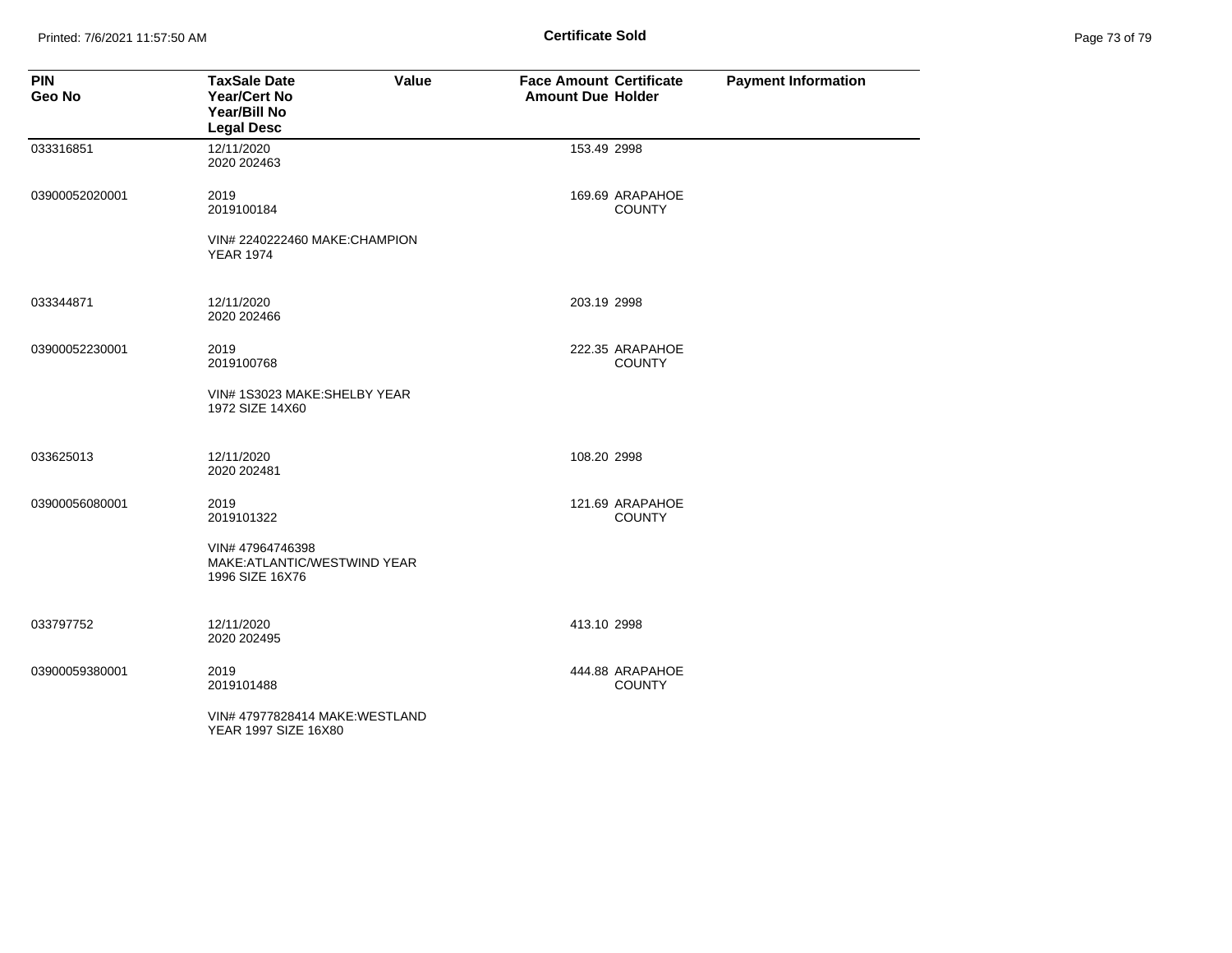| PIN<br>Geo No | TaxSale Date<br>Year/Cert No<br>Year/Bill No<br>Legal Desc | Value | Face Amount<br>Amount Due | Certificate<br>Holder | Payment Information |
|---|---|---|---|---|---|
| 033316851 | 12/11/2020<br>2020 202463 | | 153.49 | 2998 | |
| 03900052020001 | 2019<br>2019100184 | | 169.69 | ARAPAHOE COUNTY | |
| | VIN# 2240222460 MAKE:CHAMPION YEAR 1974 | | | | |
| 033344871 | 12/11/2020<br>2020 202466 | | 203.19 | 2998 | |
| 03900052230001 | 2019<br>2019100768 | | 222.35 | ARAPAHOE COUNTY | |
| | VIN# 1S3023 MAKE:SHELBY YEAR 1972 SIZE 14X60 | | | | |
| 033625013 | 12/11/2020<br>2020 202481 | | 108.20 | 2998 | |
| 03900056080001 | 2019<br>2019101322 | | 121.69 | ARAPAHOE COUNTY | |
| | VIN# 47964746398 MAKE:ATLANTIC/WESTWIND YEAR 1996 SIZE 16X76 | | | | |
| 033797752 | 12/11/2020<br>2020 202495 | | 413.10 | 2998 | |
| 03900059380001 | 2019<br>2019101488 | | 444.88 | ARAPAHOE COUNTY | |
| | VIN# 47977828414 MAKE:WESTLAND YEAR 1997 SIZE 16X80 | | | | |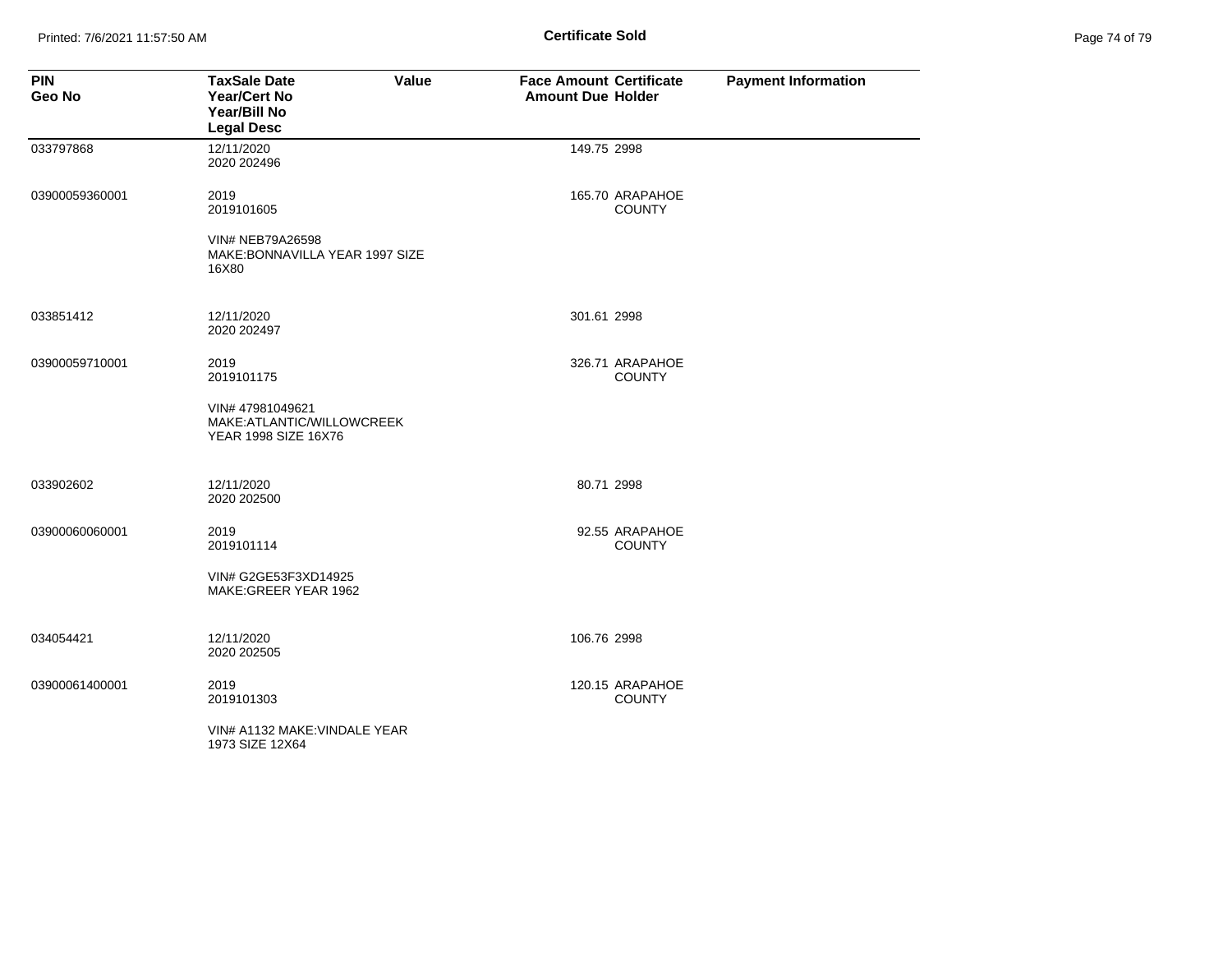**Certificate Sold**

| PIN<br>Geo No | TaxSale Date<br>Year/Cert No<br>Year/Bill No<br>Legal Desc | Value | Face Amount<br>Amount Due | Certificate<br>Holder | Payment Information |
|---|---|---|---|---|---|
| 033797868 | 12/11/2020<br>2020 202496 | | 149.75 | 2998 | |
| 03900059360001 | 2019<br>2019101605<br><br>VIN# NEB79A26598<br>MAKE:BONNAVILLA YEAR 1997 SIZE 16X80 | | 165.70 | ARAPAHOE COUNTY | |
| 033851412 | 12/11/2020<br>2020 202497 | | 301.61 | 2998 | |
| 03900059710001 | 2019<br>2019101175<br><br>VIN# 47981049621<br>MAKE:ATLANTIC/WILLOWCREEK YEAR 1998 SIZE 16X76 | | 326.71 | ARAPAHOE COUNTY | |
| 033902602 | 12/11/2020<br>2020 202500 | | 80.71 | 2998 | |
| 03900060060001 | 2019<br>2019101114<br><br>VIN# G2GE53F3XD14925<br>MAKE:GREER YEAR 1962 | | 92.55 | ARAPAHOE COUNTY | |
| 034054421 | 12/11/2020<br>2020 202505 | | 106.76 | 2998 | |
| 03900061400001 | 2019<br>2019101303<br><br>VIN# A1132 MAKE:VINDALE YEAR 1973 SIZE 12X64 | | 120.15 | ARAPAHOE COUNTY | |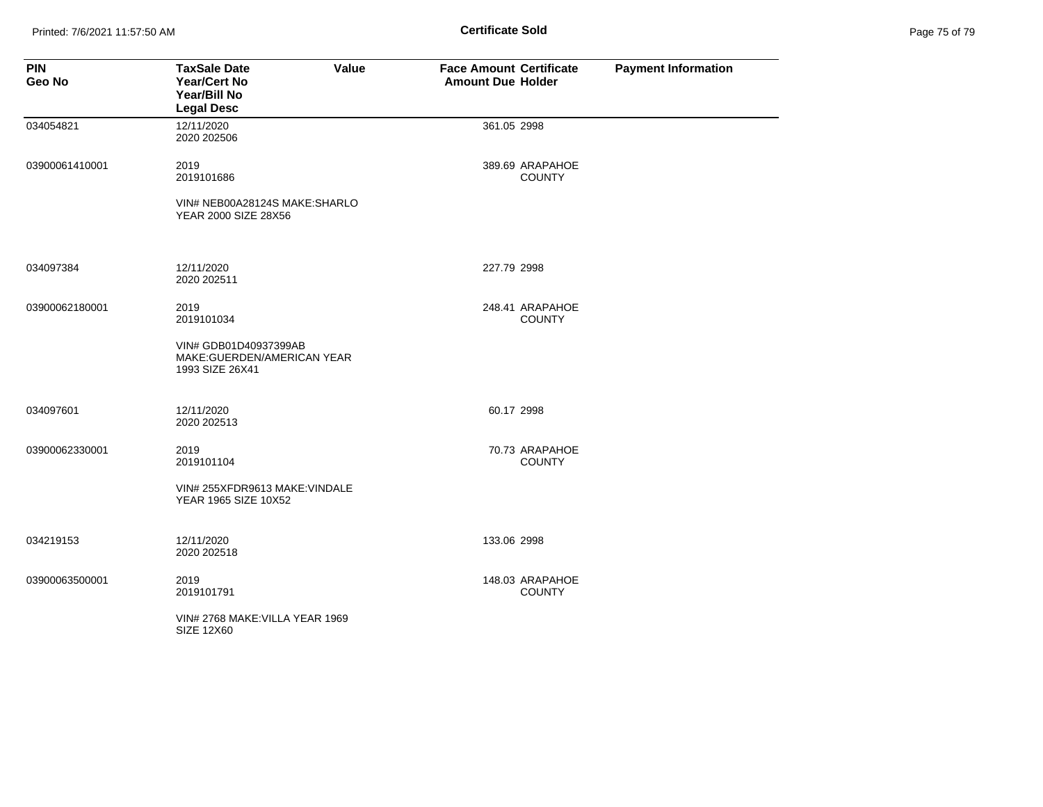**Certificate Sold**

| PIN<br>Geo No | TaxSale Date<br>Year/Cert No<br>Year/Bill No<br>Legal Desc | Value | Face Amount<br>Amount Due | Certificate<br>Holder | Payment Information |
|---|---|---|---|---|---|
| 034054821 | 12/11/2020<br>2020 202506 | | 361.05 | 2998 | |
| 03900061410001 | 2019<br>2019101686 | | 389.69 | ARAPAHOE COUNTY | |
| | VIN# NEB00A28124S MAKE:SHARLO YEAR 2000 SIZE 28X56 | | | | |
| 034097384 | 12/11/2020<br>2020 202511 | | 227.79 | 2998 | |
| 03900062180001 | 2019<br>2019101034 | | 248.41 | ARAPAHOE COUNTY | |
| | VIN# GDB01D40937399AB MAKE:GUERDEN/AMERICAN YEAR 1993 SIZE 26X41 | | | | |
| 034097601 | 12/11/2020<br>2020 202513 | | 60.17 | 2998 | |
| 03900062330001 | 2019<br>2019101104 | | 70.73 | ARAPAHOE COUNTY | |
| | VIN# 255XFDR9613 MAKE:VINDALE YEAR 1965 SIZE 10X52 | | | | |
| 034219153 | 12/11/2020<br>2020 202518 | | 133.06 | 2998 | |
| 03900063500001 | 2019<br>2019101791 | | 148.03 | ARAPAHOE COUNTY | |
| | VIN# 2768 MAKE:VILLA YEAR 1969 SIZE 12X60 | | | | |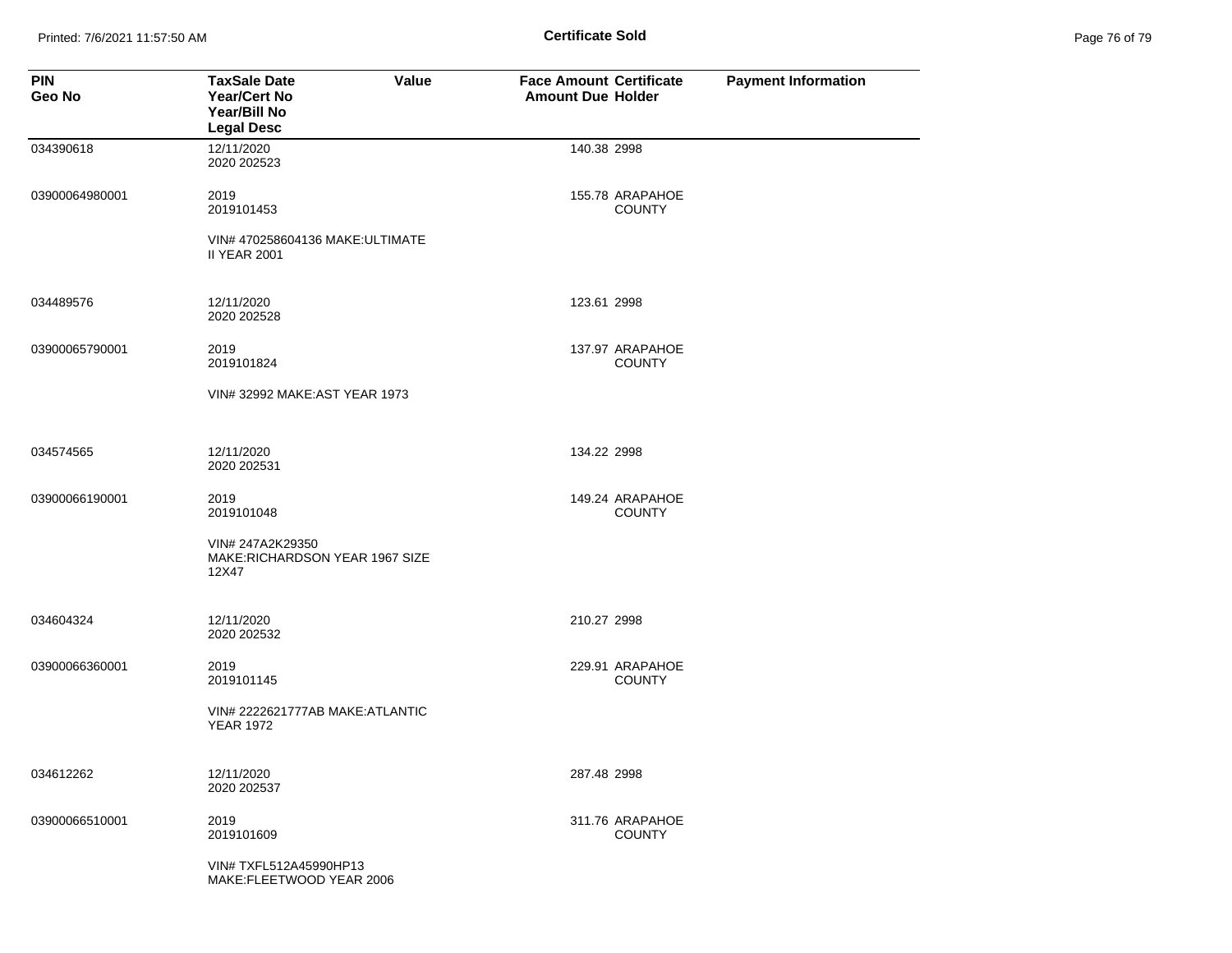| PIN<br>Geo No | TaxSale Date<br>Year/Cert No<br>Year/Bill No<br>Legal Desc | Value | Face Amount<br>Amount Due | Certificate<br>Holder | Payment Information |
|---|---|---|---|---|---|
| 034390618 | 12/11/2020<br>2020 202523 | | 140.38 | 2998 | |
| 03900064980001 | 2019<br>2019101453 | | 155.78 | ARAPAHOE COUNTY | |
| | VIN# 470258604136 MAKE:ULTIMATE II YEAR 2001 | | | | |
| 034489576 | 12/11/2020<br>2020 202528 | | 123.61 | 2998 | |
| 03900065790001 | 2019<br>2019101824 | | 137.97 | ARAPAHOE COUNTY | |
| | VIN# 32992 MAKE:AST YEAR 1973 | | | | |
| 034574565 | 12/11/2020<br>2020 202531 | | 134.22 | 2998 | |
| 03900066190001 | 2019<br>2019101048 | | 149.24 | ARAPAHOE COUNTY | |
| | VIN# 247A2K29350 MAKE:RICHARDSON YEAR 1967 SIZE 12X47 | | | | |
| 034604324 | 12/11/2020<br>2020 202532 | | 210.27 | 2998 | |
| 03900066360001 | 2019<br>2019101145 | | 229.91 | ARAPAHOE COUNTY | |
| | VIN# 2222621777AB MAKE:ATLANTIC YEAR 1972 | | | | |
| 034612262 | 12/11/2020<br>2020 202537 | | 287.48 | 2998 | |
| 03900066510001 | 2019<br>2019101609 | | 311.76 | ARAPAHOE COUNTY | |
| | VIN# TXFL512A45990HP13 MAKE:FLEETWOOD YEAR 2006 | | | | |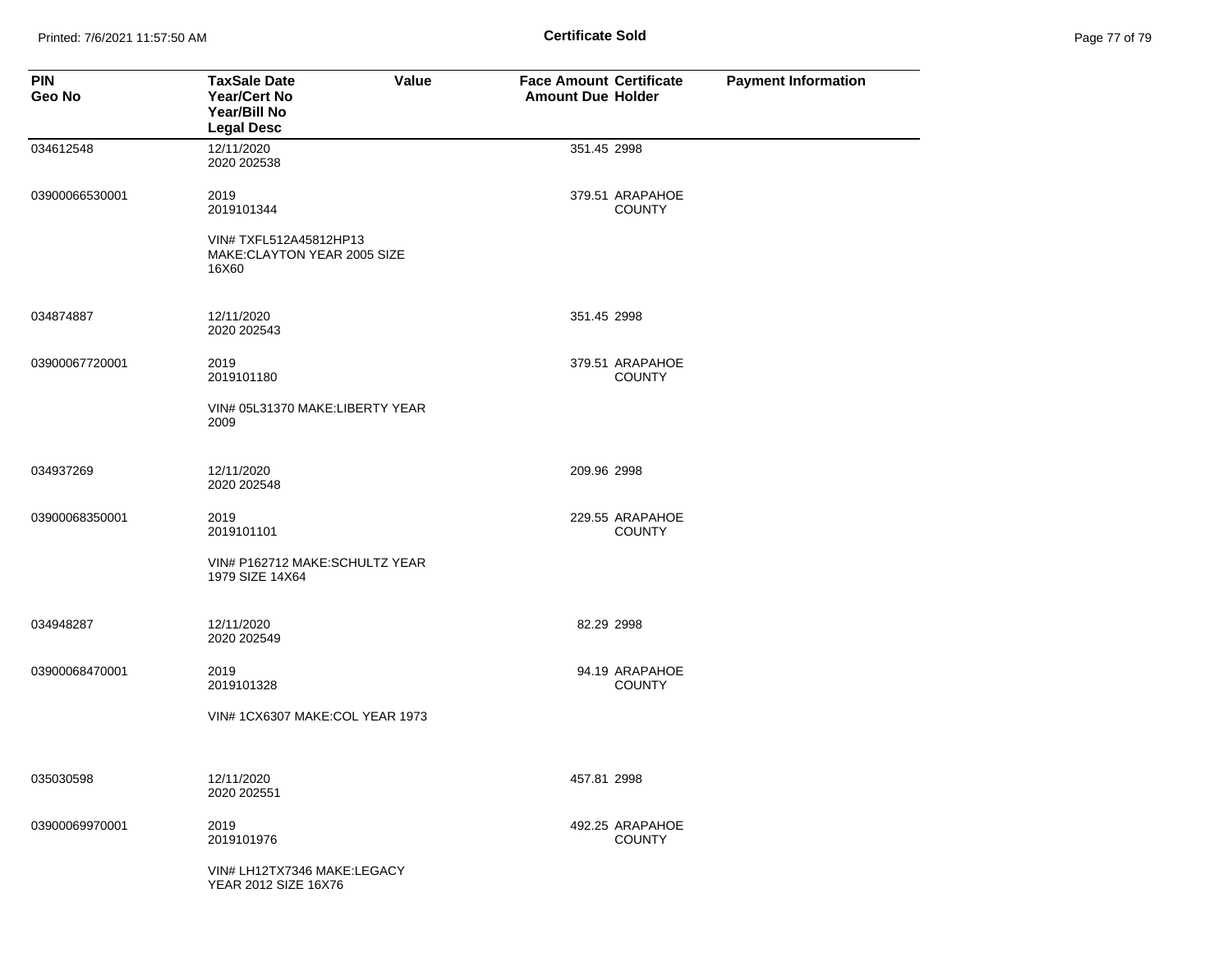# Certificate Sold

| PIN<br>Geo No | TaxSale Date<br>Year/Cert No<br>Year/Bill No<br>Legal Desc | Value | Face Amount<br>Amount Due | Certificate<br>Holder | Payment Information |
|---|---|---|---|---|---|
| 034612548 | 12/11/2020<br>2020 202538 | | 351.45 | 2998 | |
| 03900066530001 | 2019<br>2019101344 | | 379.51 | ARAPAHOE COUNTY | |
| | VIN# TXFL512A45812HP13 MAKE:CLAYTON YEAR 2005 SIZE 16X60 | | | | |
| 034874887 | 12/11/2020<br>2020 202543 | | 351.45 | 2998 | |
| 03900067720001 | 2019<br>2019101180 | | 379.51 | ARAPAHOE COUNTY | |
| | VIN# 05L31370 MAKE:LIBERTY YEAR 2009 | | | | |
| 034937269 | 12/11/2020<br>2020 202548 | | 209.96 | 2998 | |
| 03900068350001 | 2019<br>2019101101 | | 229.55 | ARAPAHOE COUNTY | |
| | VIN# P162712 MAKE:SCHULTZ YEAR 1979 SIZE 14X64 | | | | |
| 034948287 | 12/11/2020<br>2020 202549 | | 82.29 | 2998 | |
| 03900068470001 | 2019<br>2019101328 | | 94.19 | ARAPAHOE COUNTY | |
| | VIN# 1CX6307 MAKE:COL YEAR 1973 | | | | |
| 035030598 | 12/11/2020<br>2020 202551 | | 457.81 | 2998 | |
| 03900069970001 | 2019<br>2019101976 | | 492.25 | ARAPAHOE COUNTY | |
| | VIN# LH12TX7346 MAKE:LEGACY YEAR 2012 SIZE 16X76 | | | | |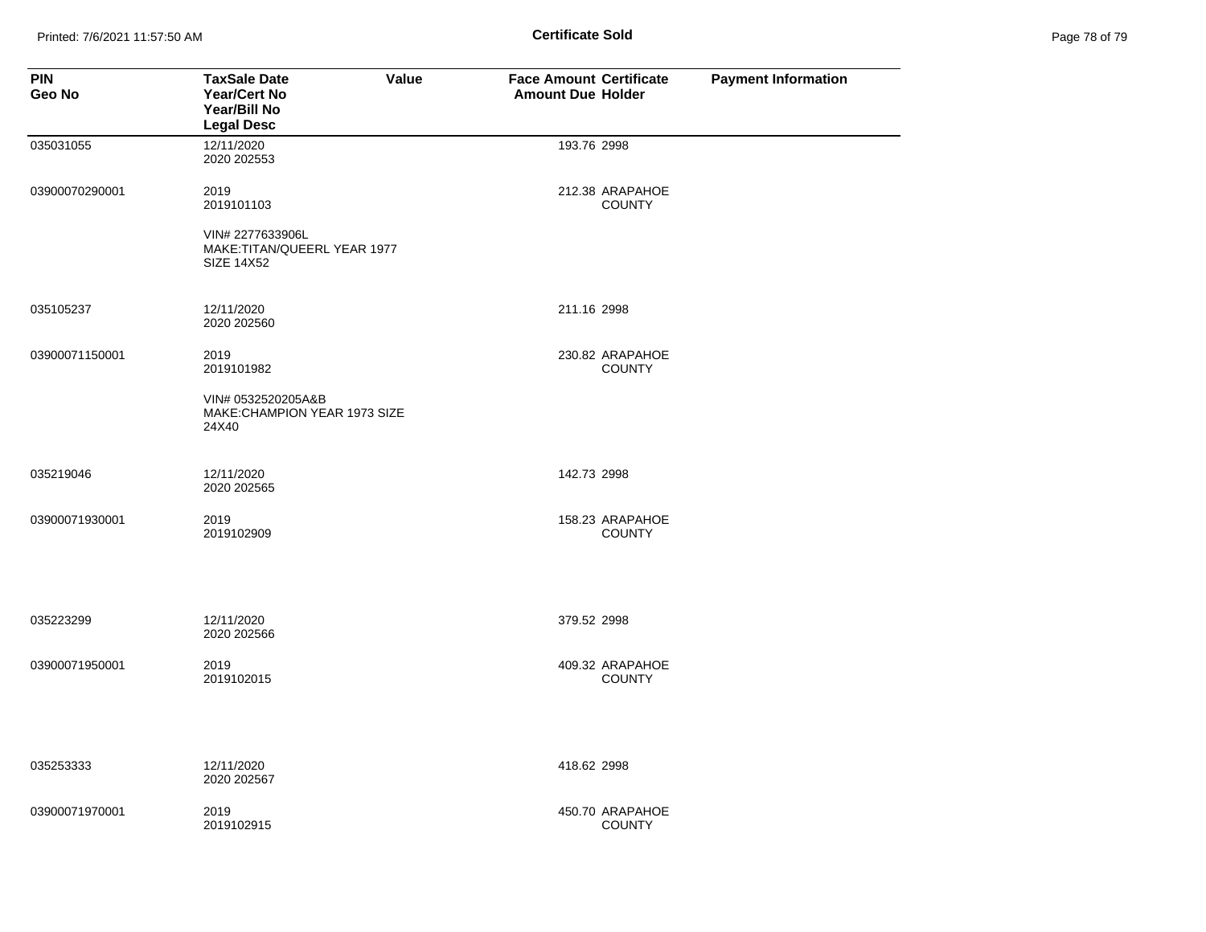**Certificate Sold**

| PIN<br>Geo No | TaxSale Date<br>Year/Cert No<br>Year/Bill No<br>Legal Desc | Value | Face Amount<br>Amount Due | Certificate<br>Holder | Payment Information |
|---|---|---|---|---|---|
| 035031055 | 12/11/2020<br>2020 202553 | | 193.76 | 2998 | |
| 03900070290001 | 2019<br>2019101103 | | 212.38 | ARAPAHOE COUNTY | |
| | VIN# 2277633906L<br>MAKE:TITAN/QUEERL YEAR 1977<br>SIZE 14X52 | | | | |
| 035105237 | 12/11/2020<br>2020 202560 | | 211.16 | 2998 | |
| 03900071150001 | 2019<br>2019101982 | | 230.82 | ARAPAHOE COUNTY | |
| | VIN# 0532520205A&B<br>MAKE:CHAMPION YEAR 1973 SIZE<br>24X40 | | | | |
| 035219046 | 12/11/2020<br>2020 202565 | | 142.73 | 2998 | |
| 03900071930001 | 2019<br>2019102909 | | 158.23 | ARAPAHOE COUNTY | |
| 035223299 | 12/11/2020<br>2020 202566 | | 379.52 | 2998 | |
| 03900071950001 | 2019<br>2019102015 | | 409.32 | ARAPAHOE COUNTY | |
| 035253333 | 12/11/2020<br>2020 202567 | | 418.62 | 2998 | |
| 03900071970001 | 2019<br>2019102915 | | 450.70 | ARAPAHOE COUNTY | |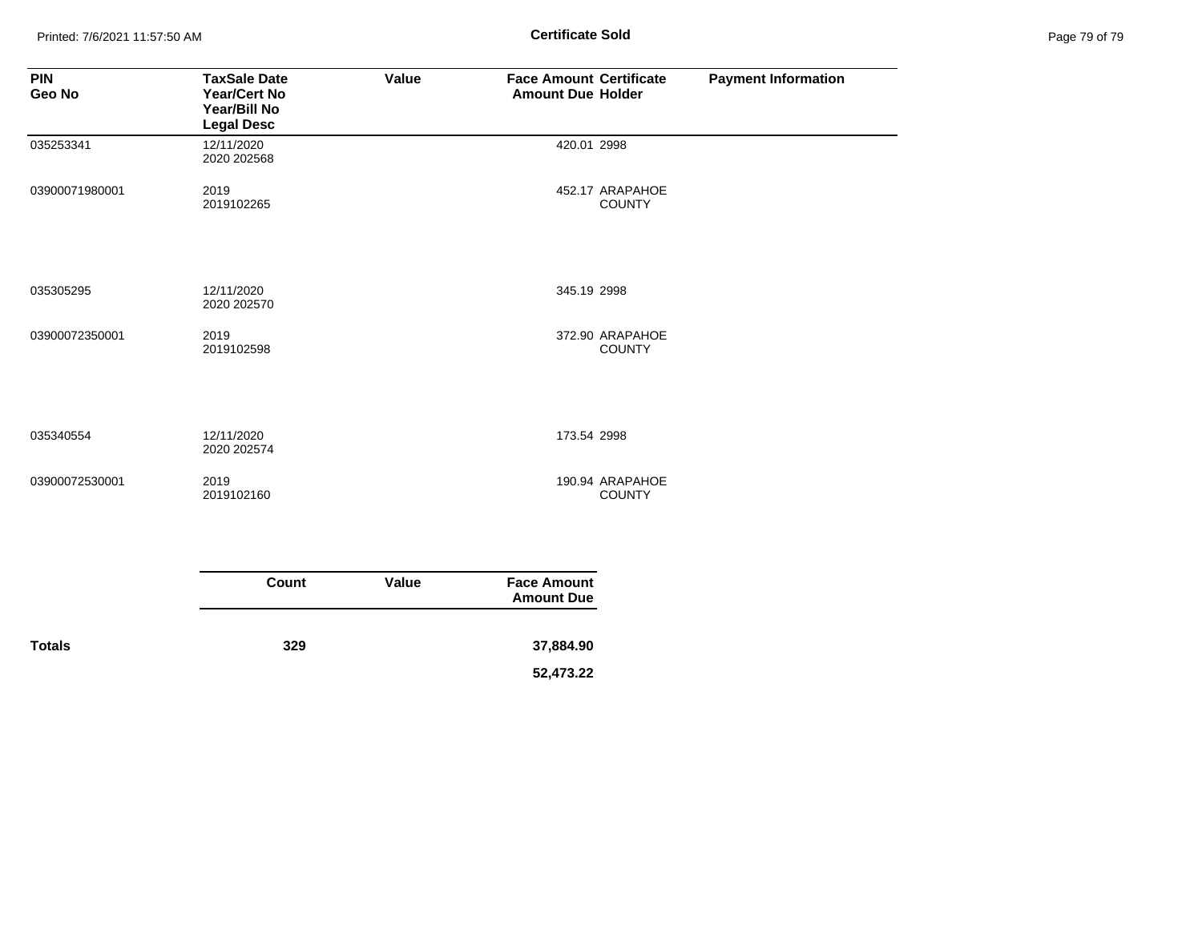**Certificate Sold**

| PIN<br>Geo No | TaxSale Date<br>Year/Cert No<br>Year/Bill No<br>Legal Desc | Value | Face Amount<br>Amount Due | Certificate<br>Holder | Payment Information |
|---|---|---|---|---|---|
| 035253341 | 12/11/2020<br>2020 202568 | | 420.01 | 2998 | |
| 03900071980001 | 2019<br>2019102265 | | 452.17 | ARAPAHOE COUNTY | |
| 035305295 | 12/11/2020<br>2020 202570 | | 345.19 | 2998 | |
| 03900072350001 | 2019<br>2019102598 | | 372.90 | ARAPAHOE COUNTY | |
| 035340554 | 12/11/2020<br>2020 202574 | | 173.54 | 2998 | |
| 03900072530001 | 2019<br>2019102160 | | 190.94 | ARAPAHOE COUNTY | |

| | Count | Value | Face Amount<br>Amount Due |
|---|---|---|---|
| **Totals** | **329** | | **37,884.90** |
| | | | **52,473.22** |